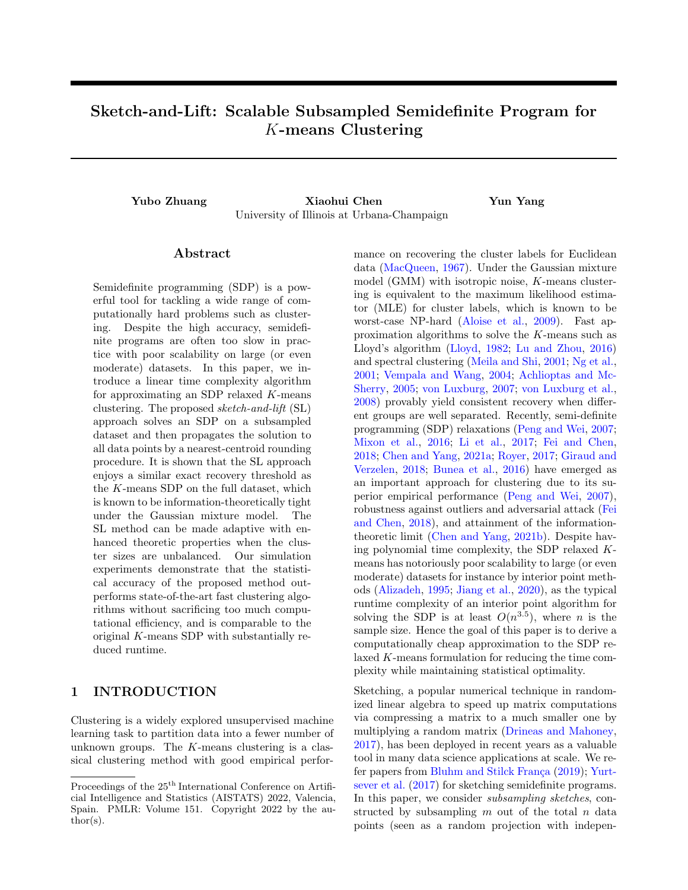# Sketch-and-Lift: Scalable Subsampled Semidefinite Program for $K$-means Clustering

**Yubo Zhuang** **Xiaohui Chen** **Yun Yang**

University of Illinois at Urbana-Champaign

## Abstract

Semidefinite programming (SDP) is a powerful tool for tackling a wide range of computationally hard problems such as clustering. Despite the high accuracy, semidefinite programs are often too slow in practice with poor scalability on large (or even moderate) datasets. In this paper, we introduce a linear time complexity algorithm for approximating an SDP relaxed $K$-means clustering. The proposed *sketch-and-lift* (SL) approach solves an SDP on a subsampled dataset and then propagates the solution to all data points by a nearest-centroid rounding procedure. It is shown that the SL approach enjoys a similar exact recovery threshold as the $K$-means SDP on the full dataset, which is known to be information-theoretically tight under the Gaussian mixture model. The SL method can be made adaptive with enhanced theoretic properties when the cluster sizes are unbalanced. Our simulation experiments demonstrate that the statistical accuracy of the proposed method outperforms state-of-the-art fast clustering algorithms without sacrificing too much computational efficiency, and is comparable to the original $K$-means SDP with substantially reduced runtime.

## 1 INTRODUCTION

Clustering is a widely explored unsupervised machine learning task to partition data into a fewer number of unknown groups. The $K$-means clustering is a classical clustering method with good empirical performance on recovering the cluster labels for Euclidean data (MacQueen, 1967). Under the Gaussian mixture model (GMM) with isotropic noise, $K$-means clustering is equivalent to the maximum likelihood estimator (MLE) for cluster labels, which is known to be worst-case NP-hard (Aloise et al., 2009). Fast approximation algorithms to solve the $K$-means such as Lloyd's algorithm (Lloyd, 1982; Lu and Zhou, 2016) and spectral clustering (Meila and Shi, 2001; Ng et al., 2001; Vempala and Wang, 2004; Achlioptas and McSherry, 2005; von Luxburg, 2007; von Luxburg et al., 2008) provably yield consistent recovery when different groups are well separated. Recently, semi-definite programming (SDP) relaxations (Peng and Wei, 2007; Mixon et al., 2016; Li et al., 2017; Fei and Chen, 2018; Chen and Yang, 2021a; Royer, 2017; Giraud and Verzelen, 2018; Bunea et al., 2016) have emerged as an important approach for clustering due to its superior empirical performance (Peng and Wei, 2007), robustness against outliers and adversarial attack (Fei and Chen, 2018), and attainment of the information-theoretic limit (Chen and Yang, 2021b). Despite having polynomial time complexity, the SDP relaxed $K$-means has notoriously poor scalability to large (or even moderate) datasets for instance by interior point methods (Alizadeh, 1995; Jiang et al., 2020), as the typical runtime complexity of an interior point algorithm for solving the SDP is at least $O(n^{3.5})$, where $n$ is the sample size. Hence the goal of this paper is to derive a computationally cheap approximation to the SDP relaxed $K$-means formulation for reducing the time complexity while maintaining statistical optimality.

Sketching, a popular numerical technique in randomized linear algebra to speed up matrix computations via compressing a matrix to a much smaller one by multiplying a random matrix (Drineas and Mahoney, 2017), has been deployed in recent years as a valuable tool in many data science applications at scale. We refer papers from Bluhm and Stilck França (2019); Yurtsever et al. (2017) for sketching semidefinite programs. In this paper, we consider *subsampling sketches*, constructed by subsampling $m$ out of the total $n$ data points (seen as a random projection with indepen-

Proceedings of the 25[th] International Conference on Artificial Intelligence and Statistics (AISTATS) 2022, Valencia, Spain. PMLR: Volume 151. Copyright 2022 by the author(s).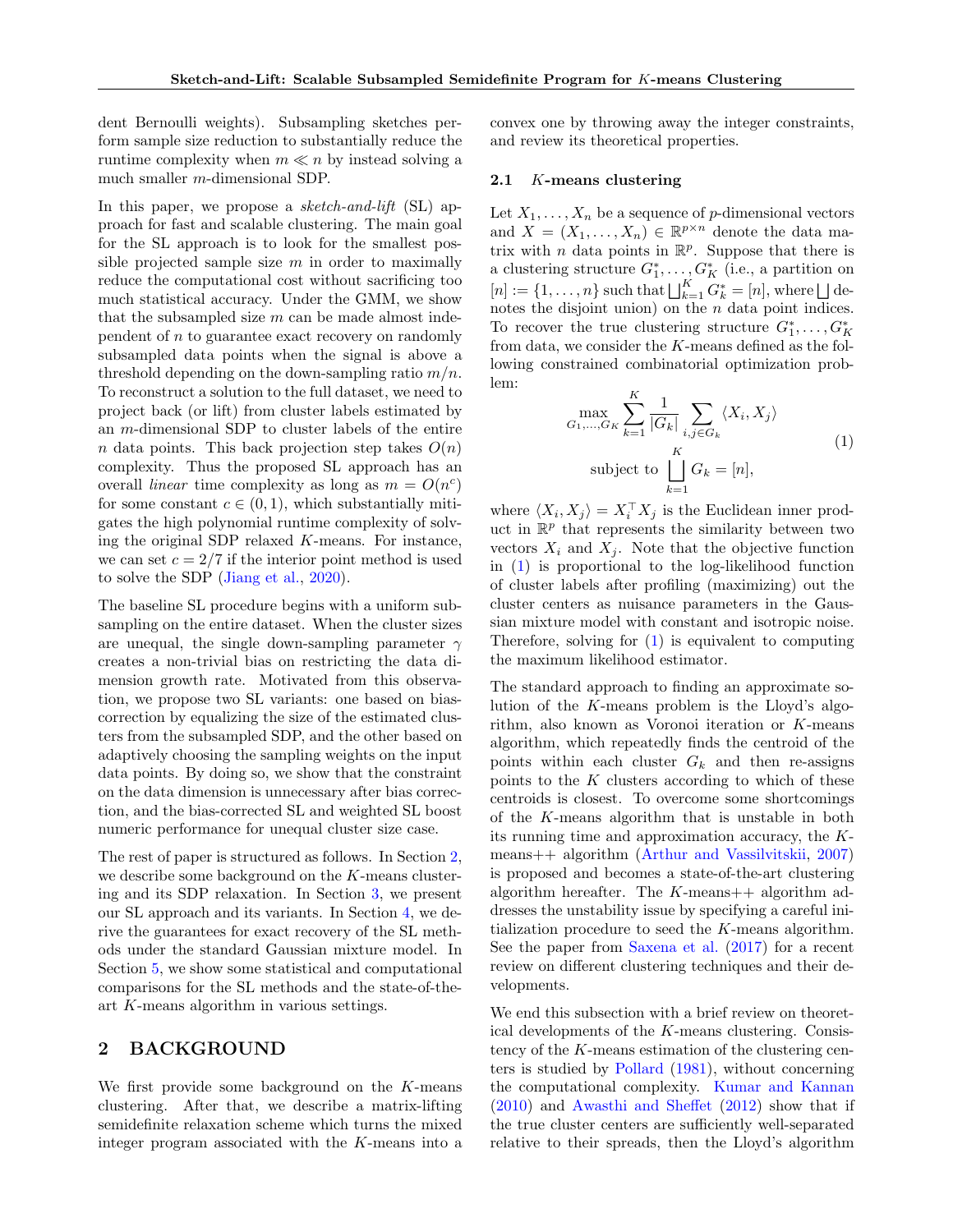dent Bernoulli weights). Subsampling sketches perform sample size reduction to substantially reduce the runtime complexity when $m \ll n$ by instead solving a much smaller $m$-dimensional SDP.

In this paper, we propose a *sketch-and-lift* (SL) approach for fast and scalable clustering. The main goal for the SL approach is to look for the smallest possible projected sample size $m$ in order to maximally reduce the computational cost without sacrificing too much statistical accuracy. Under the GMM, we show that the subsampled size $m$ can be made almost independent of $n$ to guarantee exact recovery on randomly subsampled data points when the signal is above a threshold depending on the down-sampling ratio $m/n$. To reconstruct a solution to the full dataset, we need to project back (or lift) from cluster labels estimated by an $m$-dimensional SDP to cluster labels of the entire $n$ data points. This back projection step takes $O(n)$ complexity. Thus the proposed SL approach has an overall *linear* time complexity as long as $m = O(n^c)$ for some constant $c \in (0, 1)$, which substantially mitigates the high polynomial runtime complexity of solving the original SDP relaxed $K$-means. For instance, we can set $c = 2/7$ if the interior point method is used to solve the SDP (Jiang et al., 2020).

The baseline SL procedure begins with a uniform subsampling on the entire dataset. When the cluster sizes are unequal, the single down-sampling parameter $\gamma$ creates a non-trivial bias on restricting the data dimension growth rate. Motivated from this observation, we propose two SL variants: one based on bias-correction by equalizing the size of the estimated clusters from the subsampled SDP, and the other based on adaptively choosing the sampling weights on the input data points. By doing so, we show that the constraint on the data dimension is unnecessary after bias correction, and the bias-corrected SL and weighted SL boost numeric performance for unequal cluster size case.

The rest of paper is structured as follows. In Section 2, we describe some background on the $K$-means clustering and its SDP relaxation. In Section 3, we present our SL approach and its variants. In Section 4, we derive the guarantees for exact recovery of the SL methods under the standard Gaussian mixture model. In Section 5, we show some statistical and computational comparisons for the SL methods and the state-of-the-art $K$-means algorithm in various settings.

## 2 BACKGROUND

We first provide some background on the $K$-means clustering. After that, we describe a matrix-lifting semidefinite relaxation scheme which turns the mixed integer program associated with the $K$-means into a convex one by throwing away the integer constraints, and review its theoretical properties.

### 2.1 $K$-means clustering

Let $X_1, \dots, X_n$ be a sequence of $p$-dimensional vectors and $X = (X_1, \dots, X_n) \in \mathbb{R}^{p \times n}$ denote the data matrix with $n$ data points in $\mathbb{R}^p$. Suppose that there is a clustering structure $G_1^*, \dots, G_K^*$ (i.e., a partition on $[n] := \{1, \dots, n\}$ such that $\bigsqcup_{k=1}^K G_k^* = [n]$, where $\bigsqcup$ denotes the disjoint union) on the $n$ data point indices. To recover the true clustering structure $G_1^*, \dots, G_K^*$ from data, we consider the $K$-means defined as the following constrained combinatorial optimization problem:

$$
\begin{aligned}
\max_{G_1, \dots, G_K} & \sum_{k=1}^K \frac{1}{|G_k|} \sum_{i,j \in G_k} \langle X_i, X_j \rangle \\
\text{subject to } & \bigsqcup_{k=1}^K G_k = [n],
\end{aligned}
\tag{1}
$$

where $\langle X_i, X_j \rangle = X_i^\top X_j$ is the Euclidean inner product in $\mathbb{R}^p$ that represents the similarity between two vectors $X_i$ and $X_j$. Note that the objective function in (1) is proportional to the log-likelihood function of cluster labels after profiling (maximizing) out the cluster centers as nuisance parameters in the Gaussian mixture model with constant and isotropic noise. Therefore, solving for (1) is equivalent to computing the maximum likelihood estimator.

The standard approach to finding an approximate solution of the $K$-means problem is the Lloyd's algorithm, also known as Voronoi iteration or $K$-means algorithm, which repeatedly finds the centroid of the points within each cluster $G_k$ and then re-assigns points to the $K$ clusters according to which of these centroids is closest. To overcome some shortcomings of the $K$-means algorithm that is unstable in both its running time and approximation accuracy, the $K$-means++ algorithm (Arthur and Vassilvitskii, 2007) is proposed and becomes a state-of-the-art clustering algorithm hereafter. The $K$-means++ algorithm addresses the unstability issue by specifying a careful initialization procedure to seed the $K$-means algorithm. See the paper from Saxena et al. (2017) for a recent review on different clustering techniques and their developments.

We end this subsection with a brief review on theoretical developments of the $K$-means clustering. Consistency of the $K$-means estimation of the clustering centers is studied by Pollard (1981), without concerning the computational complexity. Kumar and Kannan (2010) and Awasthi and Sheffet (2012) show that if the true cluster centers are sufficiently well-separated relative to their spreads, then the Lloyd's algorithm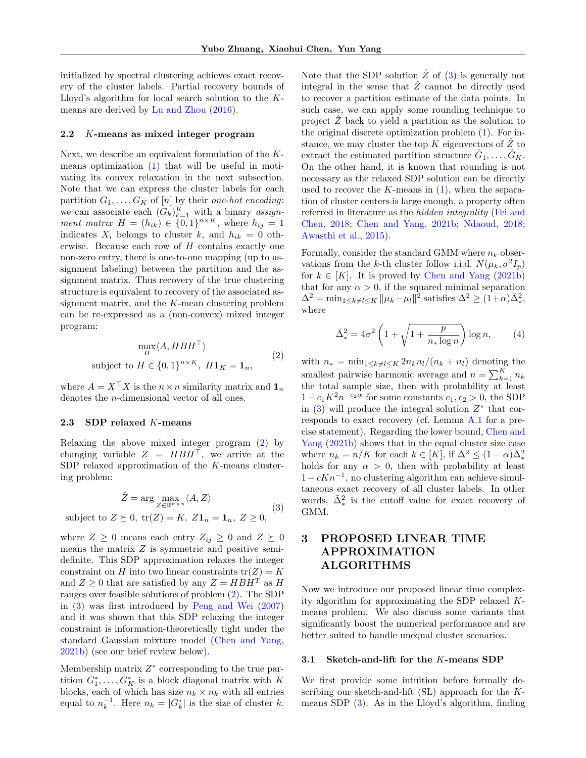initialized by spectral clustering achieves exact recovery of the cluster labels. Partial recovery bounds of Lloyd's algorithm for local search solution to the $K$-means are derived by Lu and Zhou (2016).

### 2.2 $K$-means as mixed integer program

Next, we describe an equivalent formulation of the $K$-means optimization (1) that will be useful in motivating its convex relaxation in the next subsection. Note that we can express the cluster labels for each partition $G_1, \dots, G_K$ of $[n]$ by their *one-hot encoding*: we can associate each $(G_k)_{k=1}^K$ with a binary *assignment matrix* $H = (h_{ik}) \in \{0,1\}^{n \times K}$, where $h_{ij} = 1$ indicates $X_i$ belongs to cluster $k$, and $h_{ik} = 0$ otherwise. Because each row of $H$ contains exactly one non-zero entry, there is one-to-one mapping (up to assignment labeling) between the partition and the assignment matrix. Thus recovery of the true clustering structure is equivalent to recovery of the associated assignment matrix, and the $K$-mean clustering problem can be re-expressed as a (non-convex) mixed integer program:

$$
\begin{aligned}
&\max_{H} \langle A, HBH^\top \rangle \\
&\text{subject to } H \in \{0,1\}^{n \times K},\ H\mathbf{1}_K = \mathbf{1}_n,
\end{aligned} \tag{2}
$$

where $A = X^\top X$ is the $n \times n$ similarity matrix and $\mathbf{1}_n$ denotes the $n$-dimensional vector of all ones.

### 2.3 SDP relaxed $K$-means

Relaxing the above mixed integer program (2) by changing variable $Z = HBH^\top$, we arrive at the SDP relaxed approximation of the $K$-means clustering problem:

$$
\begin{aligned}
&\hat{Z} = \arg\max_{Z \in \mathbb{R}^{n \times n}} \langle A, Z \rangle \\
&\text{subject to } Z \succeq 0,\ \mathrm{tr}(Z) = K,\ Z\mathbf{1}_n = \mathbf{1}_n,\ Z \geq 0,
\end{aligned} \tag{3}
$$

where $Z \geq 0$ means each entry $Z_{ij} \geq 0$ and $Z \succeq 0$ means the matrix $Z$ is symmetric and positive semi-definite. This SDP approximation relaxes the integer constraint on $H$ into two linear constraints $\mathrm{tr}(Z) = K$ and $Z \geq 0$ that are satisfied by any $Z = HBH^T$ as $H$ ranges over feasible solutions of problem (2). The SDP in (3) was first introduced by Peng and Wei (2007) and it was shown that this SDP relaxing the integer constraint is information-theoretically tight under the standard Gaussian mixture model (Chen and Yang, 2021b) (see our brief review below).

Membership matrix $Z^*$ corresponding to the true partition $G_1^*, \dots, G_K^*$ is a block diagonal matrix with $K$ blocks, each of which has size $n_k \times n_k$ with all entries equal to $n_k^{-1}$. Here $n_k = |G_k^*|$ is the size of cluster $k$. Note that the SDP solution $\hat{Z}$ of (3) is generally not integral in the sense that $\hat{Z}$ cannot be directly used to recover a partition estimate of the data points. In such case, we can apply some rounding technique to project $\hat{Z}$ back to yield a partition as the solution to the original discrete optimization problem (1). For instance, we may cluster the top $K$ eigenvectors of $\hat{Z}$ to extract the estimated partition structure $\hat{G}_1, \dots, \hat{G}_K$. On the other hand, it is known that rounding is not necessary as the relaxed SDP solution can be directly used to recover the $K$-means in (1), when the separation of cluster centers is large enough, a property often referred in literature as the *hidden integrality* (Fei and Chen, 2018; Chen and Yang, 2021b; Ndaoud, 2018; Awasthi et al., 2015).

Formally, consider the standard GMM where $n_k$ observations from the $k$-th cluster follow i.i.d. $N(\mu_k, \sigma^2 I_p)$ for $k \in [K]$. It is proved by Chen and Yang (2021b) that for any $\alpha > 0$, if the squared minimal separation $\Delta^2 = \min_{1 \leq k \neq l \leq K} \|\mu_k - \mu_l\|^2$ satisfies $\Delta^2 \geq (1+\alpha)\bar{\Delta}_*^2$, where

$$
\bar{\Delta}_*^2 = 4\sigma^2 \left(1 + \sqrt{1 + \frac{p}{n_* \log n}}\right) \log n, \tag{4}
$$

with $n_* = \min_{1 \leq k \neq l \leq K} 2n_k n_l/(n_k + n_l)$ denoting the smallest pairwise harmonic average and $n = \sum_{k=1}^K n_k$ the total sample size, then with probability at least $1 - c_1 K^2 n^{-c_2 \alpha}$ for some constants $c_1, c_2 > 0$, the SDP in (3) will produce the integral solution $Z^*$ that corresponds to exact recovery (cf. Lemma A.1 for a precise statement). Regarding the lower bound, Chen and Yang (2021b) shows that in the equal cluster size case where $n_k = n/K$ for each $k \in [K]$, if $\Delta^2 \leq (1-\alpha)\bar{\Delta}_*^2$ holds for any $\alpha > 0$, then with probability at least $1 - cKn^{-1}$, no clustering algorithm can achieve simultaneous exact recovery of all cluster labels. In other words, $\bar{\Delta}_*^2$ is the cutoff value for exact recovery of GMM.

## 3 PROPOSED LINEAR TIME APPROXIMATION ALGORITHMS

Now we introduce our proposed linear time complexity algorithm for approximating the SDP relaxed $K$-means problem. We also discuss some variants that significantly boost the numerical performance and are better suited to handle unequal cluster scenarios.

### 3.1 Sketch-and-lift for the $K$-means SDP

We first provide some intuition before formally describing our sketch-and-lift (SL) approach for the $K$-means SDP (3). As in the Lloyd's algorithm, finding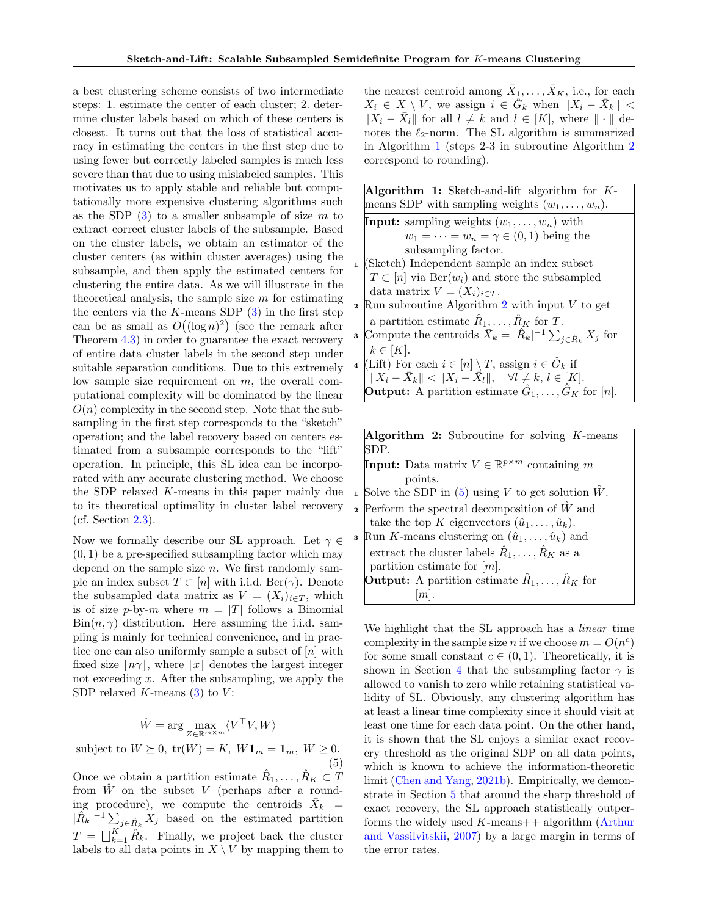a best clustering scheme consists of two intermediate steps: 1. estimate the center of each cluster; 2. determine cluster labels based on which of these centers is closest. It turns out that the loss of statistical accuracy in estimating the centers in the first step due to using fewer but correctly labeled samples is much less severe than that due to using mislabeled samples. This motivates us to apply stable and reliable but computationally more expensive clustering algorithms such as the SDP (3) to a smaller subsample of size $m$ to extract correct cluster labels of the subsample. Based on the cluster labels, we obtain an estimator of the cluster centers (as within cluster averages) using the subsample, and then apply the estimated centers for clustering the entire data. As we will illustrate in the theoretical analysis, the sample size $m$ for estimating the centers via the $K$-means SDP (3) in the first step can be as small as $O\big((\log n)^2\big)$ (see the remark after Theorem 4.3) in order to guarantee the exact recovery of entire data cluster labels in the second step under suitable separation conditions. Due to this extremely low sample size requirement on $m$, the overall computational complexity will be dominated by the linear $O(n)$ complexity in the second step. Note that the subsampling in the first step corresponds to the "sketch" operation; and the label recovery based on centers estimated from a subsample corresponds to the "lift" operation. In principle, this SL idea can be incorporated with any accurate clustering method. We choose the SDP relaxed $K$-means in this paper mainly due to its theoretical optimality in cluster label recovery (cf. Section 2.3).

Now we formally describe our SL approach. Let $\gamma \in (0, 1)$ be a pre-specified subsampling factor which may depend on the sample size $n$. We first randomly sample an index subset $T \subset [n]$ with i.i.d. $\mathrm{Ber}(\gamma)$. Denote the subsampled data matrix as $V = (X_i)_{i\in T}$, which is of size $p$-by-$m$ where $m = |T|$ follows a Binomial $\mathrm{Bin}(n, \gamma)$ distribution. Here assuming the i.i.d. sampling is mainly for technical convenience, and in practice one can also uniformly sample a subset of $[n]$ with fixed size $\lfloor n\gamma \rfloor$, where $\lfloor x \rfloor$ denotes the largest integer not exceeding $x$. After the subsampling, we apply the SDP relaxed $K$-means (3) to $V$:

$$\hat{W} = \arg\max_{Z\in\mathbb{R}^{m\times m}} \langle V^\top V, W\rangle$$

$$\text{subject to } W \succeq 0,\ \mathrm{tr}(W) = K,\ W\mathbf{1}_m = \mathbf{1}_m,\ W \geq 0. \tag{5}$$

Once we obtain a partition estimate $\hat{R}_1, \dots, \hat{R}_K \subset T$ from $\hat{W}$ on the subset $V$ (perhaps after a rounding procedure), we compute the centroids $\bar{X}_k = |\hat{R}_k|^{-1} \sum_{j\in\hat{R}_k} X_j$ based on the estimated partition $T = \bigsqcup_{k=1}^K \hat{R}_k$. Finally, we project back the cluster labels to all data points in $X \setminus V$ by mapping them to the nearest centroid among $\bar{X}_1, \dots, \bar{X}_K$, i.e., for each $X_i \in X \setminus V$, we assign $i \in \hat{G}_k$ when $\|X_i - \bar{X}_k\| < \|X_i - \bar{X}_l\|$ for all $l \neq k$ and $l \in [K]$, where $\|\cdot\|$ denotes the $\ell_2$-norm. The SL algorithm is summarized in Algorithm 1 (steps 2-3 in subroutine Algorithm 2 correspond to rounding).

**Algorithm 1:** Sketch-and-lift algorithm for $K$-means SDP with sampling weights $(w_1, \dots, w_n)$.

**Input:** sampling weights $(w_1, \dots, w_n)$ with $w_1 = \dots = w_n = \gamma \in (0, 1)$ being the subsampling factor.

1. (Sketch) Independent sample an index subset $T \subset [n]$ via $\mathrm{Ber}(w_i)$ and store the subsampled data matrix $V = (X_i)_{i\in T}$.
2. Run subroutine Algorithm 2 with input $V$ to get a partition estimate $\hat{R}_1, \dots, \hat{R}_K$ for $T$.
3. Compute the centroids $\bar{X}_k = |\hat{R}_k|^{-1} \sum_{j\in\hat{R}_k} X_j$ for $k \in [K]$.
4. (Lift) For each $i \in [n] \setminus T$, assign $i \in \hat{G}_k$ if $\|X_i - \bar{X}_k\| < \|X_i - \bar{X}_l\|, \quad \forall l \neq k,\ l \in [K]$.

**Output:** A partition estimate $\hat{G}_1, \dots, \hat{G}_K$ for $[n]$.

**Algorithm 2:** Subroutine for solving $K$-means SDP.

**Input:** Data matrix $V \in \mathbb{R}^{p\times m}$ containing $m$ points.

1. Solve the SDP in (5) using $V$ to get solution $\hat{W}$.
2. Perform the spectral decomposition of $\hat{W}$ and take the top $K$ eigenvectors $(\hat{u}_1, \dots, \hat{u}_k)$.
3. Run $K$-means clustering on $(\hat{u}_1, \dots, \hat{u}_k)$ and extract the cluster labels $\hat{R}_1, \dots, \hat{R}_K$ as a partition estimate for $[m]$.

**Output:** A partition estimate $\hat{R}_1, \dots, \hat{R}_K$ for $[m]$.

We highlight that the SL approach has a *linear* time complexity in the sample size $n$ if we choose $m = O(n^c)$ for some small constant $c \in (0, 1)$. Theoretically, it is shown in Section 4 that the subsampling factor $\gamma$ is allowed to vanish to zero while retaining statistical validity of SL. Obviously, any clustering algorithm has at least a linear time complexity since it should visit at least one time for each data point. On the other hand, it is shown that the SL enjoys a similar exact recovery threshold as the original SDP on all data points, which is known to achieve the information-theoretic limit (Chen and Yang, 2021b). Empirically, we demonstrate in Section 5 that around the sharp threshold of exact recovery, the SL approach statistically outperforms the widely used $K$-means++ algorithm (Arthur and Vassilvitskii, 2007) by a large margin in terms of the error rates.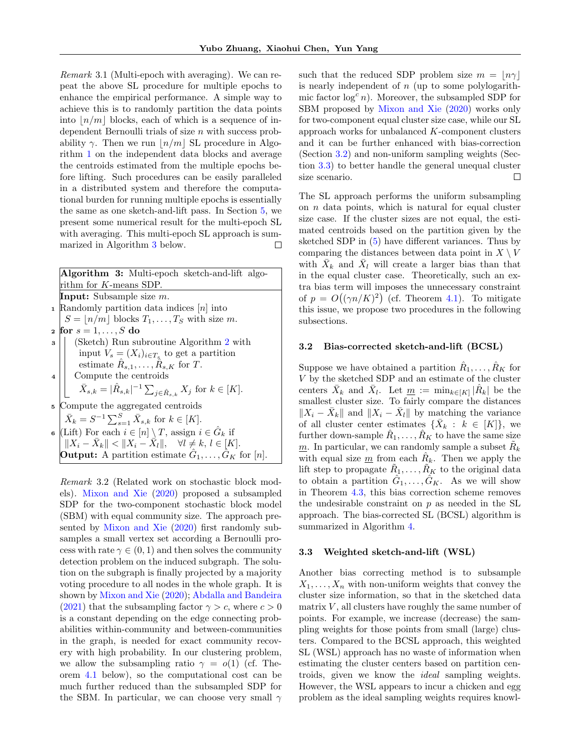*Remark* 3.1 (Multi-epoch with averaging). We can repeat the above SL procedure for multiple epochs to enhance the empirical performance. A simple way to achieve this is to randomly partition the data points into $\lfloor n/m \rfloor$ blocks, each of which is a sequence of independent Bernoulli trials of size $n$ with success probability $\gamma$. Then we run $\lfloor n/m \rfloor$ SL procedure in Algorithm 1 on the independent data blocks and average the centroids estimated from the multiple epochs before lifting. Such procedures can be easily paralleled in a distributed system and therefore the computational burden for running multiple epochs is essentially the same as one sketch-and-lift pass. In Section 5, we present some numerical result for the multi-epoch SL with averaging. This multi-epoch SL approach is summarized in Algorithm 3 below. □

---

**Algorithm 3:** Multi-epoch sketch-and-lift algorithm for $K$-means SDP.

**Input:** Subsample size $m$.

1. Randomly partition data indices $[n]$ into $S = \lfloor n/m \rfloor$ blocks $T_1, \dots, T_S$ with size $m$.
2. **for** $s = 1, \dots, S$ **do**
3. &nbsp;&nbsp;&nbsp;&nbsp;(Sketch) Run subroutine Algorithm 2 with input $V_s = (X_i)_{i \in T_s}$ to get a partition estimate $\hat{R}_{s,1}, \dots, \hat{R}_{s,K}$ for $T$.
4. &nbsp;&nbsp;&nbsp;&nbsp;Compute the centroids $\bar{X}_{s,k} = |\hat{R}_{s,k}|^{-1} \sum_{j \in \hat{R}_{s,k}} X_j$ for $k \in [K]$.
5. Compute the aggregated centroids $\bar{X}_k = S^{-1} \sum_{s=1}^{S} \bar{X}_{s,k}$ for $k \in [K]$.
6. (Lift) For each $i \in [n] \setminus T$, assign $i \in \hat{G}_k$ if $\|X_i - \bar{X}_k\| < \|X_i - \bar{X}_l\|, \quad \forall l \neq k,\, l \in [K]$.

**Output:** A partition estimate $\hat{G}_1, \dots, \hat{G}_K$ for $[n]$.

---

*Remark* 3.2 (Related work on stochastic block models). Mixon and Xie (2020) proposed a subsampled SDP for the two-component stochastic block model (SBM) with equal community size. The approach presented by Mixon and Xie (2020) first randomly subsamples a small vertex set according a Bernoulli process with rate $\gamma \in (0,1)$ and then solves the community detection problem on the induced subgraph. The solution on the subgraph is finally projected by a majority voting procedure to all nodes in the whole graph. It is shown by Mixon and Xie (2020); Abdalla and Bandeira (2021) that the subsampling factor $\gamma > c$, where $c > 0$ is a constant depending on the edge connecting probabilities within-community and between-communities in the graph, is needed for exact community recovery with high probability. In our clustering problem, we allow the subsampling ratio $\gamma = o(1)$ (cf. Theorem 4.1 below), so the computational cost can be much further reduced than the subsampled SDP for the SBM. In particular, we can choose very small $\gamma$ such that the reduced SDP problem size $m = \lfloor n\gamma \rfloor$ is nearly independent of $n$ (up to some polylogarithmic factor $\log^c n$). Moreover, the subsampled SDP for SBM proposed by Mixon and Xie (2020) works only for two-component equal cluster size case, while our SL approach works for unbalanced $K$-component clusters and it can be further enhanced with bias-correction (Section 3.2) and non-uniform sampling weights (Section 3.3) to better handle the general unequal cluster size scenario. □

The SL approach performs the uniform subsampling on $n$ data points, which is natural for equal cluster size case. If the cluster sizes are not equal, the estimated centroids based on the partition given by the sketched SDP in (5) have different variances. Thus by comparing the distances between data point in $X \setminus V$ with $\bar{X}_k$ and $\bar{X}_l$ will create a larger bias than that in the equal cluster case. Theoretically, such an extra bias term will imposes the unnecessary constraint of $p = O\big((\gamma n/K)^2\big)$ (cf. Theorem 4.1). To mitigate this issue, we propose two procedures in the following subsections.

### 3.2 Bias-corrected sketch-and-lift (BCSL)

Suppose we have obtained a partition $\hat{R}_1, \dots, \hat{R}_K$ for $V$ by the sketched SDP and an estimate of the cluster centers $\bar{X}_k$ and $\bar{X}_l$. Let $\underline{m} := \min_{k \in [K]} |\hat{R}_k|$ be the smallest cluster size. To fairly compare the distances $\|X_i - \bar{X}_k\|$ and $\|X_i - \bar{X}_l\|$ by matching the variance of all cluster center estimates $\{\bar{X}_k : k \in [K]\}$, we further down-sample $\hat{R}_1, \dots, \hat{R}_K$ to have the same size $\underline{m}$. In particular, we can randomly sample a subset $\tilde{R}_k$ with equal size $\underline{m}$ from each $\hat{R}_k$. Then we apply the lift step to propagate $\tilde{R}_1, \dots, \tilde{R}_K$ to the original data to obtain a partition $\hat{G}_1, \dots, \hat{G}_K$. As we will show in Theorem 4.3, this bias correction scheme removes the undesirable constraint on $p$ as needed in the SL approach. The bias-corrected SL (BCSL) algorithm is summarized in Algorithm 4.

### 3.3 Weighted sketch-and-lift (WSL)

Another bias correcting method is to subsample $X_1, \dots, X_n$ with non-uniform weights that convey the cluster size information, so that in the sketched data matrix $V$, all clusters have roughly the same number of points. For example, we increase (decrease) the sampling weights for those points from small (large) clusters. Compared to the BCSL approach, this weighted SL (WSL) approach has no waste of information when estimating the cluster centers based on partition centroids, given we know the *ideal* sampling weights. However, the WSL appears to incur a chicken and egg problem as the ideal sampling weights requires knowl-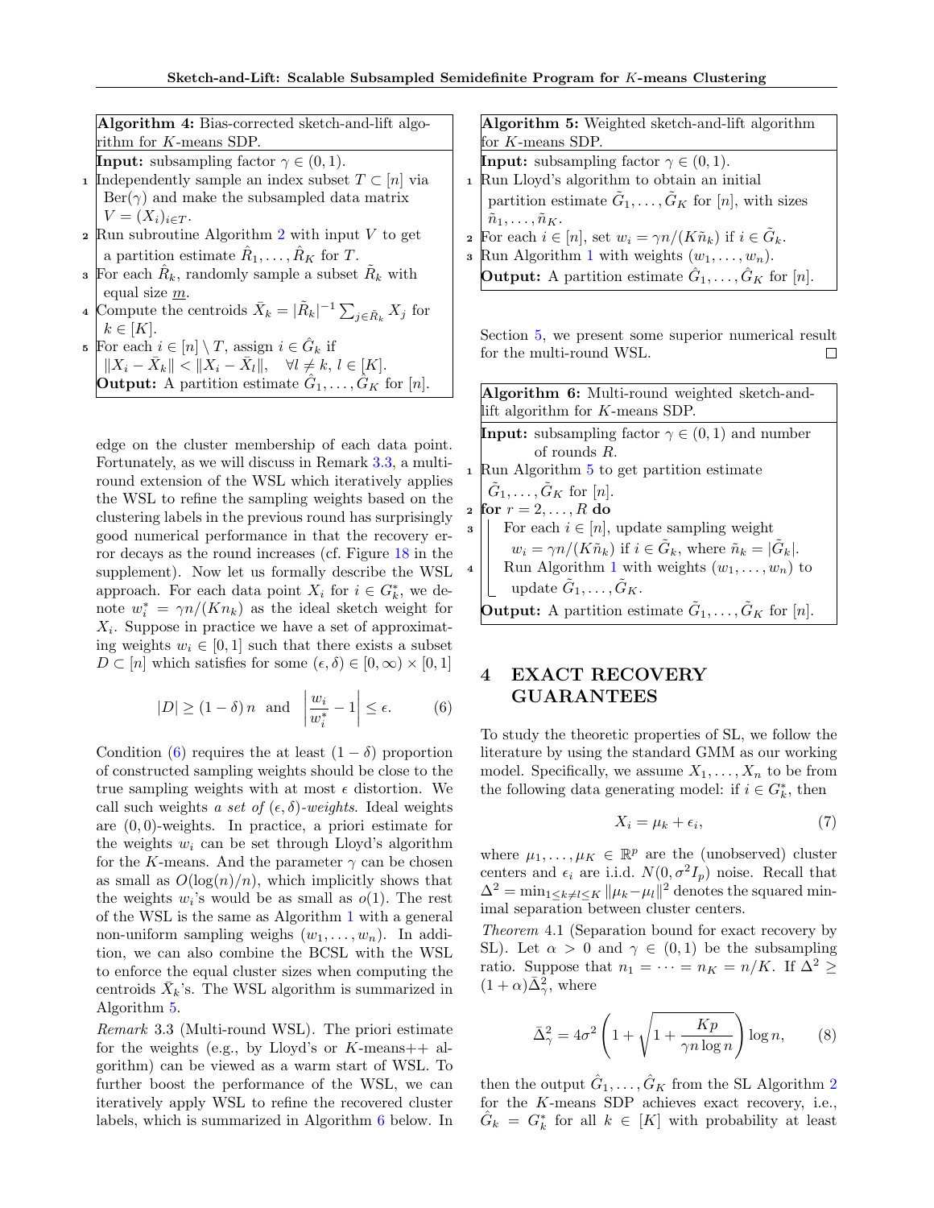**Algorithm 4:** Bias-corrected sketch-and-lift algorithm for $K$-means SDP.

**Input:** subsampling factor $\gamma \in (0, 1)$.

1. Independently sample an index subset $T \subset [n]$ via $\text{Ber}(\gamma)$ and make the subsampled data matrix $V = (X_i)_{i \in T}$.
2. Run subroutine Algorithm 2 with input $V$ to get a partition estimate $\hat{R}_1, \dots, \hat{R}_K$ for $T$.
3. For each $\hat{R}_k$, randomly sample a subset $\tilde{R}_k$ with equal size $\underline{m}$.
4. Compute the centroids $\bar{X}_k = |\tilde{R}_k|^{-1} \sum_{j \in \tilde{R}_k} X_j$ for $k \in [K]$.
5. For each $i \in [n] \setminus T$, assign $i \in \hat{G}_k$ if $\|X_i - \bar{X}_k\| < \|X_i - \bar{X}_l\|, \quad \forall l \neq k, \, l \in [K]$.

**Output:** A partition estimate $\hat{G}_1, \dots, \hat{G}_K$ for $[n]$.

edge on the cluster membership of each data point. Fortunately, as we will discuss in Remark 3.3, a multi-round extension of the WSL which iteratively applies the WSL to refine the sampling weights based on the clustering labels in the previous round has surprisingly good numerical performance in that the recovery error decays as the round increases (cf. Figure 18 in the supplement). Now let us formally describe the WSL approach. For each data point $X_i$ for $i \in G_k^*$, we denote $w_i^* = \gamma n/(K n_k)$ as the ideal sketch weight for $X_i$. Suppose in practice we have a set of approximating weights $w_i \in [0, 1]$ such that there exists a subset $D \subset [n]$ which satisfies for some $(\epsilon, \delta) \in [0, \infty) \times [0, 1]$

$$|D| \geq (1 - \delta) \, n \quad \text{and} \quad \left| \frac{w_i}{w_i^*} - 1 \right| \leq \epsilon. \qquad (6)$$

Condition (6) requires the at least $(1 - \delta)$ proportion of constructed sampling weights should be close to the true sampling weights with at most $\epsilon$ distortion. We call such weights *a set of $(\epsilon, \delta)$-weights*. Ideal weights are $(0, 0)$-weights. In practice, a priori estimate for the weights $w_i$ can be set through Lloyd's algorithm for the $K$-means. And the parameter $\gamma$ can be chosen as small as $O(\log(n)/n)$, which implicitly shows that the weights $w_i$'s would be as small as $o(1)$. The rest of the WSL is the same as Algorithm 1 with a general non-uniform sampling weighs $(w_1, \dots, w_n)$. In addition, we can also combine the BCSL with the WSL to enforce the equal cluster sizes when computing the centroids $\bar{X}_k$'s. The WSL algorithm is summarized in Algorithm 5.

*Remark* 3.3 (Multi-round WSL). The priori estimate for the weights (e.g., by Lloyd's or $K$-means++ algorithm) can be viewed as a warm start of WSL. To further boost the performance of the WSL, we can iteratively apply WSL to refine the recovered cluster labels, which is summarized in Algorithm 6 below. In Section 5, we present some superior numerical result for the multi-round WSL. □

**Algorithm 5:** Weighted sketch-and-lift algorithm for $K$-means SDP.

**Input:** subsampling factor $\gamma \in (0, 1)$.

1. Run Lloyd's algorithm to obtain an initial partition estimate $\tilde{G}_1, \dots, \tilde{G}_K$ for $[n]$, with sizes $\tilde{n}_1, \dots, \tilde{n}_K$.
2. For each $i \in [n]$, set $w_i = \gamma n/(K \tilde{n}_k)$ if $i \in \tilde{G}_k$.
3. Run Algorithm 1 with weights $(w_1, \dots, w_n)$.

**Output:** A partition estimate $\hat{G}_1, \dots, \hat{G}_K$ for $[n]$.

**Algorithm 6:** Multi-round weighted sketch-and-lift algorithm for $K$-means SDP.

**Input:** subsampling factor $\gamma \in (0, 1)$ and number of rounds $R$.

1. Run Algorithm 5 to get partition estimate $\tilde{G}_1, \dots, \tilde{G}_K$ for $[n]$.
2. **for** $r = 2, \dots, R$ **do**
3. For each $i \in [n]$, update sampling weight $w_i = \gamma n/(K \tilde{n}_k)$ if $i \in \tilde{G}_k$, where $\tilde{n}_k = |\tilde{G}_k|$.
4. Run Algorithm 1 with weights $(w_1, \dots, w_n)$ to update $\tilde{G}_1, \dots, \tilde{G}_K$.

**Output:** A partition estimate $\tilde{G}_1, \dots, \tilde{G}_K$ for $[n]$.

# 4 EXACT RECOVERY GUARANTEES

To study the theoretic properties of SL, we follow the literature by using the standard GMM as our working model. Specifically, we assume $X_1, \dots, X_n$ to be from the following data generating model: if $i \in G_k^*$, then

$$X_i = \mu_k + \epsilon_i, \qquad (7)$$

where $\mu_1, \dots, \mu_K \in \mathbb{R}^p$ are the (unobserved) cluster centers and $\epsilon_i$ are i.i.d. $N(0, \sigma^2 I_p)$ noise. Recall that $\Delta^2 = \min_{1 \leq k \neq l \leq K} \|\mu_k - \mu_l\|^2$ denotes the squared minimal separation between cluster centers.

*Theorem* 4.1 (Separation bound for exact recovery by SL). Let $\alpha > 0$ and $\gamma \in (0, 1)$ be the subsampling ratio. Suppose that $n_1 = \cdots = n_K = n/K$. If $\Delta^2 \geq (1 + \alpha) \bar{\Delta}_\gamma^2$, where

$$\bar{\Delta}_\gamma^2 = 4\sigma^2 \left( 1 + \sqrt{1 + \frac{Kp}{\gamma n \log n}} \right) \log n, \qquad (8)$$

then the output $\hat{G}_1, \dots, \hat{G}_K$ from the SL Algorithm 2 for the $K$-means SDP achieves exact recovery, i.e., $\hat{G}_k = G_k^*$ for all $k \in [K]$ with probability at least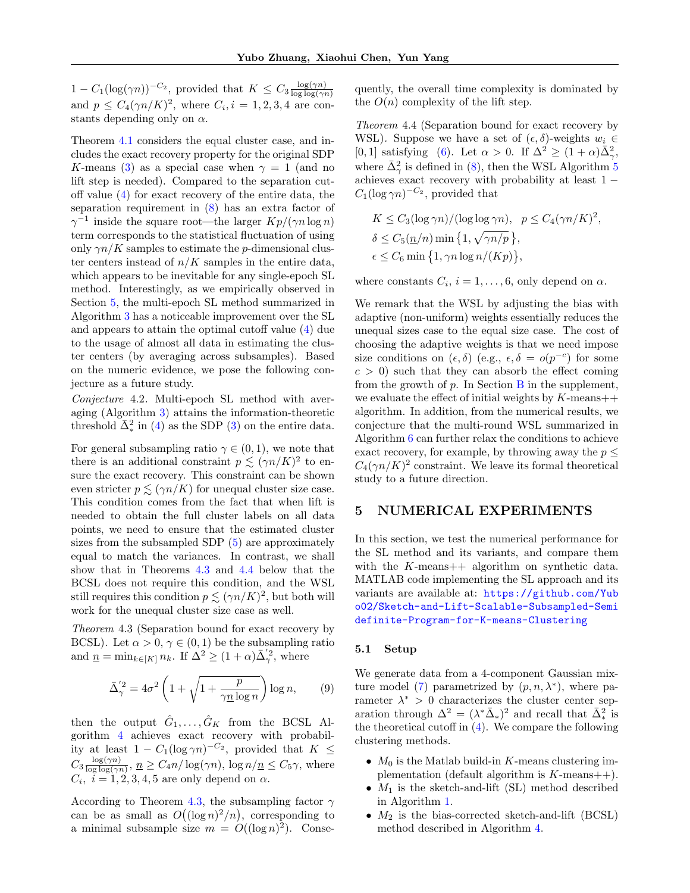$1 - C_1(\log(\gamma n))^{-C_2}$, provided that $K \le C_3 \frac{\log(\gamma n)}{\log\log(\gamma n)}$ and $p \le C_4(\gamma n/K)^2$, where $C_i, i = 1, 2, 3, 4$ are constants depending only on $\alpha$.

Theorem 4.1 considers the equal cluster case, and includes the exact recovery property for the original SDP $K$-means (3) as a special case when $\gamma = 1$ (and no lift step is needed). Compared to the separation cutoff value (4) for exact recovery of the entire data, the separation requirement in (8) has an extra factor of $\gamma^{-1}$ inside the square root—the larger $Kp/(\gamma n \log n)$ term corresponds to the statistical fluctuation of using only $\gamma n/K$ samples to estimate the $p$-dimensional cluster centers instead of $n/K$ samples in the entire data, which appears to be inevitable for any single-epoch SL method. Interestingly, as we empirically observed in Section 5, the multi-epoch SL method summarized in Algorithm 3 has a noticeable improvement over the SL and appears to attain the optimal cutoff value (4) due to the usage of almost all data in estimating the cluster centers (by averaging across subsamples). Based on the numeric evidence, we pose the following conjecture as a future study.

*Conjecture* 4.2. Multi-epoch SL method with averaging (Algorithm 3) attains the information-theoretic threshold $\bar{\Delta}_*^2$ in (4) as the SDP (3) on the entire data.

For general subsampling ratio $\gamma \in (0, 1)$, we note that there is an additional constraint $p \lesssim (\gamma n/K)^2$ to ensure the exact recovery. This constraint can be shown even stricter $p \lesssim (\gamma n/K)$ for unequal cluster size case. This condition comes from the fact that when lift is needed to obtain the full cluster labels on all data points, we need to ensure that the estimated cluster sizes from the subsampled SDP (5) are approximately equal to match the variances. In contrast, we shall show that in Theorems 4.3 and 4.4 below that the BCSL does not require this condition, and the WSL still requires this condition $p \lesssim (\gamma n/K)^2$, but both will work for the unequal cluster size case as well.

*Theorem* 4.3 (Separation bound for exact recovery by BCSL). Let $\alpha > 0$, $\gamma \in (0, 1)$ be the subsampling ratio and $\underline{n} = \min_{k \in [K]} n_k$. If $\Delta^2 \ge (1+\alpha)\bar{\Delta}_\gamma'^2$, where

$$\bar{\Delta}_\gamma'^2 = 4\sigma^2 \left(1 + \sqrt{1 + \frac{p}{\gamma \underline{n} \log n}}\right) \log n, \qquad (9)$$

then the output $\hat{G}_1, \dots, \hat{G}_K$ from the BCSL Algorithm 4 achieves exact recovery with probability at least $1 - C_1(\log \gamma n)^{-C_2}$, provided that $K \le C_3 \frac{\log(\gamma n)}{\log\log(\gamma n)}$, $\underline{n} \ge C_4 n/\log(\gamma n)$, $\log n/\underline{n} \le C_5 \gamma$, where $C_i$, $i = 1, 2, 3, 4, 5$ are only depend on $\alpha$.

According to Theorem 4.3, the subsampling factor $\gamma$ can be as small as $O\big((\log n)^2/n\big)$, corresponding to a minimal subsample size $m = O((\log n)^2)$. Consequently, the overall time complexity is dominated by the $O(n)$ complexity of the lift step.

*Theorem* 4.4 (Separation bound for exact recovery by WSL). Suppose we have a set of $(\epsilon, \delta)$-weights $w_i \in [0, 1]$ satisfying (6). Let $\alpha > 0$. If $\Delta^2 \ge (1+\alpha)\bar{\Delta}_\gamma^2$, where $\bar{\Delta}_\gamma^2$ is defined in (8), then the WSL Algorithm 5 achieves exact recovery with probability at least $1 - C_1(\log \gamma n)^{-C_2}$, provided that

$$K \le C_3(\log \gamma n)/(\log\log \gamma n), \quad p \le C_4(\gamma n/K)^2,$$
$$\delta \le C_5(\underline{n}/n) \min\{1, \sqrt{\gamma n/p}\},$$
$$\epsilon \le C_6 \min\{1, \gamma n \log n/(Kp)\},$$

where constants $C_i$, $i = 1, \dots, 6$, only depend on $\alpha$.

We remark that the WSL by adjusting the bias with adaptive (non-uniform) weights essentially reduces the unequal sizes case to the equal size case. The cost of choosing the adaptive weights is that we need impose size conditions on $(\epsilon, \delta)$ (e.g., $\epsilon, \delta = o(p^{-c})$ for some $c > 0$) such that they can absorb the effect coming from the growth of $p$. In Section B in the supplement, we evaluate the effect of initial weights by $K$-means++ algorithm. In addition, from the numerical results, we conjecture that the multi-round WSL summarized in Algorithm 6 can further relax the conditions to achieve exact recovery, for example, by throwing away the $p \le C_4(\gamma n/K)^2$ constraint. We leave its formal theoretical study to a future direction.

## 5 NUMERICAL EXPERIMENTS

In this section, we test the numerical performance for the SL method and its variants, and compare them with the $K$-means++ algorithm on synthetic data. MATLAB code implementing the SL approach and its variants are available at: https://github.com/Yubo02/Sketch-and-Lift-Scalable-Subsampled-Semidefinite-Program-for-K-means-Clustering

### 5.1 Setup

We generate data from a 4-component Gaussian mixture model (7) parametrized by $(p, n, \lambda^*)$, where parameter $\lambda^* > 0$ characterizes the cluster center separation through $\Delta^2 = (\lambda^* \bar{\Delta}_*)^2$ and recall that $\bar{\Delta}_*^2$ is the theoretical cutoff in (4). We compare the following clustering methods.

- $M_0$ is the Matlab build-in $K$-means clustering implementation (default algorithm is $K$-means++).
- $M_1$ is the sketch-and-lift (SL) method described in Algorithm 1.
- $M_2$ is the bias-corrected sketch-and-lift (BCSL) method described in Algorithm 4.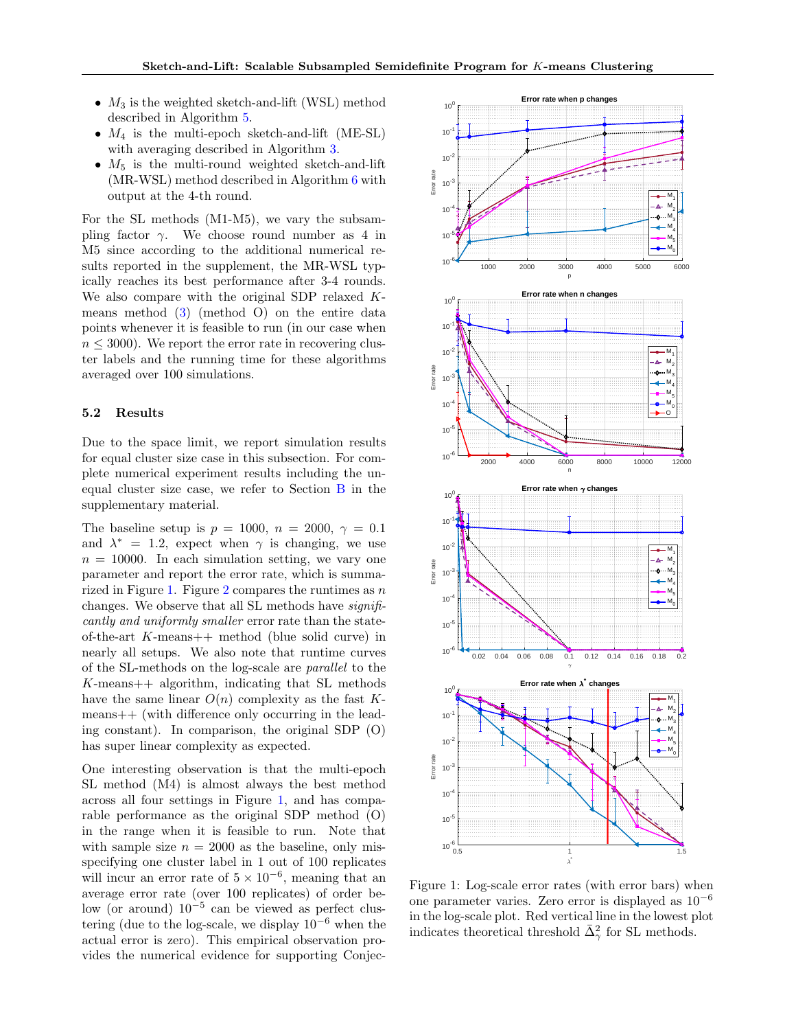- $M_3$ is the weighted sketch-and-lift (WSL) method described in Algorithm 5.
- $M_4$ is the multi-epoch sketch-and-lift (ME-SL) with averaging described in Algorithm 3.
- $M_5$ is the multi-round weighted sketch-and-lift (MR-WSL) method described in Algorithm 6 with output at the 4-th round.

For the SL methods (M1-M5), we vary the subsampling factor $\gamma$. We choose round number as 4 in M5 since according to the additional numerical results reported in the supplement, the MR-WSL typically reaches its best performance after 3-4 rounds. We also compare with the original SDP relaxed $K$-means method (3) (method O) on the entire data points whenever it is feasible to run (in our case when $n \leq 3000$). We report the error rate in recovering cluster labels and the running time for these algorithms averaged over 100 simulations.

### 5.2 Results

Due to the space limit, we report simulation results for equal cluster size case in this subsection. For complete numerical experiment results including the unequal cluster size case, we refer to Section B in the supplementary material.

The baseline setup is $p = 1000$, $n = 2000$, $\gamma = 0.1$ and $\lambda^* = 1.2$, expect when $\gamma$ is changing, we use $n = 10000$. In each simulation setting, we vary one parameter and report the error rate, which is summarized in Figure 1. Figure 2 compares the runtimes as $n$ changes. We observe that all SL methods have *significantly and uniformly smaller* error rate than the state-of-the-art $K$-means++ method (blue solid curve) in nearly all setups. We also note that runtime curves of the SL-methods on the log-scale are *parallel* to the $K$-means++ algorithm, indicating that SL methods have the same linear $O(n)$ complexity as the fast $K$-means++ (with difference only occurring in the leading constant). In comparison, the original SDP (O) has super linear complexity as expected.

One interesting observation is that the multi-epoch SL method (M4) is almost always the best method across all four settings in Figure 1, and has comparable performance as the original SDP method (O) in the range when it is feasible to run. Note that with sample size $n = 2000$ as the baseline, only misspecifying one cluster label in 1 out of 100 replicates will incur an error rate of $5 \times 10^{-6}$, meaning that an average error rate (over 100 replicates) of order below (or around) $10^{-5}$ can be viewed as perfect clustering (due to the log-scale, we display $10^{-6}$ when the actual error is zero). This empirical observation provides the numerical evidence for supporting Conjec-

Figure 1: Log-scale error rates (with error bars) when one parameter varies. Zero error is displayed as $10^{-6}$ in the log-scale plot. Red vertical line in the lowest plot indicates theoretical threshold $\bar{\Delta}_{\gamma}^2$ for SL methods.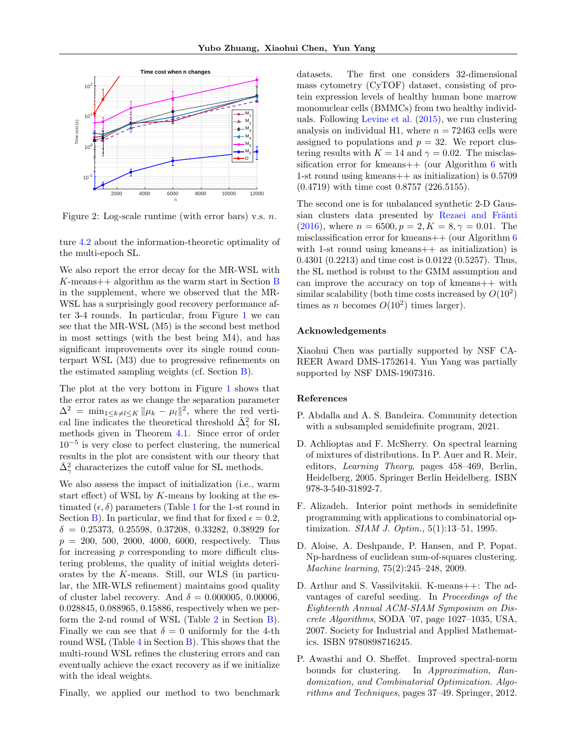Figure 2: Log-scale runtime (with error bars) v.s. $n$.

ture 4.2 about the information-theoretic optimality of the multi-epoch SL.

We also report the error decay for the MR-WSL with $K$-means++ algorithm as the warm start in Section B in the supplement, where we observed that the MR-WSL has a surprisingly good recovery performance after 3-4 rounds. In particular, from Figure 1 we can see that the MR-WSL (M5) is the second best method in most settings (with the best being M4), and has significant improvements over its single round counterpart WSL (M3) due to progressive refinements on the estimated sampling weights (cf. Section B).

The plot at the very bottom in Figure 1 shows that the error rates as we change the separation parameter $\Delta^2 = \min_{1 \le k \neq l \le K} \|\mu_k - \mu_l\|^2$, where the red vertical line indicates the theoretical threshold $\bar{\Delta}^2_\gamma$ for SL methods given in Theorem 4.1. Since error of order $10^{-5}$ is very close to perfect clustering, the numerical results in the plot are consistent with our theory that $\bar{\Delta}^2_\gamma$ characterizes the cutoff value for SL methods.

We also assess the impact of initialization (i.e., warm start effect) of WSL by $K$-means by looking at the estimated $(\epsilon, \delta)$ parameters (Table 1 for the 1-st round in Section B). In particular, we find that for fixed $\epsilon = 0.2$, $\delta = 0.25373, 0.25598, 0.37208, 0.33282, 0.38929$ for $p = 200, 500, 2000, 4000, 6000$, respectively. Thus for increasing $p$ corresponding to more difficult clustering problems, the quality of initial weights deteriorates by the $K$-means. Still, our WLS (in particular, the MR-WLS refinement) maintains good quality of cluster label recovery. And $\delta = 0.000005, 0.00006, 0.028845, 0.088965, 0.15886$, respectively when we perform the 2-nd round of WSL (Table 2 in Section B). Finally we can see that $\delta = 0$ uniformly for the 4-th round WSL (Table 4 in Section B). This shows that the multi-round WSL refines the clustering errors and can eventually achieve the exact recovery as if we initialize with the ideal weights.

Finally, we applied our method to two benchmark datasets. The first one considers 32-dimensional mass cytometry (CyTOF) dataset, consisting of protein expression levels of healthy human bone marrow mononuclear cells (BMMCs) from two healthy individuals. Following Levine et al. (2015), we run clustering analysis on individual H1, where $n = 72463$ cells were assigned to populations and $p = 32$. We report clustering results with $K = 14$ and $\gamma = 0.02$. The misclassification error for kmeans++ (our Algorithm 6 with 1-st round using kmeans++ as initialization) is 0.5709 (0.4719) with time cost 0.8757 (226.5155).

The second one is for unbalanced synthetic 2-D Gaussian clusters data presented by Rezaei and Fränti (2016), where $n = 6500, p = 2, K = 8, \gamma = 0.01$. The misclassification error for kmeans++ (our Algorithm 6 with 1-st round using kmeans++ as initialization) is 0.4301 (0.2213) and time cost is 0.0122 (0.5257). Thus, the SL method is robust to the GMM assumption and can improve the accuracy on top of kmeans++ with similar scalability (both time costs increased by $O(10^2)$ times as $n$ becomes $O(10^2)$ times larger).

## Acknowledgements

Xiaohui Chen was partially supported by NSF CAREER Award DMS-1752614. Yun Yang was partially supported by NSF DMS-1907316.

## References

P. Abdalla and A. S. Bandeira. Community detection with a subsampled semidefinite program, 2021.

D. Achlioptas and F. McSherry. On spectral learning of mixtures of distributions. In P. Auer and R. Meir, editors, *Learning Theory*, pages 458–469, Berlin, Heidelberg, 2005. Springer Berlin Heidelberg. ISBN 978-3-540-31892-7.

F. Alizadeh. Interior point methods in semidefinite programming with applications to combinatorial optimization. *SIAM J. Optim.*, 5(1):13–51, 1995.

D. Aloise, A. Deshpande, P. Hansen, and P. Popat. Np-hardness of euclidean sum-of-squares clustering. *Machine learning*, 75(2):245–248, 2009.

D. Arthur and S. Vassilvitskii. K-means++: The advantages of careful seeding. In *Proceedings of the Eighteenth Annual ACM-SIAM Symposium on Discrete Algorithms*, SODA '07, page 1027–1035, USA, 2007. Society for Industrial and Applied Mathematics. ISBN 9780898716245.

P. Awasthi and O. Sheffet. Improved spectral-norm bounds for clustering. In *Approximation, Randomization, and Combinatorial Optimization. Algorithms and Techniques*, pages 37–49. Springer, 2012.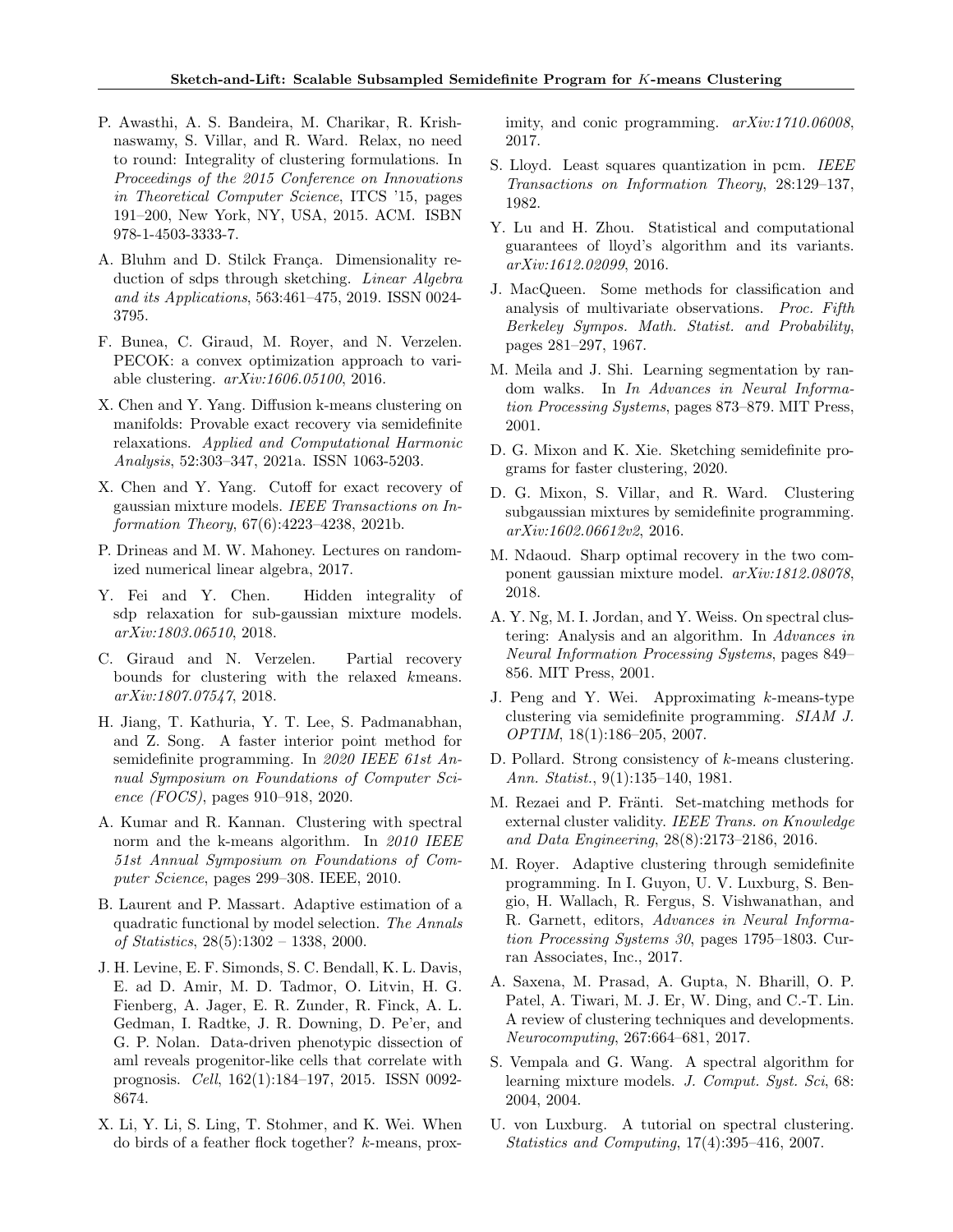P. Awasthi, A. S. Bandeira, M. Charikar, R. Krishnaswamy, S. Villar, and R. Ward. Relax, no need to round: Integrality of clustering formulations. In *Proceedings of the 2015 Conference on Innovations in Theoretical Computer Science*, ITCS '15, pages 191–200, New York, NY, USA, 2015. ACM. ISBN 978-1-4503-3333-7.

A. Bluhm and D. Stilck França. Dimensionality reduction of sdps through sketching. *Linear Algebra and its Applications*, 563:461–475, 2019. ISSN 0024-3795.

F. Bunea, C. Giraud, M. Royer, and N. Verzelen. PECOK: a convex optimization approach to variable clustering. *arXiv:1606.05100*, 2016.

X. Chen and Y. Yang. Diffusion k-means clustering on manifolds: Provable exact recovery via semidefinite relaxations. *Applied and Computational Harmonic Analysis*, 52:303–347, 2021a. ISSN 1063-5203.

X. Chen and Y. Yang. Cutoff for exact recovery of gaussian mixture models. *IEEE Transactions on Information Theory*, 67(6):4223–4238, 2021b.

P. Drineas and M. W. Mahoney. Lectures on randomized numerical linear algebra, 2017.

Y. Fei and Y. Chen. Hidden integrality of sdp relaxation for sub-gaussian mixture models. *arXiv:1803.06510*, 2018.

C. Giraud and N. Verzelen. Partial recovery bounds for clustering with the relaxed $k$means. *arXiv:1807.07547*, 2018.

H. Jiang, T. Kathuria, Y. T. Lee, S. Padmanabhan, and Z. Song. A faster interior point method for semidefinite programming. In *2020 IEEE 61st Annual Symposium on Foundations of Computer Science (FOCS)*, pages 910–918, 2020.

A. Kumar and R. Kannan. Clustering with spectral norm and the k-means algorithm. In *2010 IEEE 51st Annual Symposium on Foundations of Computer Science*, pages 299–308. IEEE, 2010.

B. Laurent and P. Massart. Adaptive estimation of a quadratic functional by model selection. *The Annals of Statistics*, 28(5):1302 – 1338, 2000.

J. H. Levine, E. F. Simonds, S. C. Bendall, K. L. Davis, E. ad D. Amir, M. D. Tadmor, O. Litvin, H. G. Fienberg, A. Jager, E. R. Zunder, R. Finck, A. L. Gedman, I. Radtke, J. R. Downing, D. Pe'er, and G. P. Nolan. Data-driven phenotypic dissection of aml reveals progenitor-like cells that correlate with prognosis. *Cell*, 162(1):184–197, 2015. ISSN 0092-8674.

X. Li, Y. Li, S. Ling, T. Stohmer, and K. Wei. When do birds of a feather flock together? $k$-means, proximity, and conic programming. *arXiv:1710.06008*, 2017.

S. Lloyd. Least squares quantization in pcm. *IEEE Transactions on Information Theory*, 28:129–137, 1982.

Y. Lu and H. Zhou. Statistical and computational guarantees of lloyd's algorithm and its variants. *arXiv:1612.02099*, 2016.

J. MacQueen. Some methods for classification and analysis of multivariate observations. *Proc. Fifth Berkeley Sympos. Math. Statist. and Probability*, pages 281–297, 1967.

M. Meila and J. Shi. Learning segmentation by random walks. In *In Advances in Neural Information Processing Systems*, pages 873–879. MIT Press, 2001.

D. G. Mixon and K. Xie. Sketching semidefinite programs for faster clustering, 2020.

D. G. Mixon, S. Villar, and R. Ward. Clustering subgaussian mixtures by semidefinite programming. *arXiv:1602.06612v2*, 2016.

M. Ndaoud. Sharp optimal recovery in the two component gaussian mixture model. *arXiv:1812.08078*, 2018.

A. Y. Ng, M. I. Jordan, and Y. Weiss. On spectral clustering: Analysis and an algorithm. In *Advances in Neural Information Processing Systems*, pages 849–856. MIT Press, 2001.

J. Peng and Y. Wei. Approximating $k$-means-type clustering via semidefinite programming. *SIAM J. OPTIM*, 18(1):186–205, 2007.

D. Pollard. Strong consistency of $k$-means clustering. *Ann. Statist.*, 9(1):135–140, 1981.

M. Rezaei and P. Fränti. Set-matching methods for external cluster validity. *IEEE Trans. on Knowledge and Data Engineering*, 28(8):2173–2186, 2016.

M. Royer. Adaptive clustering through semidefinite programming. In I. Guyon, U. V. Luxburg, S. Bengio, H. Wallach, R. Fergus, S. Vishwanathan, and R. Garnett, editors, *Advances in Neural Information Processing Systems 30*, pages 1795–1803. Curran Associates, Inc., 2017.

A. Saxena, M. Prasad, A. Gupta, N. Bharill, O. P. Patel, A. Tiwari, M. J. Er, W. Ding, and C.-T. Lin. A review of clustering techniques and developments. *Neurocomputing*, 267:664–681, 2017.

S. Vempala and G. Wang. A spectral algorithm for learning mixture models. *J. Comput. Syst. Sci*, 68: 2004, 2004.

U. von Luxburg. A tutorial on spectral clustering. *Statistics and Computing*, 17(4):395–416, 2007.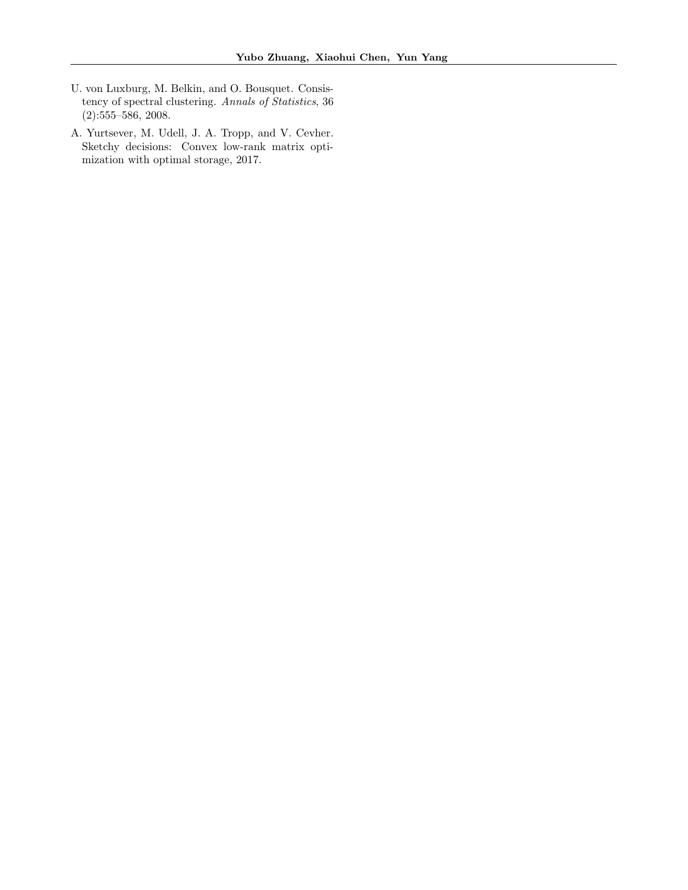U. von Luxburg, M. Belkin, and O. Bousquet. Consistency of spectral clustering. *Annals of Statistics*, 36 (2):555–586, 2008.

A. Yurtsever, M. Udell, J. A. Tropp, and V. Cevher. Sketchy decisions: Convex low-rank matrix optimization with optimal storage, 2017.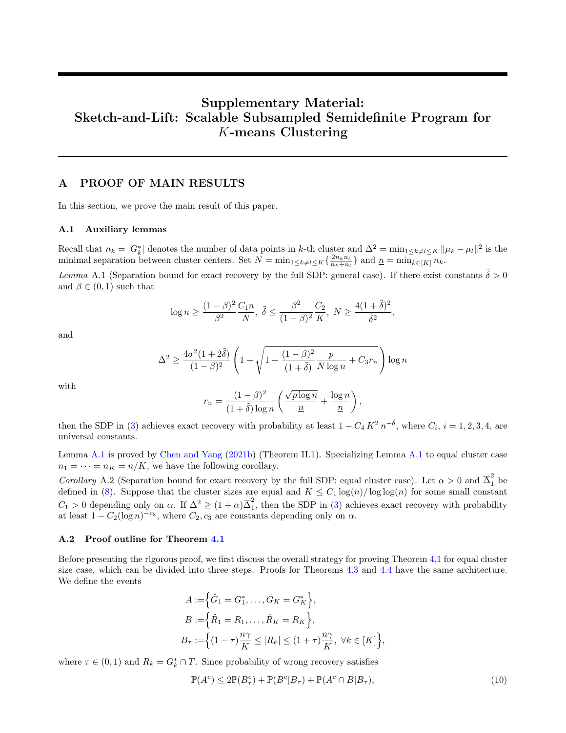# Supplementary Material: Sketch-and-Lift: Scalable Subsampled Semidefinite Program for $K$-means Clustering

## A PROOF OF MAIN RESULTS

In this section, we prove the main result of this paper.

### A.1 Auxiliary lemmas

Recall that $n_k = |G_k^*|$ denotes the number of data points in $k$-th cluster and $\Delta^2 = \min_{1 \le k \ne l \le K} \|\mu_k - \mu_l\|^2$ is the minimal separation between cluster centers. Set $N = \min_{1 \le k \ne l \le K}\{\frac{2n_k n_l}{n_k + n_l}\}$ and $\underline{n} = \min_{k \in [K]} n_k$.

*Lemma* A.1 (Separation bound for exact recovery by the full SDP: general case). If there exist constants $\tilde{\delta} > 0$ and $\beta \in (0, 1)$ such that

$$\log n \ge \frac{(1-\beta)^2}{\beta^2} \frac{C_1 n}{N},\ \tilde{\delta} \le \frac{\beta^2}{(1-\beta)^2} \frac{C_2}{K},\ N \ge \frac{4(1+\tilde{\delta})^2}{\tilde{\delta}^2},$$

and

$$\Delta^2 \ge \frac{4\sigma^2(1+2\tilde{\delta})}{(1-\beta)^2} \left( 1 + \sqrt{1 + \frac{(1-\beta)^2}{(1+\tilde{\delta})} \frac{p}{N \log n} + C_3 r_n} \right) \log n$$

with

$$r_n = \frac{(1-\beta)^2}{(1+\tilde{\delta}) \log n} \left( \frac{\sqrt{p \log n}}{\underline{n}} + \frac{\log n}{\underline{n}} \right),$$

then the SDP in (3) achieves exact recovery with probability at least $1 - C_4\, K^2\, n^{-\tilde{\delta}}$, where $C_i$, $i = 1, 2, 3, 4$, are universal constants.

Lemma A.1 is proved by Chen and Yang (2021b) (Theorem II.1). Specializing Lemma A.1 to equal cluster case $n_1 = \cdots = n_K = n/K$, we have the following corollary.

*Corollary* A.2 (Separation bound for exact recovery by the full SDP: equal cluster case). Let $\alpha > 0$ and $\overline{\Delta}_1^2$ be defined in (8). Suppose that the cluster sizes are equal and $K \le C_1 \log(n)/\log\log(n)$ for some small constant $C_1 > 0$ depending only on $\alpha$. If $\Delta^2 \ge (1+\alpha)\overline{\Delta}_1^2$, then the SDP in (3) achieves exact recovery with probability at least $1 - C_2(\log n)^{-c_3}$, where $C_2, c_3$ are constants depending only on $\alpha$.

### A.2 Proof outline for Theorem 4.1

Before presenting the rigorous proof, we first discuss the overall strategy for proving Theorem 4.1 for equal cluster size case, which can be divided into three steps. Proofs for Theorems 4.3 and 4.4 have the same architecture. We define the events

$$\begin{aligned}
A :=& \Big\{ \hat{G}_1 = G_1^*, \dots, \hat{G}_K = G_K^* \Big\}, \\
B :=& \Big\{ \hat{R}_1 = R_1, \dots, \hat{R}_K = R_K \Big\}, \\
B_\tau :=& \Big\{ (1-\tau)\frac{n\gamma}{K} \le |R_k| \le (1+\tau)\frac{n\gamma}{K},\ \forall k \in [K] \Big\},
\end{aligned}$$

where $\tau \in (0, 1)$ and $R_k = G_k^* \cap T$. Since probability of wrong recovery satisfies

$$\mathbb{P}(A^c) \le 2\mathbb{P}(B_\tau^c) + \mathbb{P}(B^c | B_\tau) + \mathbb{P}(A^c \cap B | B_\tau), \tag{10}$$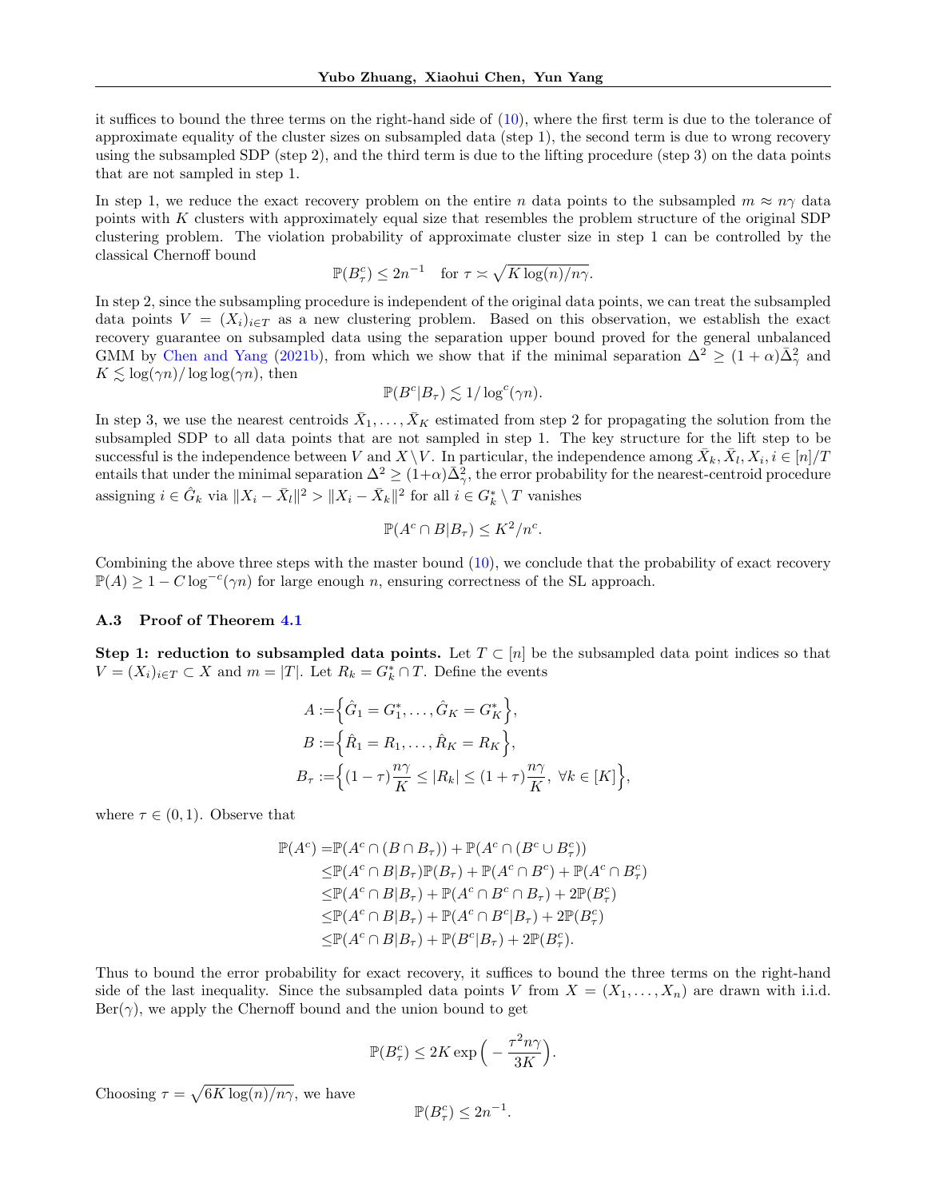it suffices to bound the three terms on the right-hand side of (10), where the first term is due to the tolerance of approximate equality of the cluster sizes on subsampled data (step 1), the second term is due to wrong recovery using the subsampled SDP (step 2), and the third term is due to the lifting procedure (step 3) on the data points that are not sampled in step 1.

In step 1, we reduce the exact recovery problem on the entire $n$ data points to the subsampled $m \approx n\gamma$ data points with $K$ clusters with approximately equal size that resembles the problem structure of the original SDP clustering problem. The violation probability of approximate cluster size in step 1 can be controlled by the classical Chernoff bound

$$\mathbb{P}(B_\tau^c) \leq 2n^{-1} \quad \text{for } \tau \asymp \sqrt{K \log(n)/n\gamma}.$$

In step 2, since the subsampling procedure is independent of the original data points, we can treat the subsampled data points $V = (X_i)_{i \in T}$ as a new clustering problem. Based on this observation, we establish the exact recovery guarantee on subsampled data using the separation upper bound proved for the general unbalanced GMM by Chen and Yang (2021b), from which we show that if the minimal separation $\Delta^2 \geq (1+\alpha)\bar{\Delta}_\gamma^2$ and $K \lesssim \log(\gamma n)/\log\log(\gamma n)$, then

$$\mathbb{P}(B^c | B_\tau) \lesssim 1/\log^c(\gamma n).$$

In step 3, we use the nearest centroids $\bar{X}_1, \ldots, \bar{X}_K$ estimated from step 2 for propagating the solution from the subsampled SDP to all data points that are not sampled in step 1. The key structure for the lift step to be successful is the independence between $V$ and $X \setminus V$. In particular, the independence among $\bar{X}_k, \bar{X}_l, X_i, i \in [n]/T$ entails that under the minimal separation $\Delta^2 \geq (1+\alpha)\bar{\Delta}_\gamma^2$, the error probability for the nearest-centroid procedure assigning $i \in \hat{G}_k$ via $\|X_i - \bar{X}_l\|^2 > \|X_i - \bar{X}_k\|^2$ for all $i \in G_k^* \setminus T$ vanishes

$$\mathbb{P}(A^c \cap B | B_\tau) \leq K^2/n^c.$$

Combining the above three steps with the master bound (10), we conclude that the probability of exact recovery $\mathbb{P}(A) \geq 1 - C\log^{-c}(\gamma n)$ for large enough $n$, ensuring correctness of the SL approach.

### A.3 Proof of Theorem 4.1

**Step 1: reduction to subsampled data points.** Let $T \subset [n]$ be the subsampled data point indices so that $V = (X_i)_{i \in T} \subset X$ and $m = |T|$. Let $R_k = G_k^* \cap T$. Define the events

$$\begin{aligned}
A :=& \Big\{ \hat{G}_1 = G_1^*, \ldots, \hat{G}_K = G_K^* \Big\}, \\
B :=& \Big\{ \hat{R}_1 = R_1, \ldots, \hat{R}_K = R_K \Big\}, \\
B_\tau :=& \Big\{ (1-\tau)\frac{n\gamma}{K} \leq |R_k| \leq (1+\tau)\frac{n\gamma}{K}, \ \forall k \in [K] \Big\},
\end{aligned}$$

where $\tau \in (0,1)$. Observe that

$$\begin{aligned}
\mathbb{P}(A^c) =& \mathbb{P}(A^c \cap (B \cap B_\tau)) + \mathbb{P}(A^c \cap (B^c \cup B_\tau^c)) \\
\leq& \mathbb{P}(A^c \cap B | B_\tau)\mathbb{P}(B_\tau) + \mathbb{P}(A^c \cap B^c) + \mathbb{P}(A^c \cap B_\tau^c) \\
\leq& \mathbb{P}(A^c \cap B | B_\tau) + \mathbb{P}(A^c \cap B^c \cap B_\tau) + 2\mathbb{P}(B_\tau^c) \\
\leq& \mathbb{P}(A^c \cap B | B_\tau) + \mathbb{P}(A^c \cap B^c | B_\tau) + 2\mathbb{P}(B_\tau^c) \\
\leq& \mathbb{P}(A^c \cap B | B_\tau) + \mathbb{P}(B^c | B_\tau) + 2\mathbb{P}(B_\tau^c).
\end{aligned}$$

Thus to bound the error probability for exact recovery, it suffices to bound the three terms on the right-hand side of the last inequality. Since the subsampled data points $V$ from $X = (X_1, \ldots, X_n)$ are drawn with i.i.d. $\text{Ber}(\gamma)$, we apply the Chernoff bound and the union bound to get

$$\mathbb{P}(B_\tau^c) \leq 2K \exp\Big( -\frac{\tau^2 n\gamma}{3K} \Big).$$

Choosing $\tau = \sqrt{6K\log(n)/n\gamma}$, we have

$$\mathbb{P}(B_\tau^c) \leq 2n^{-1}.$$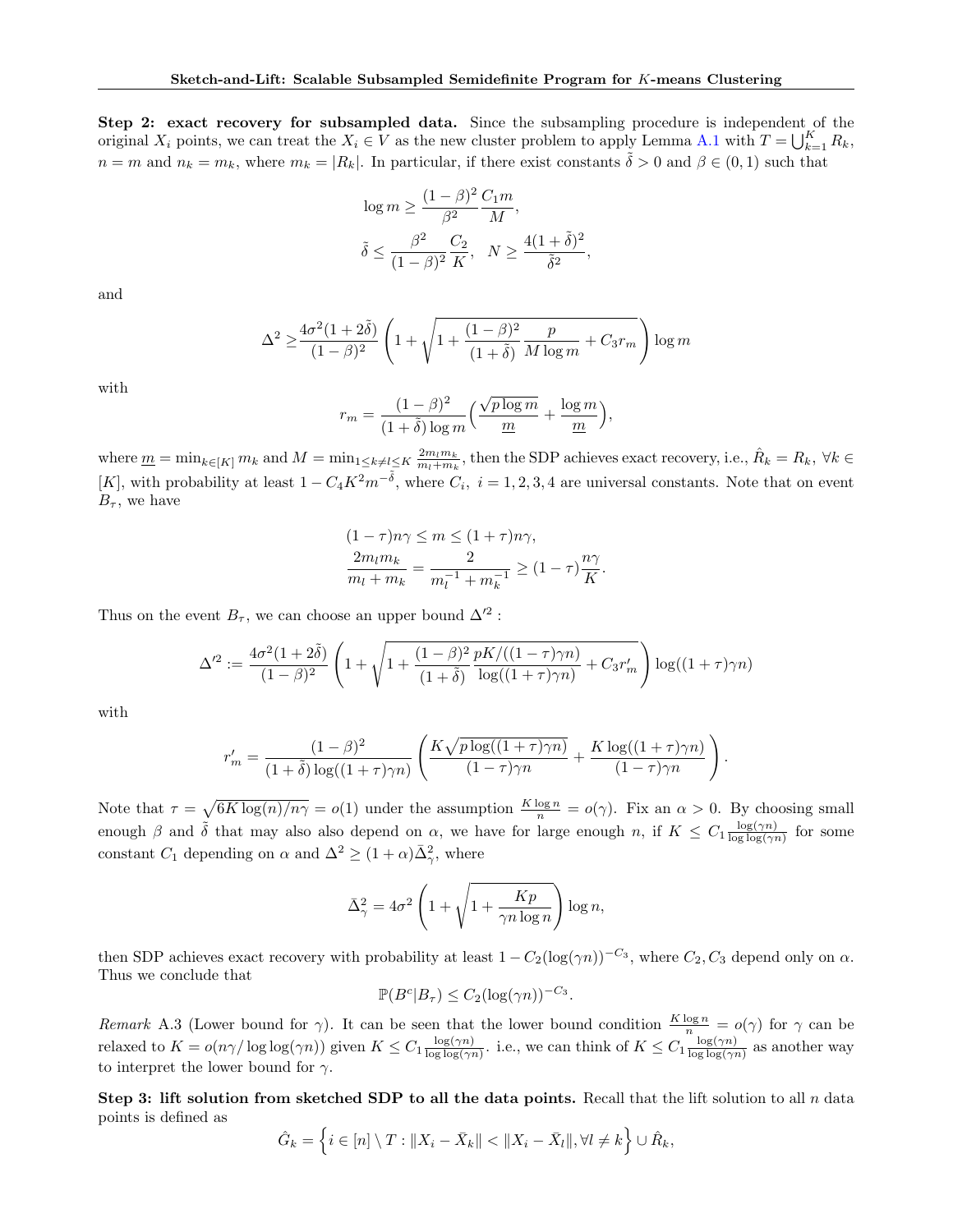**Step 2: exact recovery for subsampled data.** Since the subsampling procedure is independent of the original $X_i$ points, we can treat the $X_i \in V$ as the new cluster problem to apply Lemma A.1 with $T = \bigcup_{k=1}^K R_k$, $n = m$ and $n_k = m_k$, where $m_k = |R_k|$. In particular, if there exist constants $\tilde{\delta} > 0$ and $\beta \in (0,1)$ such that

$$
\log m \geq \frac{(1-\beta)^2}{\beta^2} \frac{C_1 m}{M},
$$

$$
\tilde{\delta} \leq \frac{\beta^2}{(1-\beta)^2} \frac{C_2}{K}, \quad N \geq \frac{4(1+\tilde{\delta})^2}{\tilde{\delta}^2},
$$

and

$$
\Delta^2 \geq \frac{4\sigma^2(1+2\tilde{\delta})}{(1-\beta)^2} \left(1 + \sqrt{1 + \frac{(1-\beta)^2}{(1+\tilde{\delta})} \frac{p}{M \log m} + C_3 r_m}\right) \log m
$$

with

$$
r_m = \frac{(1-\beta)^2}{(1+\tilde{\delta}) \log m} \Big(\frac{\sqrt{p \log m}}{\underline{m}} + \frac{\log m}{\underline{m}}\Big),
$$

where $\underline{m} = \min_{k \in [K]} m_k$ and $M = \min_{1 \leq k \neq l \leq K} \frac{2 m_l m_k}{m_l + m_k}$, then the SDP achieves exact recovery, i.e., $\hat{R}_k = R_k$, $\forall k \in [K]$, with probability at least $1 - C_4 K^2 m^{-\tilde{\delta}}$, where $C_i$, $i = 1,2,3,4$ are universal constants. Note that on event $B_\tau$, we have

$$
(1-\tau) n\gamma \leq m \leq (1+\tau) n\gamma,
$$

$$
\frac{2 m_l m_k}{m_l + m_k} = \frac{2}{m_l^{-1} + m_k^{-1}} \geq (1-\tau)\frac{n\gamma}{K}.
$$

Thus on the event $B_\tau$, we can choose an upper bound $\Delta'^2$ :

$$
\Delta'^2 := \frac{4\sigma^2(1+2\tilde{\delta})}{(1-\beta)^2} \left(1 + \sqrt{1 + \frac{(1-\beta)^2}{(1+\tilde{\delta})} \frac{pK/((1-\tau)\gamma n)}{\log((1+\tau)\gamma n)} + C_3 r'_m}\right) \log((1+\tau)\gamma n)
$$

with

$$
r'_m = \frac{(1-\beta)^2}{(1+\tilde{\delta}) \log((1+\tau)\gamma n)} \left(\frac{K\sqrt{p \log((1+\tau)\gamma n)}}{(1-\tau)\gamma n} + \frac{K \log((1+\tau)\gamma n)}{(1-\tau)\gamma n}\right).
$$

Note that $\tau = \sqrt{6K \log(n)/n\gamma} = o(1)$ under the assumption $\frac{K \log n}{n} = o(\gamma)$. Fix an $\alpha > 0$. By choosing small enough $\beta$ and $\tilde{\delta}$ that may also also depend on $\alpha$, we have for large enough $n$, if $K \leq C_1 \frac{\log(\gamma n)}{\log\log(\gamma n)}$ for some constant $C_1$ depending on $\alpha$ and $\Delta^2 \geq (1+\alpha)\bar{\Delta}_\gamma^2$, where

$$
\bar{\Delta}_\gamma^2 = 4\sigma^2 \left(1 + \sqrt{1 + \frac{Kp}{\gamma n \log n}}\right) \log n,
$$

then SDP achieves exact recovery with probability at least $1 - C_2(\log(\gamma n))^{-C_3}$, where $C_2, C_3$ depend only on $\alpha$. Thus we conclude that

$$
\mathbb{P}(B^c | B_\tau) \leq C_2(\log(\gamma n))^{-C_3}.
$$

*Remark* A.3 (Lower bound for $\gamma$). It can be seen that the lower bound condition $\frac{K \log n}{n} = o(\gamma)$ for $\gamma$ can be relaxed to $K = o(n\gamma / \log\log(\gamma n))$ given $K \leq C_1 \frac{\log(\gamma n)}{\log\log(\gamma n)}$. i.e., we can think of $K \leq C_1 \frac{\log(\gamma n)}{\log\log(\gamma n)}$ as another way to interpret the lower bound for $\gamma$.

**Step 3: lift solution from sketched SDP to all the data points.** Recall that the lift solution to all $n$ data points is defined as

$$
\hat{G}_k = \Big\{ i \in [n] \setminus T : \|X_i - \bar{X}_k\| < \|X_i - \bar{X}_l\|, \forall l \neq k \Big\} \cup \hat{R}_k,
$$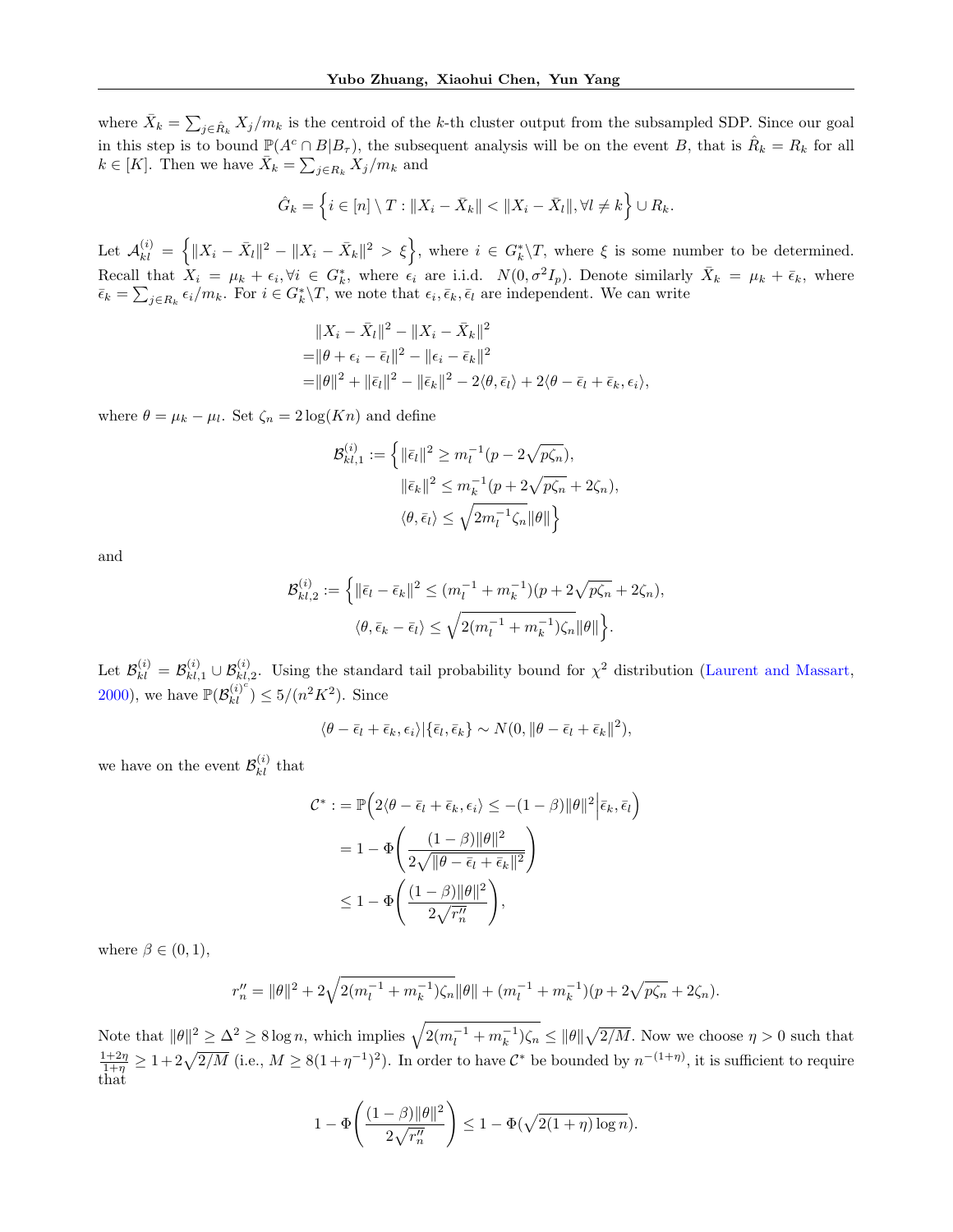where $\bar{X}_k = \sum_{j \in \hat{R}_k} X_j / m_k$ is the centroid of the $k$-th cluster output from the subsampled SDP. Since our goal in this step is to bound $\mathbb{P}(A^c \cap B | B_\tau)$, the subsequent analysis will be on the event $B$, that is $\hat{R}_k = R_k$ for all $k \in [K]$. Then we have $\bar{X}_k = \sum_{j \in R_k} X_j / m_k$ and

$$
\hat{G}_k = \Big\{ i \in [n] \setminus T : \|X_i - \bar{X}_k\| < \|X_i - \bar{X}_l\|, \forall l \neq k \Big\} \cup R_k.
$$

Let $\mathcal{A}_{kl}^{(i)} = \Big\{ \|X_i - \bar{X}_l\|^2 - \|X_i - \bar{X}_k\|^2 > \xi \Big\}$, where $i \in G_k^* \backslash T$, where $\xi$ is some number to be determined. Recall that $X_i = \mu_k + \epsilon_i, \forall i \in G_k^*$, where $\epsilon_i$ are i.i.d. $N(0, \sigma^2 I_p)$. Denote similarly $\bar{X}_k = \mu_k + \bar{\epsilon}_k$, where $\bar{\epsilon}_k = \sum_{j \in R_k} \epsilon_i / m_k$. For $i \in G_k^* \backslash T$, we note that $\epsilon_i, \bar{\epsilon}_k, \bar{\epsilon}_l$ are independent. We can write

$$
\begin{aligned}
&\|X_i - \bar{X}_l\|^2 - \|X_i - \bar{X}_k\|^2 \\
=&\|\theta + \epsilon_i - \bar{\epsilon}_l\|^2 - \|\epsilon_i - \bar{\epsilon}_k\|^2 \\
=&\|\theta\|^2 + \|\bar{\epsilon}_l\|^2 - \|\bar{\epsilon}_k\|^2 - 2\langle \theta, \bar{\epsilon}_l \rangle + 2\langle \theta - \bar{\epsilon}_l + \bar{\epsilon}_k, \epsilon_i \rangle,
\end{aligned}
$$

where $\theta = \mu_k - \mu_l$. Set $\zeta_n = 2\log(Kn)$ and define

$$
\begin{aligned}
\mathcal{B}_{kl,1}^{(i)} := \Big\{ &\|\bar{\epsilon}_l\|^2 \geq m_l^{-1}(p - 2\sqrt{p\zeta_n}), \\
&\|\bar{\epsilon}_k\|^2 \leq m_k^{-1}(p + 2\sqrt{p\zeta_n} + 2\zeta_n), \\
&\langle \theta, \bar{\epsilon}_l \rangle \leq \sqrt{2m_l^{-1}\zeta_n}\|\theta\| \Big\}
\end{aligned}
$$

and

$$
\begin{aligned}
\mathcal{B}_{kl,2}^{(i)} := \Big\{ &\|\bar{\epsilon}_l - \bar{\epsilon}_k\|^2 \leq (m_l^{-1} + m_k^{-1})(p + 2\sqrt{p\zeta_n} + 2\zeta_n), \\
&\langle \theta, \bar{\epsilon}_k - \bar{\epsilon}_l \rangle \leq \sqrt{2(m_l^{-1} + m_k^{-1})\zeta_n}\|\theta\| \Big\}.
\end{aligned}
$$

Let $\mathcal{B}_{kl}^{(i)} = \mathcal{B}_{kl,1}^{(i)} \cup \mathcal{B}_{kl,2}^{(i)}$. Using the standard tail probability bound for $\chi^2$ distribution (Laurent and Massart, 2000), we have $\mathbb{P}(\mathcal{B}_{kl}^{(i)^c}) \leq 5/(n^2K^2)$. Since

$$
\langle \theta - \bar{\epsilon}_l + \bar{\epsilon}_k, \epsilon_i \rangle | \{\bar{\epsilon}_l, \bar{\epsilon}_k\} \sim N(0, \|\theta - \bar{\epsilon}_l + \bar{\epsilon}_k\|^2),
$$

we have on the event $\mathcal{B}_{kl}^{(i)}$ that

$$
\begin{aligned}
\mathcal{C}^* :&= \mathbb{P}\Big( 2\langle \theta - \bar{\epsilon}_l + \bar{\epsilon}_k, \epsilon_i \rangle \leq -(1-\beta)\|\theta\|^2 \Big| \bar{\epsilon}_k, \bar{\epsilon}_l \Big) \\
&= 1 - \Phi\Bigg( \frac{(1-\beta)\|\theta\|^2}{2\sqrt{\|\theta - \bar{\epsilon}_l + \bar{\epsilon}_k\|^2}} \Bigg) \\
&\leq 1 - \Phi\Bigg( \frac{(1-\beta)\|\theta\|^2}{2\sqrt{r_n''}} \Bigg),
\end{aligned}
$$

where $\beta \in (0,1)$,

$$
r_n'' = \|\theta\|^2 + 2\sqrt{2(m_l^{-1} + m_k^{-1})\zeta_n}\|\theta\| + (m_l^{-1} + m_k^{-1})(p + 2\sqrt{p\zeta_n} + 2\zeta_n).
$$

Note that $\|\theta\|^2 \geq \Delta^2 \geq 8\log n$, which implies $\sqrt{2(m_l^{-1} + m_k^{-1})\zeta_n} \leq \|\theta\|\sqrt{2/M}$. Now we choose $\eta > 0$ such that $\frac{1+2\eta}{1+\eta} \geq 1 + 2\sqrt{2/M}$ (i.e., $M \geq 8(1+\eta^{-1})^2$). In order to have $\mathcal{C}^*$ be bounded by $n^{-(1+\eta)}$, it is sufficient to require that

$$
1 - \Phi\Bigg( \frac{(1-\beta)\|\theta\|^2}{2\sqrt{r_n''}} \Bigg) \leq 1 - \Phi(\sqrt{2(1+\eta)\log n}).
$$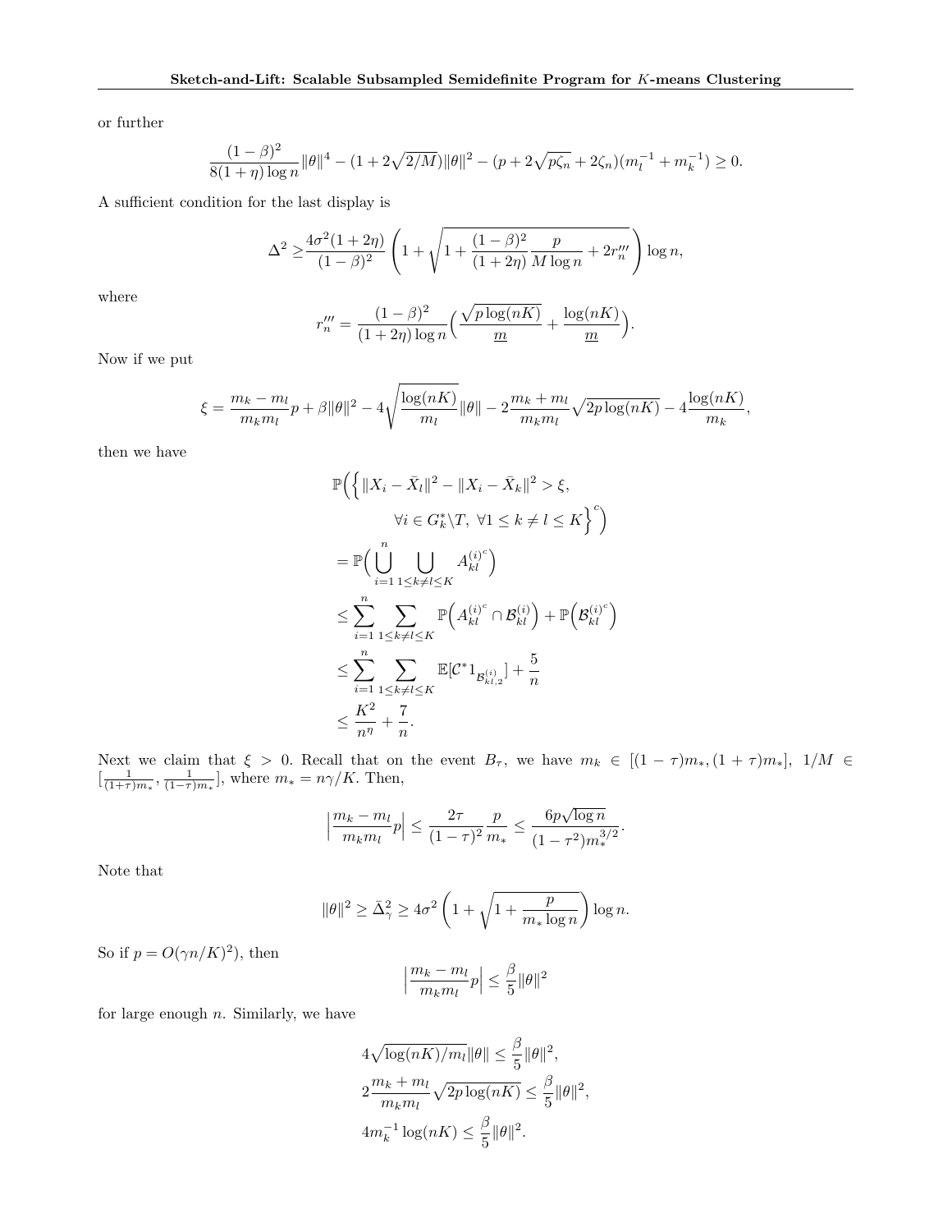or further

$$\frac{(1-\beta)^2}{8(1+\eta)\log n}\|\theta\|^4 - (1+2\sqrt{2/M})\|\theta\|^2 - (p+2\sqrt{p\zeta_n}+2\zeta_n)(m_l^{-1}+m_k^{-1}) \geq 0.$$

A sufficient condition for the last display is

$$\Delta^2 \geq \frac{4\sigma^2(1+2\eta)}{(1-\beta)^2}\left(1+\sqrt{1+\frac{(1-\beta)^2}{(1+2\eta)}\frac{p}{M\log n}+2r_n'''}\right)\log n,$$

where

$$r_n''' = \frac{(1-\beta)^2}{(1+2\eta)\log n}\Big(\frac{\sqrt{p\log(nK)}}{\underline{m}}+\frac{\log(nK)}{\underline{m}}\Big).$$

Now if we put

$$\xi = \frac{m_k-m_l}{m_k m_l}p + \beta\|\theta\|^2 - 4\sqrt{\frac{\log(nK)}{m_l}}\|\theta\| - 2\frac{m_k+m_l}{m_k m_l}\sqrt{2p\log(nK)} - 4\frac{\log(nK)}{m_k},$$

then we have

$$\begin{aligned}
&\mathbb{P}\Big(\Big\{\|X_i-\bar{X}_l\|^2 - \|X_i-\bar{X}_k\|^2 > \xi,\\
&\qquad \forall i \in G_k^*\backslash T,\ \forall 1 \leq k \neq l \leq K\Big\}^c\Big)\\
&= \mathbb{P}\Big(\bigcup_{i=1}^n \bigcup_{1\leq k\neq l\leq K} A_{kl}^{(i)^c}\Big)\\
&\leq \sum_{i=1}^n \sum_{1\leq k\neq l\leq K} \mathbb{P}\Big(A_{kl}^{(i)^c}\cap \mathcal{B}_{kl}^{(i)}\Big) + \mathbb{P}\Big(\mathcal{B}_{kl}^{(i)^c}\Big)\\
&\leq \sum_{i=1}^n \sum_{1\leq k\neq l\leq K} \mathbb{E}[\mathcal{C}^* 1_{\mathcal{B}_{kl,2}^{(i)}}] + \frac{5}{n}\\
&\leq \frac{K^2}{n^\eta} + \frac{7}{n}.
\end{aligned}$$

Next we claim that $\xi > 0$. Recall that on the event $B_\tau$, we have $m_k \in [(1-\tau)m_*, (1+\tau)m_*]$, $1/M \in [\frac{1}{(1+\tau)m_*}, \frac{1}{(1-\tau)m_*}]$, where $m_* = n\gamma/K$. Then,

$$\Big|\frac{m_k-m_l}{m_k m_l}p\Big| \leq \frac{2\tau}{(1-\tau)^2}\frac{p}{m_*} \leq \frac{6p\sqrt{\log n}}{(1-\tau^2)m_*^{3/2}}.$$

Note that

$$\|\theta\|^2 \geq \bar{\Delta}_\gamma^2 \geq 4\sigma^2\left(1+\sqrt{1+\frac{p}{m_*\log n}}\right)\log n.$$

So if $p = O((\gamma n/K)^2)$, then

$$\Big|\frac{m_k-m_l}{m_k m_l}p\Big| \leq \frac{\beta}{5}\|\theta\|^2$$

for large enough $n$. Similarly, we have

$$\begin{aligned}
4\sqrt{\log(nK)/m_l}\|\theta\| &\leq \frac{\beta}{5}\|\theta\|^2,\\
2\frac{m_k+m_l}{m_k m_l}\sqrt{2p\log(nK)} &\leq \frac{\beta}{5}\|\theta\|^2,\\
4m_k^{-1}\log(nK) &\leq \frac{\beta}{5}\|\theta\|^2.
\end{aligned}$$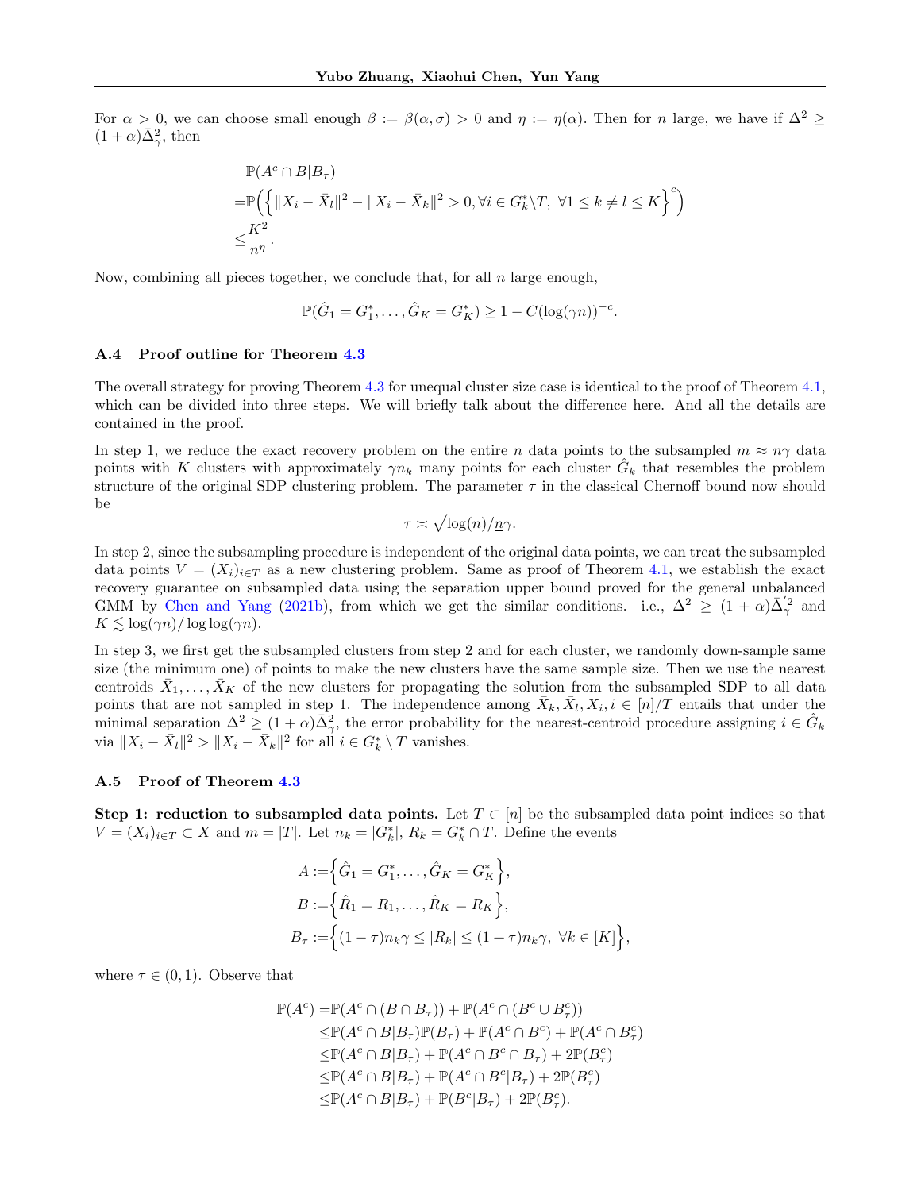For $\alpha > 0$, we can choose small enough $\beta := \beta(\alpha, \sigma) > 0$ and $\eta := \eta(\alpha)$. Then for $n$ large, we have if $\Delta^2 \geq (1+\alpha)\bar{\Delta}_\gamma^2$, then

$$
\begin{aligned}
&\mathbb{P}(A^c \cap B | B_\tau) \\
=&\mathbb{P}\Big(\Big\{\|X_i - \bar{X}_l\|^2 - \|X_i - \bar{X}_k\|^2 > 0, \forall i \in G_k^* \backslash T,\ \forall 1 \leq k \neq l \leq K\Big\}^c\Big) \\
\leq&\frac{K^2}{n^\eta}.
\end{aligned}
$$

Now, combining all pieces together, we conclude that, for all $n$ large enough,

$$
\mathbb{P}(\hat{G}_1 = G_1^*, \ldots, \hat{G}_K = G_K^*) \geq 1 - C(\log(\gamma n))^{-c}.
$$

### A.4 Proof outline for Theorem 4.3

The overall strategy for proving Theorem 4.3 for unequal cluster size case is identical to the proof of Theorem 4.1, which can be divided into three steps. We will briefly talk about the difference here. And all the details are contained in the proof.

In step 1, we reduce the exact recovery problem on the entire $n$ data points to the subsampled $m \approx n\gamma$ data points with $K$ clusters with approximately $\gamma n_k$ many points for each cluster $\hat{G}_k$ that resembles the problem structure of the original SDP clustering problem. The parameter $\tau$ in the classical Chernoff bound now should be

$$
\tau \asymp \sqrt{\log(n)/\underline{n}\gamma}.
$$

In step 2, since the subsampling procedure is independent of the original data points, we can treat the subsampled data points $V = (X_i)_{i \in T}$ as a new clustering problem. Same as proof of Theorem 4.1, we establish the exact recovery guarantee on subsampled data using the separation upper bound proved for the general unbalanced GMM by Chen and Yang (2021b), from which we get the similar conditions. i.e., $\Delta^2 \geq (1+\alpha)\bar{\Delta}_\gamma^{'2}$ and $K \lesssim \log(\gamma n)/\log\log(\gamma n)$.

In step 3, we first get the subsampled clusters from step 2 and for each cluster, we randomly down-sample same size (the minimum one) of points to make the new clusters have the same sample size. Then we use the nearest centroids $\bar{X}_1, \ldots, \bar{X}_K$ of the new clusters for propagating the solution from the subsampled SDP to all data points that are not sampled in step 1. The independence among $\bar{X}_k, \bar{X}_l, X_i, i \in [n]/T$ entails that under the minimal separation $\Delta^2 \geq (1+\alpha)\bar{\Delta}_\gamma^2$, the error probability for the nearest-centroid procedure assigning $i \in \hat{G}_k$ via $\|X_i - \bar{X}_l\|^2 > \|X_i - \bar{X}_k\|^2$ for all $i \in G_k^* \setminus T$ vanishes.

### A.5 Proof of Theorem 4.3

**Step 1: reduction to subsampled data points.** Let $T \subset [n]$ be the subsampled data point indices so that $V = (X_i)_{i \in T} \subset X$ and $m = |T|$. Let $n_k = |G_k^*|$, $R_k = G_k^* \cap T$. Define the events

$$
\begin{aligned}
A :=& \Big\{\hat{G}_1 = G_1^*, \ldots, \hat{G}_K = G_K^*\Big\}, \\
B :=& \Big\{\hat{R}_1 = R_1, \ldots, \hat{R}_K = R_K\Big\}, \\
B_\tau :=& \Big\{(1-\tau)n_k\gamma \leq |R_k| \leq (1+\tau)n_k\gamma,\ \forall k \in [K]\Big\},
\end{aligned}
$$

where $\tau \in (0,1)$. Observe that

$$
\begin{aligned}
\mathbb{P}(A^c) =& \mathbb{P}(A^c \cap (B \cap B_\tau)) + \mathbb{P}(A^c \cap (B^c \cup B_\tau^c)) \\
\leq& \mathbb{P}(A^c \cap B | B_\tau)\mathbb{P}(B_\tau) + \mathbb{P}(A^c \cap B^c) + \mathbb{P}(A^c \cap B_\tau^c) \\
\leq& \mathbb{P}(A^c \cap B | B_\tau) + \mathbb{P}(A^c \cap B^c \cap B_\tau) + 2\mathbb{P}(B_\tau^c) \\
\leq& \mathbb{P}(A^c \cap B | B_\tau) + \mathbb{P}(A^c \cap B^c | B_\tau) + 2\mathbb{P}(B_\tau^c) \\
\leq& \mathbb{P}(A^c \cap B | B_\tau) + \mathbb{P}(B^c | B_\tau) + 2\mathbb{P}(B_\tau^c).
\end{aligned}
$$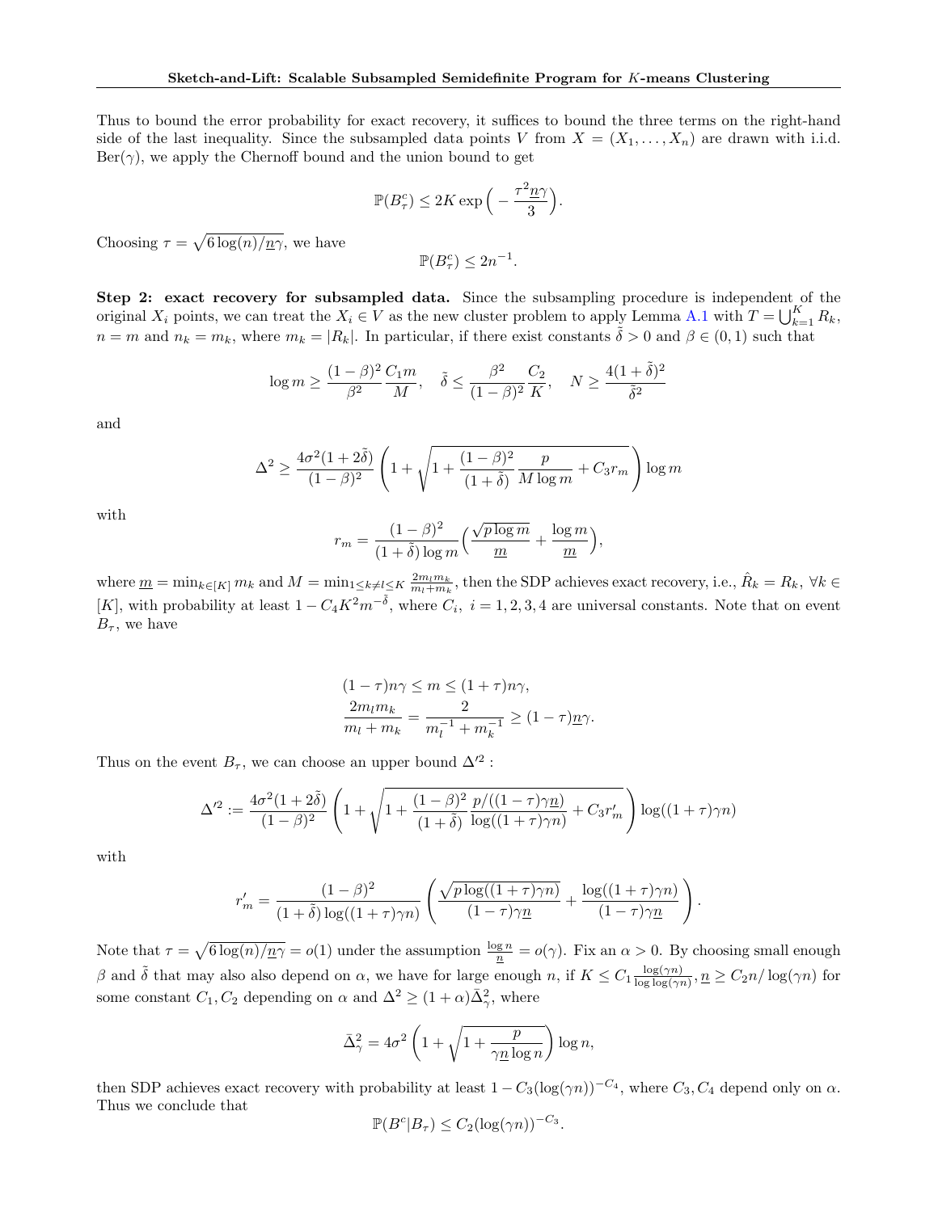Thus to bound the error probability for exact recovery, it suffices to bound the three terms on the right-hand side of the last inequality. Since the subsampled data points $V$ from $X = (X_1, \dots, X_n)$ are drawn with i.i.d. $\text{Ber}(\gamma)$, we apply the Chernoff bound and the union bound to get

$$\mathbb{P}(B_\tau^c) \le 2K \exp\Big( - \frac{\tau^2 \underline{n} \gamma}{3} \Big).$$

Choosing $\tau = \sqrt{6 \log(n)/\underline{n}\gamma}$, we have

$$\mathbb{P}(B_\tau^c) \le 2n^{-1}.$$

**Step 2: exact recovery for subsampled data.** Since the subsampling procedure is independent of the original $X_i$ points, we can treat the $X_i \in V$ as the new cluster problem to apply Lemma A.1 with $T = \bigcup_{k=1}^K R_k$, $n = m$ and $n_k = m_k$, where $m_k = |R_k|$. In particular, if there exist constants $\tilde{\delta} > 0$ and $\beta \in (0, 1)$ such that

$$\log m \ge \frac{(1-\beta)^2}{\beta^2} \frac{C_1 m}{M}, \quad \tilde{\delta} \le \frac{\beta^2}{(1-\beta)^2} \frac{C_2}{K}, \quad N \ge \frac{4(1+\tilde{\delta})^2}{\tilde{\delta}^2}$$

and

$$\Delta^2 \ge \frac{4\sigma^2(1+2\tilde{\delta})}{(1-\beta)^2} \left( 1 + \sqrt{1 + \frac{(1-\beta)^2}{(1+\tilde{\delta})} \frac{p}{M \log m} + C_3 r_m} \right) \log m$$

with

$$r_m = \frac{(1-\beta)^2}{(1+\tilde{\delta}) \log m} \Big( \frac{\sqrt{p \log m}}{\underline{m}} + \frac{\log m}{\underline{m}} \Big),$$

where $\underline{m} = \min_{k \in [K]} m_k$ and $M = \min_{1 \le k \ne l \le K} \frac{2 m_l m_k}{m_l + m_k}$, then the SDP achieves exact recovery, i.e., $\hat{R}_k = R_k$, $\forall k \in [K]$, with probability at least $1 - C_4 K^2 m^{-\tilde{\delta}}$, where $C_i$, $i = 1, 2, 3, 4$ are universal constants. Note that on event $B_\tau$, we have

$$\begin{aligned}
(1-\tau) n\gamma &\le m \le (1+\tau) n\gamma, \\
\frac{2 m_l m_k}{m_l + m_k} &= \frac{2}{m_l^{-1} + m_k^{-1}} \ge (1-\tau)\underline{n}\gamma.
\end{aligned}$$

Thus on the event $B_\tau$, we can choose an upper bound $\Delta'^2$ :

$$\Delta'^2 := \frac{4\sigma^2(1+2\tilde{\delta})}{(1-\beta)^2} \left( 1 + \sqrt{1 + \frac{(1-\beta)^2}{(1+\tilde{\delta})} \frac{p/((1-\tau)\gamma\underline{n})}{\log((1+\tau)\gamma n)} + C_3 r'_m} \right) \log((1+\tau)\gamma n)$$

with

$$r'_m = \frac{(1-\beta)^2}{(1+\tilde{\delta}) \log((1+\tau)\gamma n)} \left( \frac{\sqrt{p \log((1+\tau)\gamma n)}}{(1-\tau)\gamma \underline{n}} + \frac{\log((1+\tau)\gamma n)}{(1-\tau)\gamma \underline{n}} \right).$$

Note that $\tau = \sqrt{6\log(n)/\underline{n}\gamma} = o(1)$ under the assumption $\frac{\log n}{\underline{n}} = o(\gamma)$. Fix an $\alpha > 0$. By choosing small enough $\beta$ and $\tilde{\delta}$ that may also also depend on $\alpha$, we have for large enough $n$, if $K \le C_1 \frac{\log(\gamma n)}{\log\log(\gamma n)}, \underline{n} \ge C_2 n / \log(\gamma n)$ for some constant $C_1, C_2$ depending on $\alpha$ and $\Delta^2 \ge (1+\alpha)\bar{\Delta}_\gamma^2$, where

$$\bar{\Delta}_\gamma^2 = 4\sigma^2 \left( 1 + \sqrt{1 + \frac{p}{\gamma \underline{n} \log n}} \right) \log n,$$

then SDP achieves exact recovery with probability at least $1 - C_3 (\log(\gamma n))^{-C_4}$, where $C_3, C_4$ depend only on $\alpha$. Thus we conclude that

$$\mathbb{P}(B^c | B_\tau) \le C_2 (\log(\gamma n))^{-C_3}.$$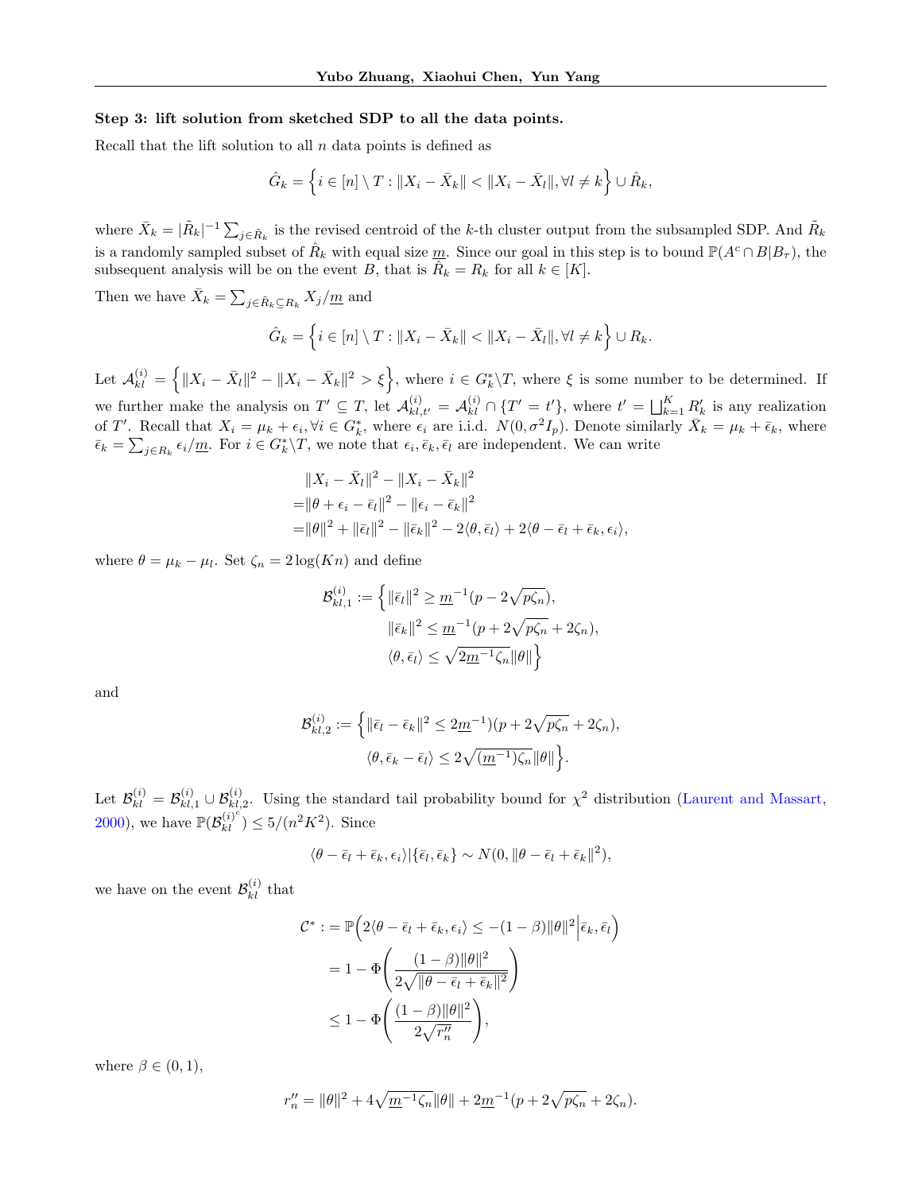**Step 3: lift solution from sketched SDP to all the data points.**

Recall that the lift solution to all $n$ data points is defined as

$$\hat{G}_k = \Big\{ i \in [n] \setminus T : \|X_i - \bar{X}_k\| < \|X_i - \bar{X}_l\|, \forall l \neq k \Big\} \cup \hat{R}_k,$$

where $\bar{X}_k = |\tilde{R}_k|^{-1} \sum_{j \in \tilde{R}_k}$ is the revised centroid of the $k$-th cluster output from the subsampled SDP. And $\tilde{R}_k$ is a randomly sampled subset of $\hat{R}_k$ with equal size $\underline{m}$. Since our goal in this step is to bound $\mathbb{P}(A^c \cap B | B_\tau)$, the subsequent analysis will be on the event $B$, that is $\hat{R}_k = R_k$ for all $k \in [K]$.

Then we have $\bar{X}_k = \sum_{j \in \tilde{R}_k \subseteq R_k} X_j / \underline{m}$ and

$$\hat{G}_k = \Big\{ i \in [n] \setminus T : \|X_i - \bar{X}_k\| < \|X_i - \bar{X}_l\|, \forall l \neq k \Big\} \cup R_k.$$

Let $\mathcal{A}_{kl}^{(i)} = \Big\{ \|X_i - \bar{X}_l\|^2 - \|X_i - \bar{X}_k\|^2 > \xi \Big\}$, where $i \in G_k^* \backslash T$, where $\xi$ is some number to be determined. If we further make the analysis on $T' \subseteq T$, let $\mathcal{A}_{kl,t'}^{(i)} = \mathcal{A}_{kl}^{(i)} \cap \{T' = t'\}$, where $t' = \bigsqcup_{k=1}^K R_k'$ is any realization of $T'$. Recall that $X_i = \mu_k + \epsilon_i, \forall i \in G_k^*$, where $\epsilon_i$ are i.i.d. $N(0, \sigma^2 I_p)$. Denote similarly $\bar{X}_k = \mu_k + \bar{\epsilon}_k$, where $\bar{\epsilon}_k = \sum_{j \in R_k} \epsilon_i / \underline{m}$. For $i \in G_k^* \backslash T$, we note that $\epsilon_i, \bar{\epsilon}_k, \bar{\epsilon}_l$ are independent. We can write

$$\begin{aligned}
&\|X_i - \bar{X}_l\|^2 - \|X_i - \bar{X}_k\|^2 \\
=& \|\theta + \epsilon_i - \bar{\epsilon}_l\|^2 - \|\epsilon_i - \bar{\epsilon}_k\|^2 \\
=& \|\theta\|^2 + \|\bar{\epsilon}_l\|^2 - \|\bar{\epsilon}_k\|^2 - 2\langle \theta, \bar{\epsilon}_l \rangle + 2\langle \theta - \bar{\epsilon}_l + \bar{\epsilon}_k, \epsilon_i \rangle,
\end{aligned}$$

where $\theta = \mu_k - \mu_l$. Set $\zeta_n = 2\log(Kn)$ and define

$$\begin{aligned}
\mathcal{B}_{kl,1}^{(i)} := \Big\{ & \|\bar{\epsilon}_l\|^2 \geq \underline{m}^{-1}(p - 2\sqrt{p\zeta_n}), \\
& \|\bar{\epsilon}_k\|^2 \leq \underline{m}^{-1}(p + 2\sqrt{p\zeta_n} + 2\zeta_n), \\
& \langle \theta, \bar{\epsilon}_l \rangle \leq \sqrt{2\underline{m}^{-1}\zeta_n}\|\theta\| \Big\}
\end{aligned}$$

and

$$\begin{aligned}
\mathcal{B}_{kl,2}^{(i)} := \Big\{ & \|\bar{\epsilon}_l - \bar{\epsilon}_k\|^2 \leq 2\underline{m}^{-1})(p + 2\sqrt{p\zeta_n} + 2\zeta_n), \\
& \langle \theta, \bar{\epsilon}_k - \bar{\epsilon}_l \rangle \leq 2\sqrt{(\underline{m}^{-1})\zeta_n}\|\theta\| \Big\}.
\end{aligned}$$

Let $\mathcal{B}_{kl}^{(i)} = \mathcal{B}_{kl,1}^{(i)} \cup \mathcal{B}_{kl,2}^{(i)}$. Using the standard tail probability bound for $\chi^2$ distribution (Laurent and Massart, 2000), we have $\mathbb{P}(\mathcal{B}_{kl}^{(i)^c}) \leq 5/(n^2K^2)$. Since

$$\langle \theta - \bar{\epsilon}_l + \bar{\epsilon}_k, \epsilon_i \rangle | \{\bar{\epsilon}_l, \bar{\epsilon}_k\} \sim N(0, \|\theta - \bar{\epsilon}_l + \bar{\epsilon}_k\|^2),$$

we have on the event $\mathcal{B}_{kl}^{(i)}$ that

$$\begin{aligned}
\mathcal{C}^* :&= \mathbb{P}\Big( 2\langle \theta - \bar{\epsilon}_l + \bar{\epsilon}_k, \epsilon_i \rangle \leq -(1-\beta)\|\theta\|^2 \Big| \bar{\epsilon}_k, \bar{\epsilon}_l \Big) \\
&= 1 - \Phi\Bigg( \frac{(1-\beta)\|\theta\|^2}{2\sqrt{\|\theta - \bar{\epsilon}_l + \bar{\epsilon}_k\|^2}} \Bigg) \\
&\leq 1 - \Phi\Bigg( \frac{(1-\beta)\|\theta\|^2}{2\sqrt{r_n''}} \Bigg),
\end{aligned}$$

where $\beta \in (0, 1)$,

$$r_n'' = \|\theta\|^2 + 4\sqrt{\underline{m}^{-1}\zeta_n}\|\theta\| + 2\underline{m}^{-1}(p + 2\sqrt{p\zeta_n} + 2\zeta_n).$$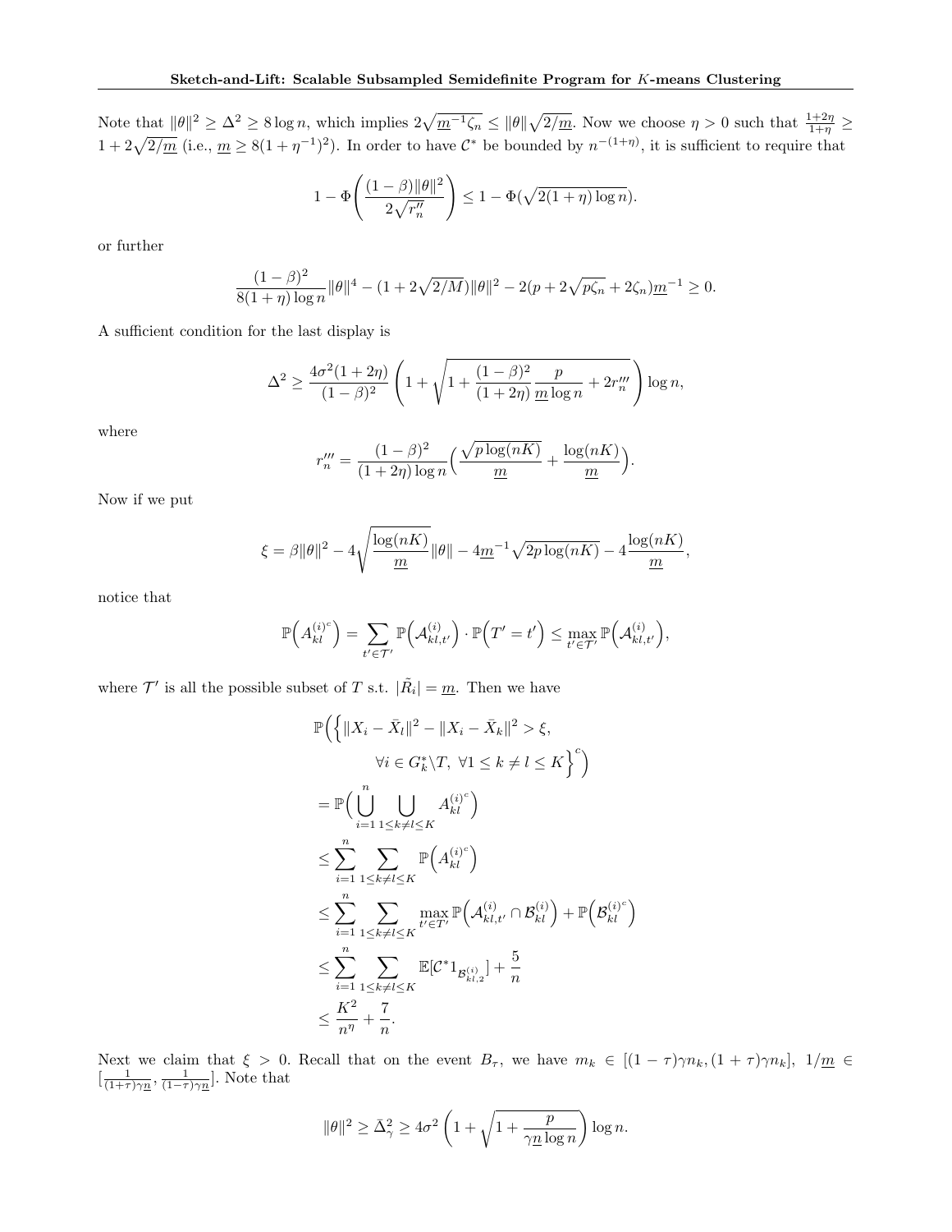Note that $\|\theta\|^2 \geq \Delta^2 \geq 8\log n$, which implies $2\sqrt{\underline{m}^{-1}\zeta_n} \leq \|\theta\|\sqrt{2/\underline{m}}$. Now we choose $\eta > 0$ such that $\frac{1+2\eta}{1+\eta} \geq 1 + 2\sqrt{2/\underline{m}}$ (i.e., $\underline{m} \geq 8(1+\eta^{-1})^2$). In order to have $\mathcal{C}^*$ be bounded by $n^{-(1+\eta)}$, it is sufficient to require that

$$
1 - \Phi\left(\frac{(1-\beta)\|\theta\|^2}{2\sqrt{r_n''}}\right) \leq 1 - \Phi(\sqrt{2(1+\eta)\log n}).
$$

or further

$$
\frac{(1-\beta)^2}{8(1+\eta)\log n}\|\theta\|^4 - (1 + 2\sqrt{2/M})\|\theta\|^2 - 2(p + 2\sqrt{p\zeta_n} + 2\zeta_n)\underline{m}^{-1} \geq 0.
$$

A sufficient condition for the last display is

$$
\Delta^2 \geq \frac{4\sigma^2(1+2\eta)}{(1-\beta)^2}\left(1 + \sqrt{1 + \frac{(1-\beta)^2}{(1+2\eta)}\frac{p}{\underline{m}\log n} + 2r_n'''}\right)\log n,
$$

where

$$
r_n''' = \frac{(1-\beta)^2}{(1+2\eta)\log n}\Big(\frac{\sqrt{p\log(nK)}}{\underline{m}} + \frac{\log(nK)}{\underline{m}}\Big).
$$

Now if we put

$$
\xi = \beta\|\theta\|^2 - 4\sqrt{\frac{\log(nK)}{\underline{m}}}\|\theta\| - 4\underline{m}^{-1}\sqrt{2p\log(nK)} - 4\frac{\log(nK)}{\underline{m}},
$$

notice that

$$
\mathbb{P}\Big(A_{kl}^{(i)^c}\Big) = \sum_{t'\in\mathcal{T}'}\mathbb{P}\Big(\mathcal{A}_{kl,t'}^{(i)}\Big)\cdot\mathbb{P}\Big(T' = t'\Big) \leq \max_{t'\in\mathcal{T}'}\mathbb{P}\Big(\mathcal{A}_{kl,t'}^{(i)}\Big),
$$

where $\mathcal{T}'$ is all the possible subset of $T$ s.t. $|\tilde{R}_i| = \underline{m}$. Then we have

$$
\begin{aligned}
&\mathbb{P}\Big(\Big\{\|X_i - \bar{X}_l\|^2 - \|X_i - \bar{X}_k\|^2 > \xi, \\
&\qquad \forall i \in G_k^*\backslash T,\ \forall 1 \leq k \neq l \leq K\Big\}^c\Big) \\
&= \mathbb{P}\Big(\bigcup_{i=1}^n\bigcup_{1\leq k\neq l\leq K} A_{kl}^{(i)^c}\Big) \\
&\leq \sum_{i=1}^n\sum_{1\leq k\neq l\leq K}\mathbb{P}\Big(A_{kl}^{(i)^c}\Big) \\
&\leq \sum_{i=1}^n\sum_{1\leq k\neq l\leq K}\max_{t'\in\mathcal{T}'}\mathbb{P}\Big(\mathcal{A}_{kl,t'}^{(i)} \cap \mathcal{B}_{kl}^{(i)}\Big) + \mathbb{P}\Big(\mathcal{B}_{kl}^{(i)^c}\Big) \\
&\leq \sum_{i=1}^n\sum_{1\leq k\neq l\leq K}\mathbb{E}[\mathcal{C}^*1_{\mathcal{B}_{kl,2}^{(i)}}] + \frac{5}{n} \\
&\leq \frac{K^2}{n^\eta} + \frac{7}{n}.
\end{aligned}
$$

Next we claim that $\xi > 0$. Recall that on the event $B_\tau$, we have $m_k \in [(1-\tau)\gamma n_k, (1+\tau)\gamma n_k]$, $1/\underline{m} \in [\frac{1}{(1+\tau)\gamma\underline{n}}, \frac{1}{(1-\tau)\gamma\underline{n}}]$. Note that

$$
\|\theta\|^2 \geq \bar{\Delta}_\gamma^2 \geq 4\sigma^2\left(1 + \sqrt{1 + \frac{p}{\gamma\underline{n}\log n}}\right)\log n.
$$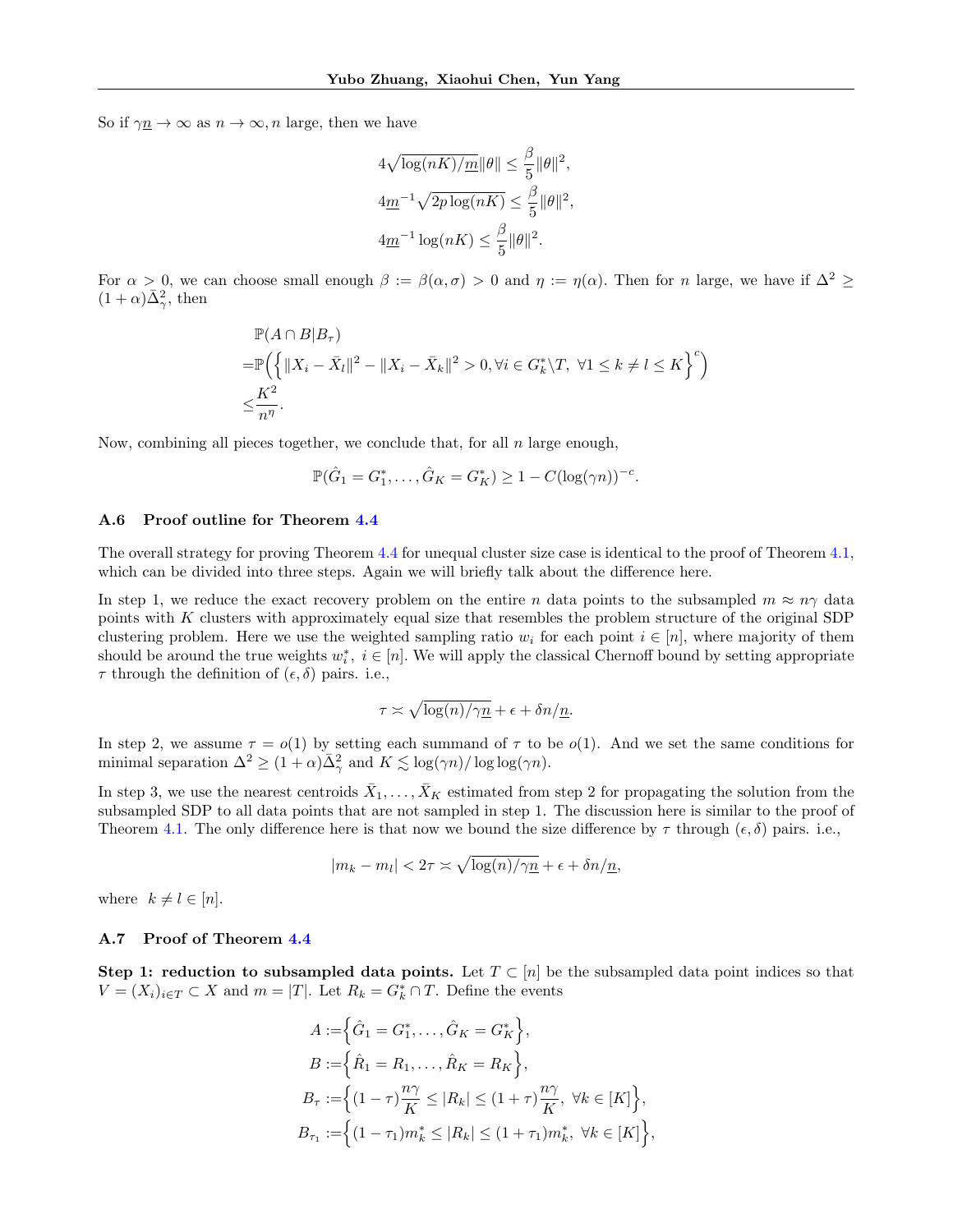So if $\gamma \underline{n} \to \infty$ as $n \to \infty, n$ large, then we have

$$
\begin{aligned}
4\sqrt{\log(nK)/\underline{m}}\|\theta\| &\leq \frac{\beta}{5}\|\theta\|^2, \\
4\underline{m}^{-1}\sqrt{2p\log(nK)} &\leq \frac{\beta}{5}\|\theta\|^2, \\
4\underline{m}^{-1}\log(nK) &\leq \frac{\beta}{5}\|\theta\|^2.
\end{aligned}
$$

For $\alpha > 0$, we can choose small enough $\beta := \beta(\alpha, \sigma) > 0$ and $\eta := \eta(\alpha)$. Then for $n$ large, we have if $\Delta^2 \geq (1+\alpha)\bar{\Delta}_\gamma^2$, then

$$
\begin{aligned}
&\mathbb{P}(A \cap B | B_\tau) \\
=&\mathbb{P}\Big(\Big\{\|X_i - \bar{X}_l\|^2 - \|X_i - \bar{X}_k\|^2 > 0, \forall i \in G_k^* \backslash T, \ \forall 1 \leq k \neq l \leq K\Big\}^c\Big) \\
\leq&\frac{K^2}{n^\eta}.
\end{aligned}
$$

Now, combining all pieces together, we conclude that, for all $n$ large enough,

$$
\mathbb{P}(\hat{G}_1 = G_1^*, \ldots, \hat{G}_K = G_K^*) \geq 1 - C(\log(\gamma n))^{-c}.
$$

### A.6 Proof outline for Theorem 4.4

The overall strategy for proving Theorem 4.4 for unequal cluster size case is identical to the proof of Theorem 4.1, which can be divided into three steps. Again we will briefly talk about the difference here.

In step 1, we reduce the exact recovery problem on the entire $n$ data points to the subsampled $m \approx n\gamma$ data points with $K$ clusters with approximately equal size that resembles the problem structure of the original SDP clustering problem. Here we use the weighted sampling ratio $w_i$ for each point $i \in [n]$, where majority of them should be around the true weights $w_i^*$, $i \in [n]$. We will apply the classical Chernoff bound by setting appropriate $\tau$ through the definition of $(\epsilon, \delta)$ pairs. i.e.,

$$
\tau \asymp \sqrt{\log(n)/\gamma \underline{n}} + \epsilon + \delta n/\underline{n}.
$$

In step 2, we assume $\tau = o(1)$ by setting each summand of $\tau$ to be $o(1)$. And we set the same conditions for minimal separation $\Delta^2 \geq (1+\alpha)\bar{\Delta}_\gamma^2$ and $K \lesssim \log(\gamma n)/\log\log(\gamma n)$.

In step 3, we use the nearest centroids $\bar{X}_1, \ldots, \bar{X}_K$ estimated from step 2 for propagating the solution from the subsampled SDP to all data points that are not sampled in step 1. The discussion here is similar to the proof of Theorem 4.1. The only difference here is that now we bound the size difference by $\tau$ through $(\epsilon, \delta)$ pairs. i.e.,

$$
|m_k - m_l| < 2\tau \asymp \sqrt{\log(n)/\gamma \underline{n}} + \epsilon + \delta n/\underline{n},
$$

where $k \neq l \in [n]$.

### A.7 Proof of Theorem 4.4

**Step 1: reduction to subsampled data points.** Let $T \subset [n]$ be the subsampled data point indices so that $V = (X_i)_{i \in T} \subset X$ and $m = |T|$. Let $R_k = G_k^* \cap T$. Define the events

$$
\begin{aligned}
A :=& \Big\{\hat{G}_1 = G_1^*, \ldots, \hat{G}_K = G_K^*\Big\}, \\
B :=& \Big\{\hat{R}_1 = R_1, \ldots, \hat{R}_K = R_K\Big\}, \\
B_\tau :=& \Big\{(1-\tau)\frac{n\gamma}{K} \leq |R_k| \leq (1+\tau)\frac{n\gamma}{K}, \ \forall k \in [K]\Big\}, \\
B_{\tau_1} :=& \Big\{(1-\tau_1)m_k^* \leq |R_k| \leq (1+\tau_1)m_k^*, \ \forall k \in [K]\Big\},
\end{aligned}
$$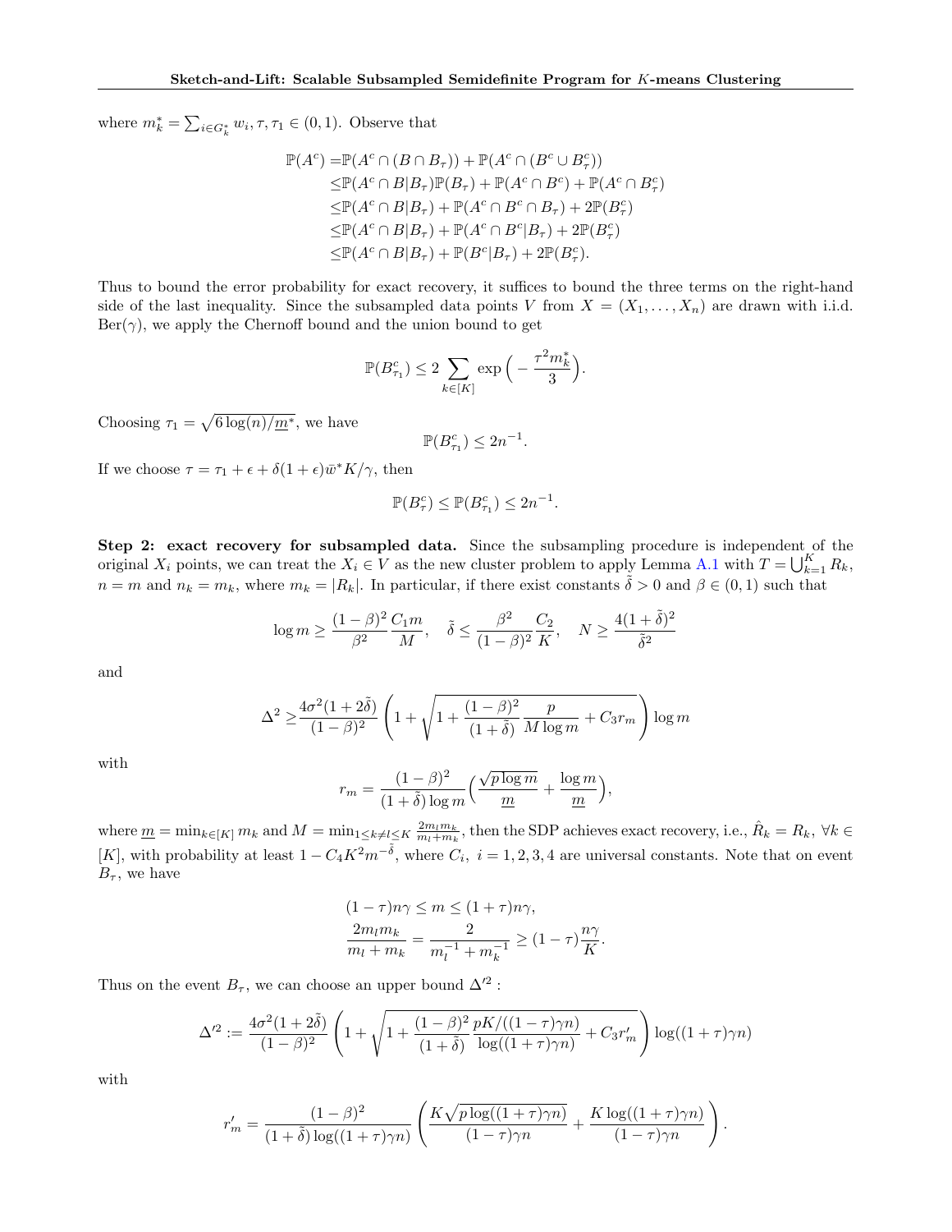where $m_k^* = \sum_{i \in G_k^*} w_i, \tau, \tau_1 \in (0,1)$. Observe that

$$
\begin{aligned}
\mathbb{P}(A^c) =& \mathbb{P}(A^c \cap (B \cap B_\tau)) + \mathbb{P}(A^c \cap (B^c \cup B_\tau^c)) \\
\leq & \mathbb{P}(A^c \cap B | B_\tau)\mathbb{P}(B_\tau) + \mathbb{P}(A^c \cap B^c) + \mathbb{P}(A^c \cap B_\tau^c) \\
\leq & \mathbb{P}(A^c \cap B | B_\tau) + \mathbb{P}(A^c \cap B^c \cap B_\tau) + 2\mathbb{P}(B_\tau^c) \\
\leq & \mathbb{P}(A^c \cap B | B_\tau) + \mathbb{P}(A^c \cap B^c | B_\tau) + 2\mathbb{P}(B_\tau^c) \\
\leq & \mathbb{P}(A^c \cap B | B_\tau) + \mathbb{P}(B^c | B_\tau) + 2\mathbb{P}(B_\tau^c).
\end{aligned}
$$

Thus to bound the error probability for exact recovery, it suffices to bound the three terms on the right-hand side of the last inequality. Since the subsampled data points $V$ from $X = (X_1, \ldots, X_n)$ are drawn with i.i.d. $\mathrm{Ber}(\gamma)$, we apply the Chernoff bound and the union bound to get

$$
\mathbb{P}(B_{\tau_1}^c) \leq 2 \sum_{k \in [K]} \exp\Big(-\frac{\tau^2 m_k^*}{3}\Big).
$$

Choosing $\tau_1 = \sqrt{6 \log(n)/\underline{m}^*}$, we have

$$
\mathbb{P}(B_{\tau_1}^c) \leq 2n^{-1}.
$$

If we choose $\tau = \tau_1 + \epsilon + \delta(1+\epsilon)\bar{w}^* K/\gamma$, then

$$
\mathbb{P}(B_\tau^c) \leq \mathbb{P}(B_{\tau_1}^c) \leq 2n^{-1}.
$$

**Step 2: exact recovery for subsampled data.** Since the subsampling procedure is independent of the original $X_i$ points, we can treat the $X_i \in V$ as the new cluster problem to apply Lemma A.1 with $T = \bigcup_{k=1}^K R_k$, $n = m$ and $n_k = m_k$, where $m_k = |R_k|$. In particular, if there exist constants $\tilde{\delta} > 0$ and $\beta \in (0,1)$ such that

$$
\log m \geq \frac{(1-\beta)^2}{\beta^2} \frac{C_1 m}{M}, \quad \tilde{\delta} \leq \frac{\beta^2}{(1-\beta)^2} \frac{C_2}{K}, \quad N \geq \frac{4(1+\tilde{\delta})^2}{\tilde{\delta}^2}
$$

and

$$
\Delta^2 \geq \frac{4\sigma^2(1+2\tilde{\delta})}{(1-\beta)^2} \left(1 + \sqrt{1 + \frac{(1-\beta)^2}{(1+\tilde{\delta})} \frac{p}{M \log m} + C_3 r_m}\right) \log m
$$

with

$$
r_m = \frac{(1-\beta)^2}{(1+\tilde{\delta}) \log m} \Big(\frac{\sqrt{p \log m}}{\underline{m}} + \frac{\log m}{\underline{m}}\Big),
$$

where $\underline{m} = \min_{k \in [K]} m_k$ and $M = \min_{1 \leq k \neq l \leq K} \frac{2m_l m_k}{m_l + m_k}$, then the SDP achieves exact recovery, i.e., $\hat{R}_k = R_k$, $\forall k \in [K]$, with probability at least $1 - C_4 K^2 m^{-\tilde{\delta}}$, where $C_i,\ i = 1,2,3,4$ are universal constants. Note that on event $B_\tau$, we have

$$
\begin{aligned}
&(1-\tau) n\gamma \leq m \leq (1+\tau) n\gamma, \\
&\frac{2m_l m_k}{m_l + m_k} = \frac{2}{m_l^{-1} + m_k^{-1}} \geq (1-\tau) \frac{n\gamma}{K}.
\end{aligned}
$$

Thus on the event $B_\tau$, we can choose an upper bound $\Delta'^2$ :

$$
\Delta'^2 := \frac{4\sigma^2(1+2\tilde{\delta})}{(1-\beta)^2} \left(1 + \sqrt{1 + \frac{(1-\beta)^2}{(1+\tilde{\delta})} \frac{pK/((1-\tau)\gamma n)}{\log((1+\tau)\gamma n)} + C_3 r'_m}\right) \log((1+\tau)\gamma n)
$$

with

$$
r'_m = \frac{(1-\beta)^2}{(1+\tilde{\delta}) \log((1+\tau)\gamma n)} \left(\frac{K\sqrt{p \log((1+\tau)\gamma n)}}{(1-\tau)\gamma n} + \frac{K \log((1+\tau)\gamma n)}{(1-\tau)\gamma n}\right).
$$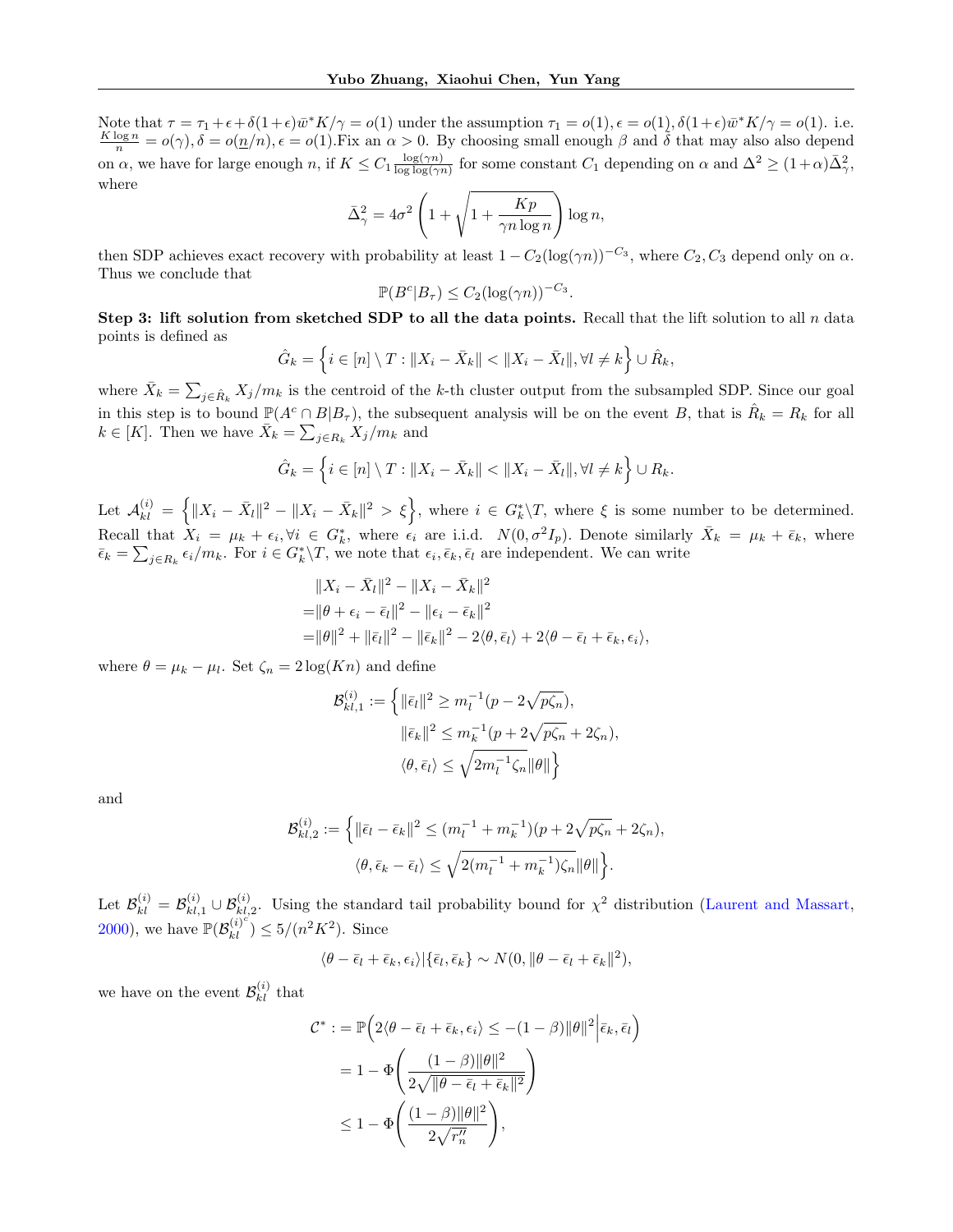Note that $\tau = \tau_1 + \epsilon + \delta(1+\epsilon)\bar{w}^* K/\gamma = o(1)$ under the assumption $\tau_1 = o(1), \epsilon = o(1), \delta(1+\epsilon)\bar{w}^* K/\gamma = o(1)$. i.e. $\frac{K \log n}{n} = o(\gamma), \delta = o(\underline{n}/n), \epsilon = o(1)$.Fix an $\alpha > 0$. By choosing small enough $\beta$ and $\delta$ that may also also depend on $\alpha$, we have for large enough $n$, if $K \leq C_1 \frac{\log(\gamma n)}{\log\log(\gamma n)}$ for some constant $C_1$ depending on $\alpha$ and $\Delta^2 \geq (1+\alpha)\bar{\Delta}_\gamma^2$, where

$$\bar{\Delta}_\gamma^2 = 4\sigma^2 \left(1 + \sqrt{1 + \frac{Kp}{\gamma n \log n}}\right) \log n,$$

then SDP achieves exact recovery with probability at least $1 - C_2(\log(\gamma n))^{-C_3}$, where $C_2, C_3$ depend only on $\alpha$. Thus we conclude that

$$\mathbb{P}(B^c | B_\tau) \leq C_2(\log(\gamma n))^{-C_3}.$$

**Step 3: lift solution from sketched SDP to all the data points.** Recall that the lift solution to all $n$ data points is defined as

$$\hat{G}_k = \left\{ i \in [n] \setminus T : \|X_i - \bar{X}_k\| < \|X_i - \bar{X}_l\|, \forall l \neq k \right\} \cup \hat{R}_k,$$

where $\bar{X}_k = \sum_{j \in \hat{R}_k} X_j / m_k$ is the centroid of the $k$-th cluster output from the subsampled SDP. Since our goal in this step is to bound $\mathbb{P}(A^c \cap B | B_\tau)$, the subsequent analysis will be on the event $B$, that is $\hat{R}_k = R_k$ for all $k \in [K]$. Then we have $\bar{X}_k = \sum_{j \in R_k} X_j / m_k$ and

$$\hat{G}_k = \left\{ i \in [n] \setminus T : \|X_i - \bar{X}_k\| < \|X_i - \bar{X}_l\|, \forall l \neq k \right\} \cup R_k.$$

Let $\mathcal{A}_{kl}^{(i)} = \left\{ \|X_i - \bar{X}_l\|^2 - \|X_i - \bar{X}_k\|^2 > \xi \right\}$, where $i \in G_k^* \setminus T$, where $\xi$ is some number to be determined. Recall that $X_i = \mu_k + \epsilon_i, \forall i \in G_k^*$, where $\epsilon_i$ are i.i.d. $N(0, \sigma^2 I_p)$. Denote similarly $\bar{X}_k = \mu_k + \bar{\epsilon}_k$, where $\bar{\epsilon}_k = \sum_{j \in R_k} \epsilon_i / m_k$. For $i \in G_k^* \setminus T$, we note that $\epsilon_i, \bar{\epsilon}_k, \bar{\epsilon}_l$ are independent. We can write

$$\begin{aligned}
&\|X_i - \bar{X}_l\|^2 - \|X_i - \bar{X}_k\|^2 \\
=&\|\theta + \epsilon_i - \bar{\epsilon}_l\|^2 - \|\epsilon_i - \bar{\epsilon}_k\|^2 \\
=&\|\theta\|^2 + \|\bar{\epsilon}_l\|^2 - \|\bar{\epsilon}_k\|^2 - 2\langle \theta, \bar{\epsilon}_l \rangle + 2\langle \theta - \bar{\epsilon}_l + \bar{\epsilon}_k, \epsilon_i \rangle,
\end{aligned}$$

where $\theta = \mu_k - \mu_l$. Set $\zeta_n = 2\log(Kn)$ and define

$$\begin{aligned}
\mathcal{B}_{kl,1}^{(i)} := \Big\{ &\|\bar{\epsilon}_l\|^2 \geq m_l^{-1}(p - 2\sqrt{p\zeta_n}), \\
&\|\bar{\epsilon}_k\|^2 \leq m_k^{-1}(p + 2\sqrt{p\zeta_n} + 2\zeta_n), \\
&\langle \theta, \bar{\epsilon}_l \rangle \leq \sqrt{2m_l^{-1}\zeta_n}\|\theta\| \Big\}
\end{aligned}$$

and

$$\begin{aligned}
\mathcal{B}_{kl,2}^{(i)} := \Big\{ &\|\bar{\epsilon}_l - \bar{\epsilon}_k\|^2 \leq (m_l^{-1} + m_k^{-1})(p + 2\sqrt{p\zeta_n} + 2\zeta_n), \\
&\langle \theta, \bar{\epsilon}_k - \bar{\epsilon}_l \rangle \leq \sqrt{2(m_l^{-1} + m_k^{-1})\zeta_n}\|\theta\| \Big\}.
\end{aligned}$$

Let $\mathcal{B}_{kl}^{(i)} = \mathcal{B}_{kl,1}^{(i)} \cup \mathcal{B}_{kl,2}^{(i)}$. Using the standard tail probability bound for $\chi^2$ distribution (Laurent and Massart, 2000), we have $\mathbb{P}(\mathcal{B}_{kl}^{(i)^c}) \leq 5/(n^2K^2)$. Since

$$\langle \theta - \bar{\epsilon}_l + \bar{\epsilon}_k, \epsilon_i \rangle | \{\bar{\epsilon}_l, \bar{\epsilon}_k\} \sim N(0, \|\theta - \bar{\epsilon}_l + \bar{\epsilon}_k\|^2),$$

we have on the event $\mathcal{B}_{kl}^{(i)}$ that

$$\begin{aligned}
\mathcal{C}^* :&= \mathbb{P}\Big(2\langle \theta - \bar{\epsilon}_l + \bar{\epsilon}_k, \epsilon_i \rangle \leq -(1-\beta)\|\theta\|^2 \Big| \bar{\epsilon}_k, \bar{\epsilon}_l \Big) \\
&= 1 - \Phi\left( \frac{(1-\beta)\|\theta\|^2}{2\sqrt{\|\theta - \bar{\epsilon}_l + \bar{\epsilon}_k\|^2}} \right) \\
&\leq 1 - \Phi\left( \frac{(1-\beta)\|\theta\|^2}{2\sqrt{r_n''}} \right),
\end{aligned}$$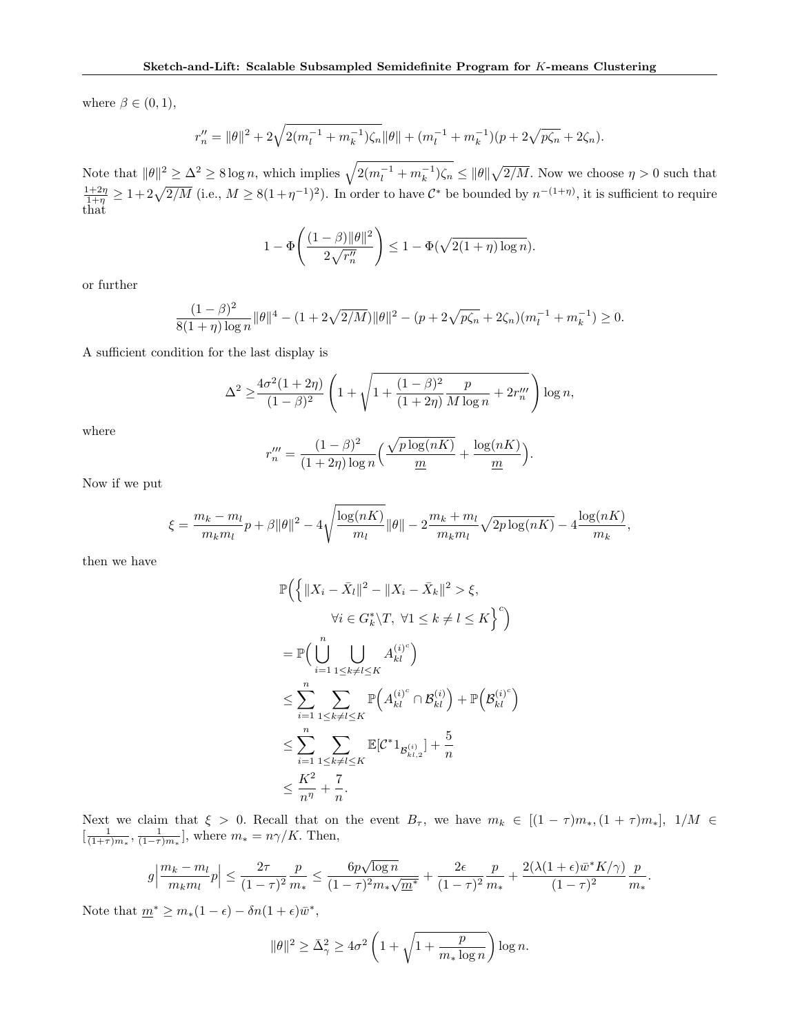where $\beta \in (0,1)$,

$$r_n'' = \|\theta\|^2 + 2\sqrt{2(m_l^{-1}+m_k^{-1})\zeta_n}\|\theta\| + (m_l^{-1}+m_k^{-1})(p + 2\sqrt{p\zeta_n} + 2\zeta_n).$$

Note that $\|\theta\|^2 \geq \Delta^2 \geq 8\log n$, which implies $\sqrt{2(m_l^{-1}+m_k^{-1})\zeta_n} \leq \|\theta\|\sqrt{2/M}$. Now we choose $\eta > 0$ such that $\frac{1+2\eta}{1+\eta} \geq 1 + 2\sqrt{2/M}$ (i.e., $M \geq 8(1+\eta^{-1})^2$). In order to have $\mathcal{C}^*$ be bounded by $n^{-(1+\eta)}$, it is sufficient to require that

$$1 - \Phi\left(\frac{(1-\beta)\|\theta\|^2}{2\sqrt{r_n''}}\right) \leq 1 - \Phi(\sqrt{2(1+\eta)\log n}).$$

or further

$$\frac{(1-\beta)^2}{8(1+\eta)\log n}\|\theta\|^4 - (1+2\sqrt{2/M})\|\theta\|^2 - (p + 2\sqrt{p\zeta_n} + 2\zeta_n)(m_l^{-1}+m_k^{-1}) \geq 0.$$

A sufficient condition for the last display is

$$\Delta^2 \geq \frac{4\sigma^2(1+2\eta)}{(1-\beta)^2}\left(1 + \sqrt{1 + \frac{(1-\beta)^2}{(1+2\eta)}\frac{p}{M\log n} + 2r_n'''}\right)\log n,$$

where

$$r_n''' = \frac{(1-\beta)^2}{(1+2\eta)\log n}\Big(\frac{\sqrt{p\log(nK)}}{\underline{m}} + \frac{\log(nK)}{\underline{m}}\Big).$$

Now if we put

$$\xi = \frac{m_k - m_l}{m_k m_l}p + \beta\|\theta\|^2 - 4\sqrt{\frac{\log(nK)}{m_l}}\|\theta\| - 2\frac{m_k+m_l}{m_k m_l}\sqrt{2p\log(nK)} - 4\frac{\log(nK)}{m_k},$$

then we have

$$\begin{aligned}
&\mathbb{P}\Big(\Big\{\|X_i - \bar{X}_l\|^2 - \|X_i - \bar{X}_k\|^2 > \xi, \\
&\qquad \forall i \in G_k^* \backslash T,\ \forall 1 \leq k \neq l \leq K\Big\}^c\Big) \\
&= \mathbb{P}\Big(\bigcup_{i=1}^n \bigcup_{1\leq k\neq l\leq K} A_{kl}^{(i)^c}\Big) \\
&\leq \sum_{i=1}^n \sum_{1\leq k\neq l\leq K} \mathbb{P}\Big(A_{kl}^{(i)^c} \cap \mathcal{B}_{kl}^{(i)}\Big) + \mathbb{P}\Big(\mathcal{B}_{kl}^{(i)^c}\Big) \\
&\leq \sum_{i=1}^n \sum_{1\leq k\neq l\leq K} \mathbb{E}[\mathcal{C}^* 1_{\mathcal{B}_{kl,2}^{(i)}}] + \frac{5}{n} \\
&\leq \frac{K^2}{n^\eta} + \frac{7}{n}.
\end{aligned}$$

Next we claim that $\xi > 0$. Recall that on the event $B_\tau$, we have $m_k \in [(1-\tau)m_*, (1+\tau)m_*]$, $1/M \in [\frac{1}{(1+\tau)m_*}, \frac{1}{(1-\tau)m_*}]$, where $m_* = n\gamma/K$. Then,

$$g\Big|\frac{m_k - m_l}{m_k m_l}p\Big| \leq \frac{2\tau}{(1-\tau)^2}\frac{p}{m_*} \leq \frac{6p\sqrt{\log n}}{(1-\tau)^2 m_* \sqrt{\underline{m}^*}} + \frac{2\epsilon}{(1-\tau)^2}\frac{p}{m_*} + \frac{2(\lambda(1+\epsilon)\bar{w}^* K/\gamma)}{(1-\tau)^2}\frac{p}{m_*}.$$

Note that $\underline{m}^* \geq m_*(1-\epsilon) - \delta n(1+\epsilon)\bar{w}^*$,

$$\|\theta\|^2 \geq \bar{\Delta}_\gamma^2 \geq 4\sigma^2\left(1 + \sqrt{1 + \frac{p}{m_*\log n}}\right)\log n.$$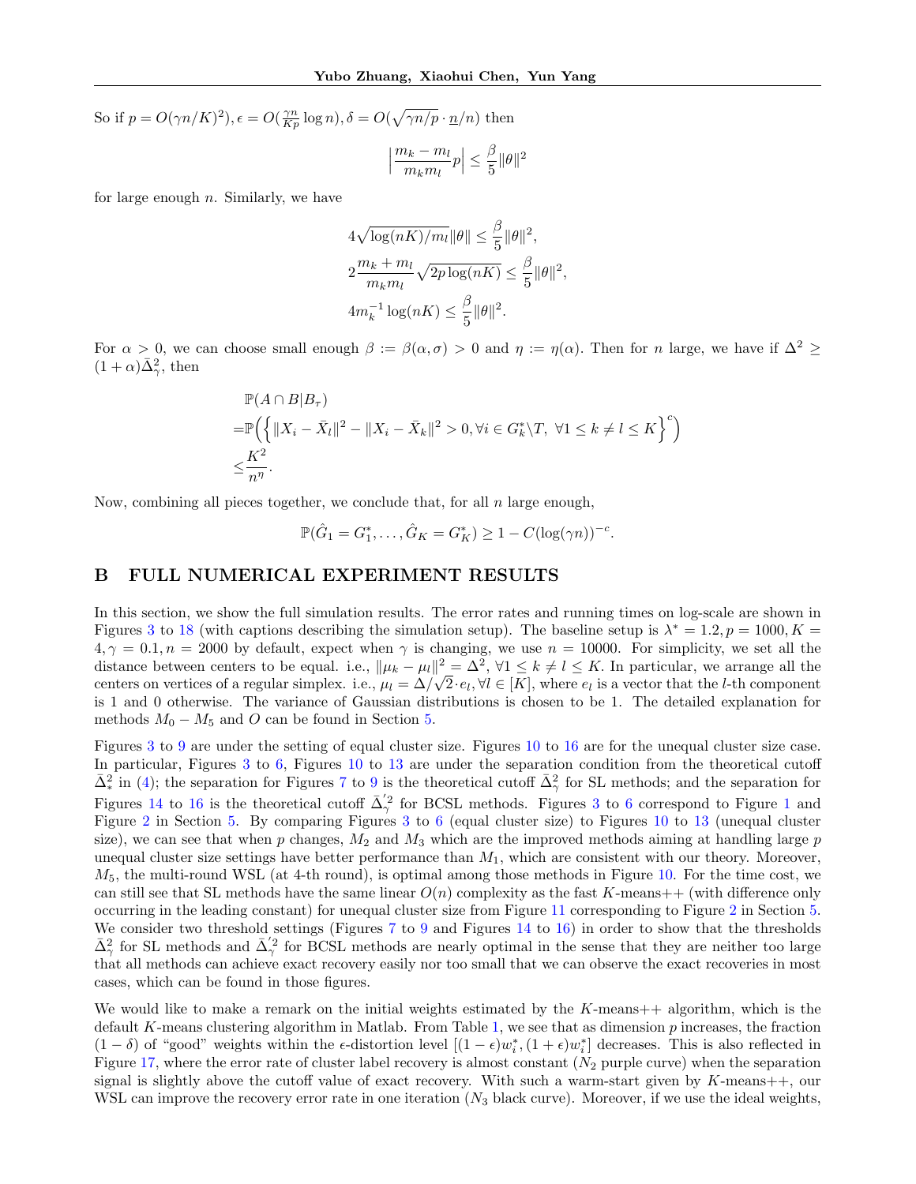So if $p = O(\gamma n/K)^2)$, $\epsilon = O(\frac{\gamma n}{Kp}\log n)$, $\delta = O(\sqrt{\gamma n/p} \cdot \underline{n}/n)$ then

$$\Big|\frac{m_k - m_l}{m_k m_l}p\Big| \leq \frac{\beta}{5}\|\theta\|^2$$

for large enough $n$. Similarly, we have

$$\begin{aligned}
&4\sqrt{\log(nK)/m_l}\|\theta\| \leq \frac{\beta}{5}\|\theta\|^2, \\
&2\frac{m_k + m_l}{m_k m_l}\sqrt{2p\log(nK)} \leq \frac{\beta}{5}\|\theta\|^2, \\
&4m_k^{-1}\log(nK) \leq \frac{\beta}{5}\|\theta\|^2.
\end{aligned}$$

For $\alpha > 0$, we can choose small enough $\beta := \beta(\alpha, \sigma) > 0$ and $\eta := \eta(\alpha)$. Then for $n$ large, we have if $\Delta^2 \geq (1+\alpha)\bar{\Delta}_\gamma^2$, then

$$\begin{aligned}
&\mathbb{P}(A \cap B | B_\tau) \\
=&\mathbb{P}\Big(\Big\{\|X_i - \bar{X}_l\|^2 - \|X_i - \bar{X}_k\|^2 > 0, \forall i \in G_k^* \backslash T,\ \forall 1 \leq k \neq l \leq K\Big\}^c\Big) \\
\leq&\frac{K^2}{n^\eta}.
\end{aligned}$$

Now, combining all pieces together, we conclude that, for all $n$ large enough,

$$\mathbb{P}(\hat{G}_1 = G_1^*, \ldots, \hat{G}_K = G_K^*) \geq 1 - C(\log(\gamma n))^{-c}.$$

# B FULL NUMERICAL EXPERIMENT RESULTS

In this section, we show the full simulation results. The error rates and running times on log-scale are shown in Figures 3 to 18 (with captions describing the simulation setup). The baseline setup is $\lambda^* = 1.2, p = 1000, K = 4, \gamma = 0.1, n = 2000$ by default, expect when $\gamma$ is changing, we use $n = 10000$. For simplicity, we set all the distance between centers to be equal. i.e., $\|\mu_k - \mu_l\|^2 = \Delta^2$, $\forall 1 \leq k \neq l \leq K$. In particular, we arrange all the centers on vertices of a regular simplex. i.e., $\mu_l = \Delta/\sqrt{2} \cdot e_l, \forall l \in [K]$, where $e_l$ is a vector that the $l$-th component is 1 and 0 otherwise. The variance of Gaussian distributions is chosen to be 1. The detailed explanation for methods $M_0 - M_5$ and $O$ can be found in Section 5.

Figures 3 to 9 are under the setting of equal cluster size. Figures 10 to 16 are for the unequal cluster size case. In particular, Figures 3 to 6, Figures 10 to 13 are under the separation condition from the theoretical cutoff $\bar{\Delta}_*^2$ in (4); the separation for Figures 7 to 9 is the theoretical cutoff $\bar{\Delta}_\gamma^2$ for SL methods; and the separation for Figures 14 to 16 is the theoretical cutoff $\bar{\Delta}_\gamma'^2$ for BCSL methods. Figures 3 to 6 correspond to Figure 1 and Figure 2 in Section 5. By comparing Figures 3 to 6 (equal cluster size) to Figures 10 to 13 (unequal cluster size), we can see that when $p$ changes, $M_2$ and $M_3$ which are the improved methods aiming at handling large $p$ unequal cluster size settings have better performance than $M_1$, which are consistent with our theory. Moreover, $M_5$, the multi-round WSL (at 4-th round), is optimal among those methods in Figure 10. For the time cost, we can still see that SL methods have the same linear $O(n)$ complexity as the fast $K$-means++ (with difference only occurring in the leading constant) for unequal cluster size from Figure 11 corresponding to Figure 2 in Section 5. We consider two threshold settings (Figures 7 to 9 and Figures 14 to 16) in order to show that the thresholds $\bar{\Delta}_\gamma^2$ for SL methods and $\bar{\Delta}_\gamma'^2$ for BCSL methods are nearly optimal in the sense that they are neither too large that all methods can achieve exact recovery easily nor too small that we can observe the exact recoveries in most cases, which can be found in those figures.

We would like to make a remark on the initial weights estimated by the $K$-means++ algorithm, which is the default $K$-means clustering algorithm in Matlab. From Table 1, we see that as dimension $p$ increases, the fraction $(1-\delta)$ of "good" weights within the $\epsilon$-distortion level $[(1-\epsilon)w_i^*, (1+\epsilon)w_i^*]$ decreases. This is also reflected in Figure 17, where the error rate of cluster label recovery is almost constant ($N_2$ purple curve) when the separation signal is slightly above the cutoff value of exact recovery. With such a warm-start given by $K$-means++, our WSL can improve the recovery error rate in one iteration ($N_3$ black curve). Moreover, if we use the ideal weights,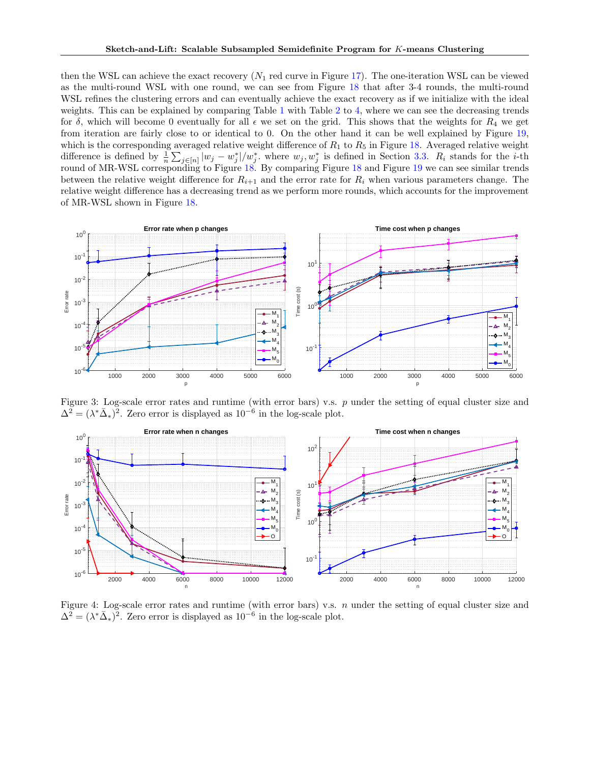then the WSL can achieve the exact recovery ($N_1$ red curve in Figure 17). The one-iteration WSL can be viewed as the multi-round WSL with one round, we can see from Figure 18 that after 3-4 rounds, the multi-round WSL refines the clustering errors and can eventually achieve the exact recovery as if we initialize with the ideal weights. This can be explained by comparing Table 1 with Table 2 to 4, where we can see the decreasing trends for $\delta$, which will become 0 eventually for all $\epsilon$ we set on the grid. This shows that the weights for $R_4$ we get from iteration are fairly close to or identical to 0. On the other hand it can be well explained by Figure 19, which is the corresponding averaged relative weight difference of $R_1$ to $R_5$ in Figure 18. Averaged relative weight difference is defined by $\frac{1}{n}\sum_{j\in[n]}|w_j - w_j^*|/w_j^*$. where $w_j, w_j^*$ is defined in Section 3.3. $R_i$ stands for the $i$-th round of MR-WSL corresponding to Figure 18. By comparing Figure 18 and Figure 19 we can see similar trends between the relative weight difference for $R_{i+1}$ and the error rate for $R_i$ when various parameters change. The relative weight difference has a decreasing trend as we perform more rounds, which accounts for the improvement of MR-WSL shown in Figure 18.

Figure 3: Log-scale error rates and runtime (with error bars) v.s. $p$ under the setting of equal cluster size and $\Delta^2 = (\lambda^*\bar{\Delta}_*)^2$. Zero error is displayed as $10^{-6}$ in the log-scale plot.

Figure 4: Log-scale error rates and runtime (with error bars) v.s. $n$ under the setting of equal cluster size and $\Delta^2 = (\lambda^*\bar{\Delta}_*)^2$. Zero error is displayed as $10^{-6}$ in the log-scale plot.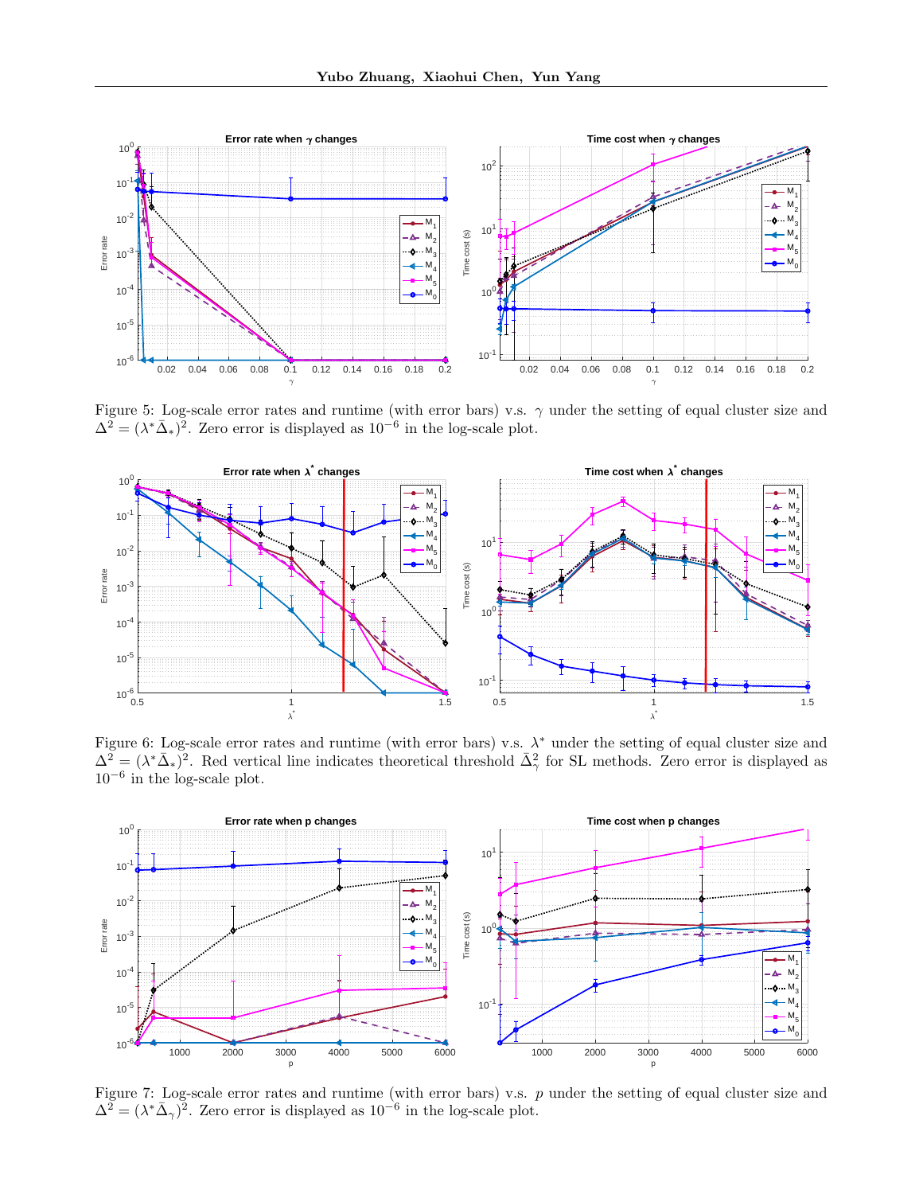Figure 5: Log-scale error rates and runtime (with error bars) v.s. $\gamma$ under the setting of equal cluster size and $\Delta^2 = (\lambda^* \bar{\Delta}_*)^2$. Zero error is displayed as $10^{-6}$ in the log-scale plot.

Figure 6: Log-scale error rates and runtime (with error bars) v.s. $\lambda^*$ under the setting of equal cluster size and $\Delta^2 = (\lambda^* \bar{\Delta}_*)^2$. Red vertical line indicates theoretical threshold $\bar{\Delta}_\gamma^2$ for SL methods. Zero error is displayed as $10^{-6}$ in the log-scale plot.

Figure 7: Log-scale error rates and runtime (with error bars) v.s. $p$ under the setting of equal cluster size and $\Delta^2 = (\lambda^* \bar{\Delta}_\gamma)^2$. Zero error is displayed as $10^{-6}$ in the log-scale plot.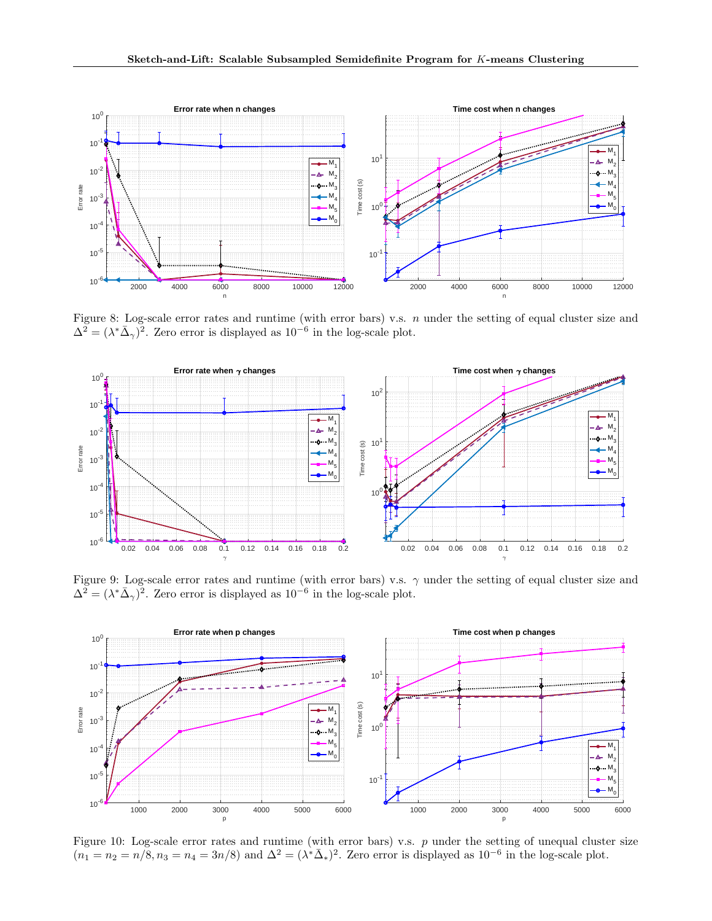Figure 8: Log-scale error rates and runtime (with error bars) v.s. $n$ under the setting of equal cluster size and $\Delta^2 = (\lambda^* \bar{\Delta}_\gamma)^2$. Zero error is displayed as $10^{-6}$ in the log-scale plot.

Figure 9: Log-scale error rates and runtime (with error bars) v.s. $\gamma$ under the setting of equal cluster size and $\Delta^2 = (\lambda^* \bar{\Delta}_\gamma)^2$. Zero error is displayed as $10^{-6}$ in the log-scale plot.

Figure 10: Log-scale error rates and runtime (with error bars) v.s. $p$ under the setting of unequal cluster size ($n_1 = n_2 = n/8, n_3 = n_4 = 3n/8$) and $\Delta^2 = (\lambda^* \bar{\Delta}_*)^2$. Zero error is displayed as $10^{-6}$ in the log-scale plot.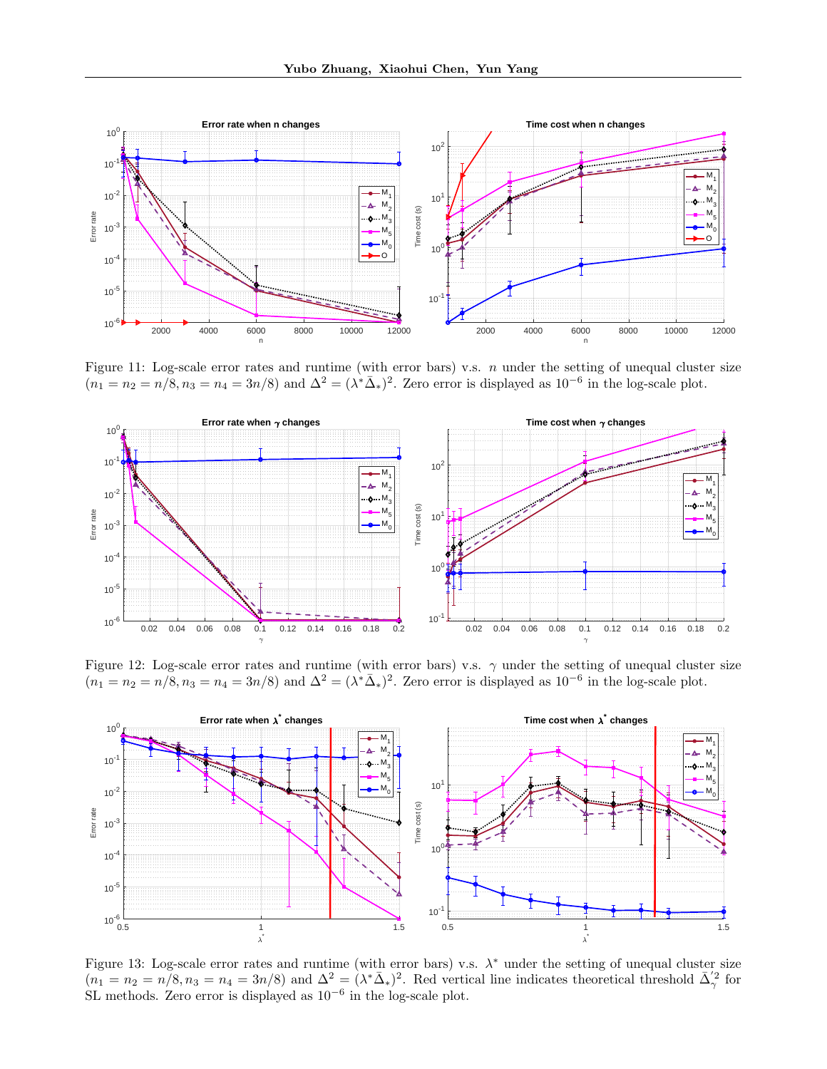Figure 11: Log-scale error rates and runtime (with error bars) v.s. $n$ under the setting of unequal cluster size ($n_1 = n_2 = n/8, n_3 = n_4 = 3n/8$) and $\Delta^2 = (\lambda^* \bar{\Delta}_*)^2$. Zero error is displayed as $10^{-6}$ in the log-scale plot.

Figure 12: Log-scale error rates and runtime (with error bars) v.s. $\gamma$ under the setting of unequal cluster size ($n_1 = n_2 = n/8, n_3 = n_4 = 3n/8$) and $\Delta^2 = (\lambda^* \bar{\Delta}_*)^2$. Zero error is displayed as $10^{-6}$ in the log-scale plot.

Figure 13: Log-scale error rates and runtime (with error bars) v.s. $\lambda^*$ under the setting of unequal cluster size ($n_1 = n_2 = n/8, n_3 = n_4 = 3n/8$) and $\Delta^2 = (\lambda^* \bar{\Delta}_*)^2$. Red vertical line indicates theoretical threshold $\bar{\Delta}_\gamma'^2$ for SL methods. Zero error is displayed as $10^{-6}$ in the log-scale plot.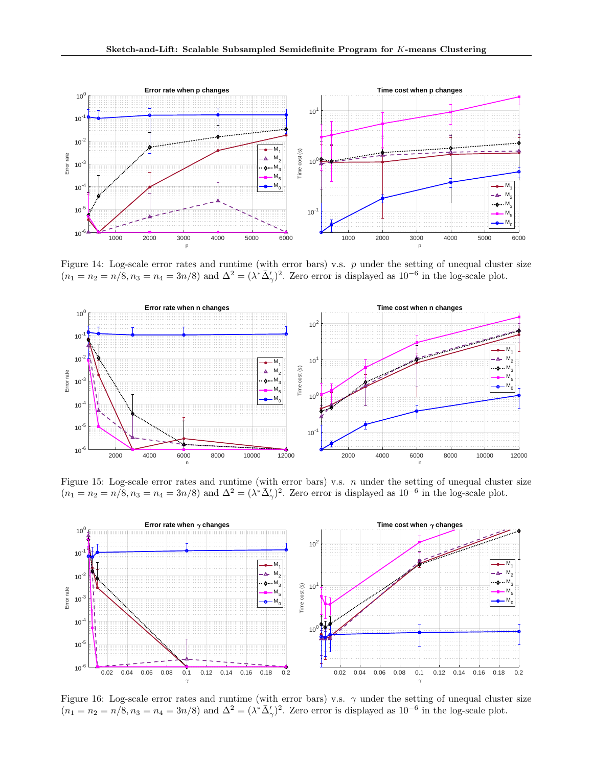Figure 14: Log-scale error rates and runtime (with error bars) v.s. $p$ under the setting of unequal cluster size ($n_1 = n_2 = n/8, n_3 = n_4 = 3n/8$) and $\Delta^2 = (\lambda^* \bar{\Delta}'_\gamma)^2$. Zero error is displayed as $10^{-6}$ in the log-scale plot.

Figure 15: Log-scale error rates and runtime (with error bars) v.s. $n$ under the setting of unequal cluster size ($n_1 = n_2 = n/8, n_3 = n_4 = 3n/8$) and $\Delta^2 = (\lambda^* \bar{\Delta}'_\gamma)^2$. Zero error is displayed as $10^{-6}$ in the log-scale plot.

Figure 16: Log-scale error rates and runtime (with error bars) v.s. $\gamma$ under the setting of unequal cluster size ($n_1 = n_2 = n/8, n_3 = n_4 = 3n/8$) and $\Delta^2 = (\lambda^* \bar{\Delta}'_\gamma)^2$. Zero error is displayed as $10^{-6}$ in the log-scale plot.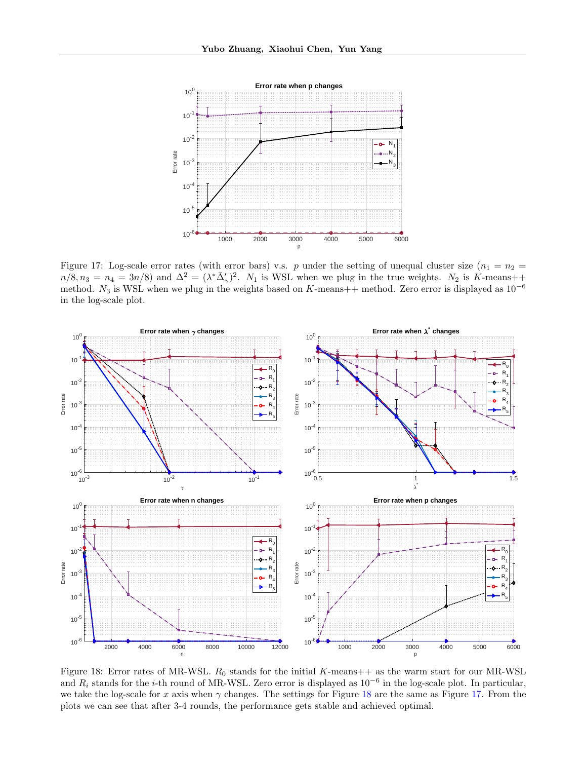Figure 17: Log-scale error rates (with error bars) v.s. $p$ under the setting of unequal cluster size ($n_1 = n_2 = n/8, n_3 = n_4 = 3n/8$) and $\Delta^2 = (\lambda^* \bar{\Delta}'_\gamma)^2$. $N_1$ is WSL when we plug in the true weights. $N_2$ is $K$-means++ method. $N_3$ is WSL when we plug in the weights based on $K$-means++ method. Zero error is displayed as $10^{-6}$ in the log-scale plot.

Figure 18: Error rates of MR-WSL. $R_0$ stands for the initial $K$-means++ as the warm start for our MR-WSL and $R_i$ stands for the $i$-th round of MR-WSL. Zero error is displayed as $10^{-6}$ in the log-scale plot. In particular, we take the log-scale for $x$ axis when $\gamma$ changes. The settings for Figure 18 are the same as Figure 17. From the plots we can see that after 3-4 rounds, the performance gets stable and achieved optimal.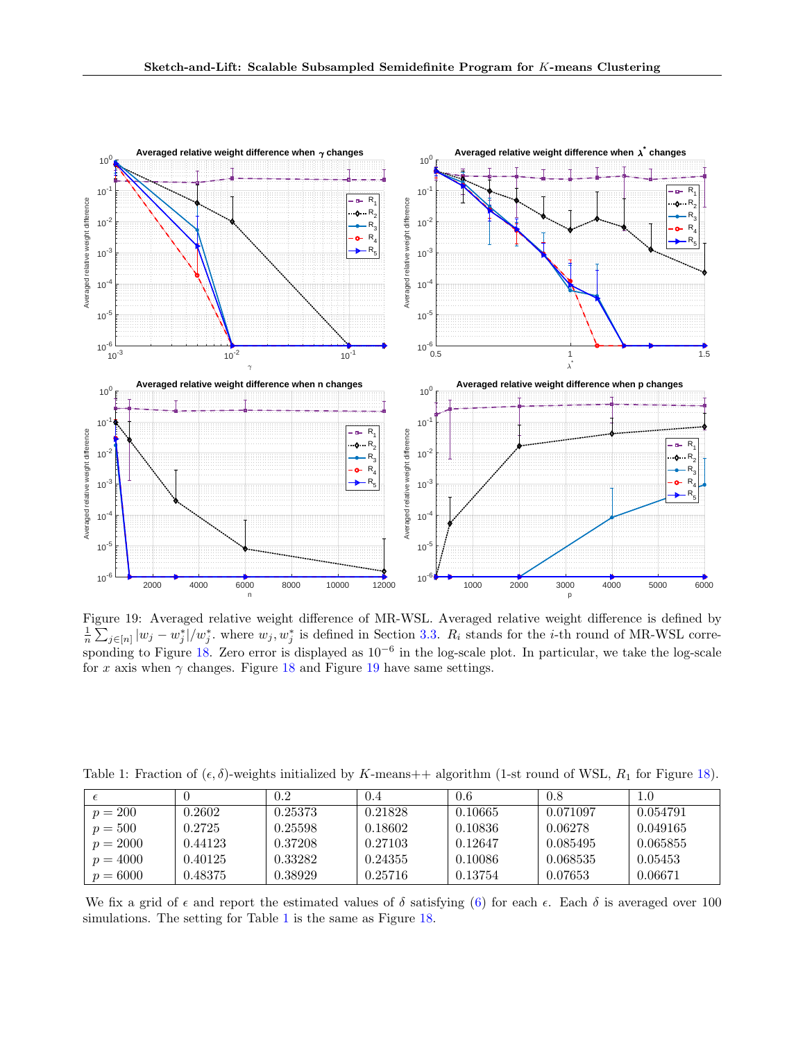Figure 19: Averaged relative weight difference of MR-WSL. Averaged relative weight difference is defined by $\frac{1}{n}\sum_{j\in[n]}|w_j - w_j^*|/w_j^*$. where $w_j, w_j^*$ is defined in Section 3.3. $R_i$ stands for the $i$-th round of MR-WSL corresponding to Figure 18. Zero error is displayed as $10^{-6}$ in the log-scale plot. In particular, we take the log-scale for $x$ axis when $\gamma$ changes. Figure 18 and Figure 19 have same settings.

Table 1: Fraction of $(\epsilon, \delta)$-weights initialized by $K$-means++ algorithm (1-st round of WSL, $R_1$ for Figure 18).

| $\epsilon$ | 0 | 0.2 | 0.4 | 0.6 | 0.8 | 1.0 |
|---|---|---|---|---|---|---|
| $p = 200$ | 0.2602 | 0.25373 | 0.21828 | 0.10665 | 0.071097 | 0.054791 |
| $p = 500$ | 0.2725 | 0.25598 | 0.18602 | 0.10836 | 0.06278 | 0.049165 |
| $p = 2000$ | 0.44123 | 0.37208 | 0.27103 | 0.12647 | 0.085495 | 0.065855 |
| $p = 4000$ | 0.40125 | 0.33282 | 0.24355 | 0.10086 | 0.068535 | 0.05453 |
| $p = 6000$ | 0.48375 | 0.38929 | 0.25716 | 0.13754 | 0.07653 | 0.06671 |

We fix a grid of $\epsilon$ and report the estimated values of $\delta$ satisfying (6) for each $\epsilon$. Each $\delta$ is averaged over 100 simulations. The setting for Table 1 is the same as Figure 18.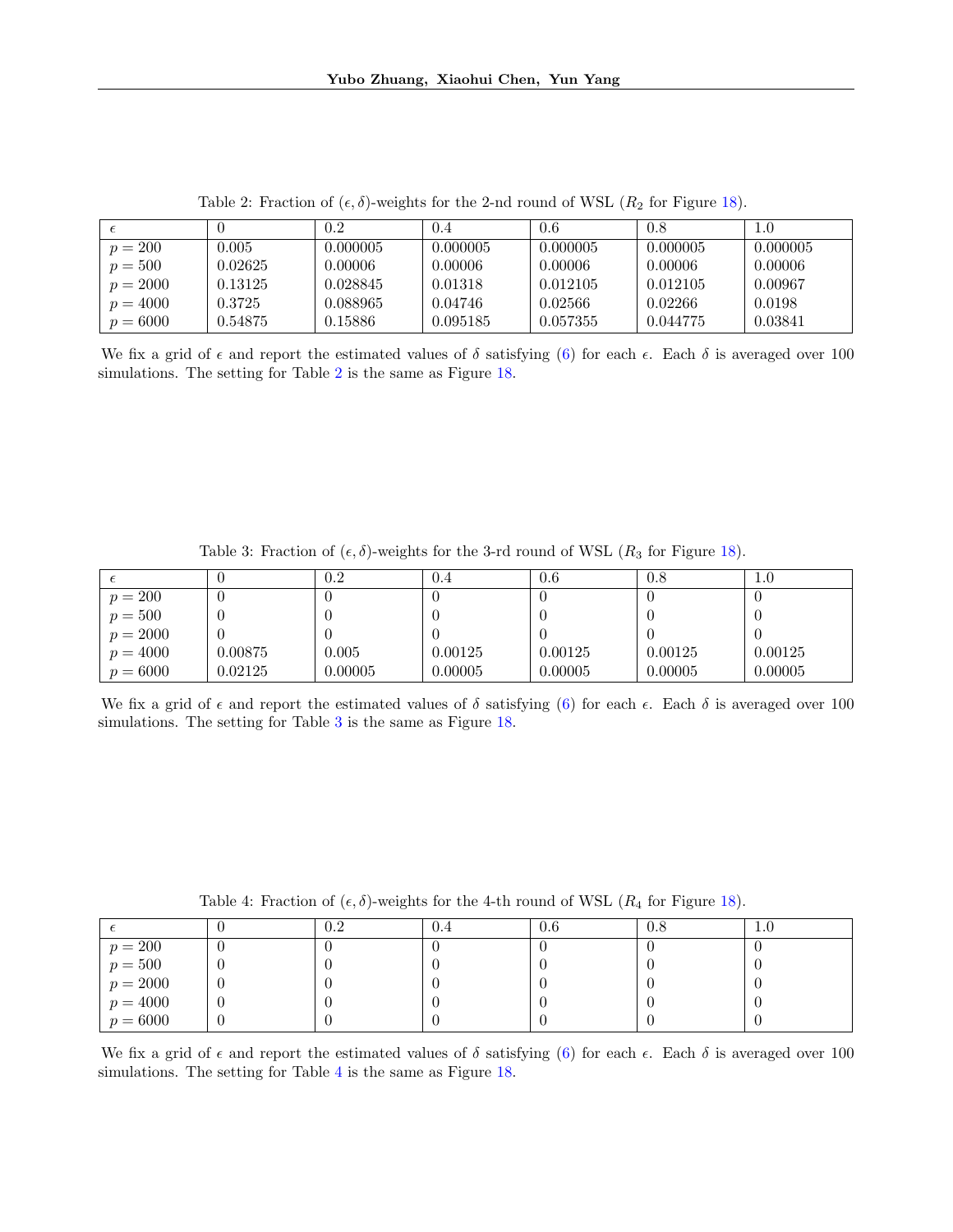Table 2: Fraction of $(\epsilon, \delta)$-weights for the 2-nd round of WSL ($R_2$ for Figure 18).

| $\epsilon$ | 0 | 0.2 | 0.4 | 0.6 | 0.8 | 1.0 |
|---|---|---|---|---|---|---|
| $p = 200$ | 0.005 | 0.000005 | 0.000005 | 0.000005 | 0.000005 | 0.000005 |
| $p = 500$ | 0.02625 | 0.00006 | 0.00006 | 0.00006 | 0.00006 | 0.00006 |
| $p = 2000$ | 0.13125 | 0.028845 | 0.01318 | 0.012105 | 0.012105 | 0.00967 |
| $p = 4000$ | 0.3725 | 0.088965 | 0.04746 | 0.02566 | 0.02266 | 0.0198 |
| $p = 6000$ | 0.54875 | 0.15886 | 0.095185 | 0.057355 | 0.044775 | 0.03841 |

We fix a grid of $\epsilon$ and report the estimated values of $\delta$ satisfying (6) for each $\epsilon$. Each $\delta$ is averaged over 100 simulations. The setting for Table 2 is the same as Figure 18.

Table 3: Fraction of $(\epsilon, \delta)$-weights for the 3-rd round of WSL ($R_3$ for Figure 18).

| $\epsilon$ | 0 | 0.2 | 0.4 | 0.6 | 0.8 | 1.0 |
|---|---|---|---|---|---|---|
| $p = 200$ | 0 | 0 | 0 | 0 | 0 | 0 |
| $p = 500$ | 0 | 0 | 0 | 0 | 0 | 0 |
| $p = 2000$ | 0 | 0 | 0 | 0 | 0 | 0 |
| $p = 4000$ | 0.00875 | 0.005 | 0.00125 | 0.00125 | 0.00125 | 0.00125 |
| $p = 6000$ | 0.02125 | 0.00005 | 0.00005 | 0.00005 | 0.00005 | 0.00005 |

We fix a grid of $\epsilon$ and report the estimated values of $\delta$ satisfying (6) for each $\epsilon$. Each $\delta$ is averaged over 100 simulations. The setting for Table 3 is the same as Figure 18.

Table 4: Fraction of $(\epsilon, \delta)$-weights for the 4-th round of WSL ($R_4$ for Figure 18).

| $\epsilon$ | 0 | 0.2 | 0.4 | 0.6 | 0.8 | 1.0 |
|---|---|---|---|---|---|---|
| $p = 200$ | 0 | 0 | 0 | 0 | 0 | 0 |
| $p = 500$ | 0 | 0 | 0 | 0 | 0 | 0 |
| $p = 2000$ | 0 | 0 | 0 | 0 | 0 | 0 |
| $p = 4000$ | 0 | 0 | 0 | 0 | 0 | 0 |
| $p = 6000$ | 0 | 0 | 0 | 0 | 0 | 0 |

We fix a grid of $\epsilon$ and report the estimated values of $\delta$ satisfying (6) for each $\epsilon$. Each $\delta$ is averaged over 100 simulations. The setting for Table 4 is the same as Figure 18.